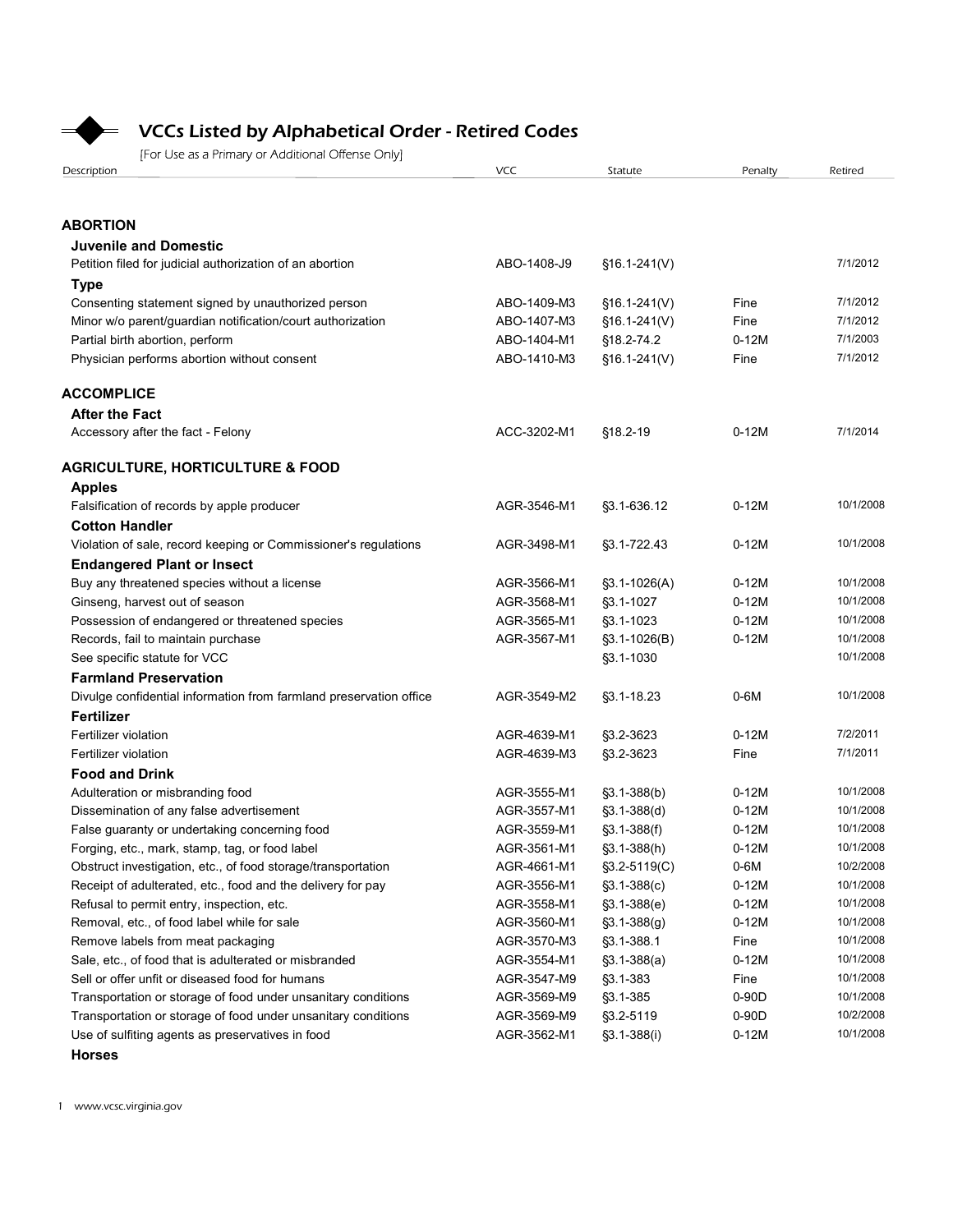# VCCs Listed by Alphabetical Order - Retired Codes

[For Use as a Primary or Additional Offense Only]

| Description | VCC | Statute | Penalty | Retired |
|---|---|---|---|---|
| **ABORTION** | | | | |
| **Juvenile and Domestic** | | | | |
| Petition filed for judicial authorization of an abortion | ABO-1408-J9 | §16.1-241(V) | | 7/1/2012 |
| **Type** | | | | |
| Consenting statement signed by unauthorized person | ABO-1409-M3 | §16.1-241(V) | Fine | 7/1/2012 |
| Minor w/o parent/guardian notification/court authorization | ABO-1407-M3 | §16.1-241(V) | Fine | 7/1/2012 |
| Partial birth abortion, perform | ABO-1404-M1 | §18.2-74.2 | 0-12M | 7/1/2003 |
| Physician performs abortion without consent | ABO-1410-M3 | §16.1-241(V) | Fine | 7/1/2012 |
| **ACCOMPLICE** | | | | |
| **After the Fact** | | | | |
| Accessory after the fact - Felony | ACC-3202-M1 | §18.2-19 | 0-12M | 7/1/2014 |
| **AGRICULTURE, HORTICULTURE & FOOD** | | | | |
| **Apples** | | | | |
| Falsification of records by apple producer | AGR-3546-M1 | §3.1-636.12 | 0-12M | 10/1/2008 |
| **Cotton Handler** | | | | |
| Violation of sale, record keeping or Commissioner's regulations | AGR-3498-M1 | §3.1-722.43 | 0-12M | 10/1/2008 |
| **Endangered Plant or Insect** | | | | |
| Buy any threatened species without a license | AGR-3566-M1 | §3.1-1026(A) | 0-12M | 10/1/2008 |
| Ginseng, harvest out of season | AGR-3568-M1 | §3.1-1027 | 0-12M | 10/1/2008 |
| Possession of endangered or threatened species | AGR-3565-M1 | §3.1-1023 | 0-12M | 10/1/2008 |
| Records, fail to maintain purchase | AGR-3567-M1 | §3.1-1026(B) | 0-12M | 10/1/2008 |
| See specific statute for VCC | | §3.1-1030 | | 10/1/2008 |
| **Farmland Preservation** | | | | |
| Divulge confidential information from farmland preservation office | AGR-3549-M2 | §3.1-18.23 | 0-6M | 10/1/2008 |
| **Fertilizer** | | | | |
| Fertilizer violation | AGR-4639-M1 | §3.2-3623 | 0-12M | 7/2/2011 |
| Fertilizer violation | AGR-4639-M3 | §3.2-3623 | Fine | 7/1/2011 |
| **Food and Drink** | | | | |
| Adulteration or misbranding food | AGR-3555-M1 | §3.1-388(b) | 0-12M | 10/1/2008 |
| Dissemination of any false advertisement | AGR-3557-M1 | §3.1-388(d) | 0-12M | 10/1/2008 |
| False guaranty or undertaking concerning food | AGR-3559-M1 | §3.1-388(f) | 0-12M | 10/1/2008 |
| Forging, etc., mark, stamp, tag, or food label | AGR-3561-M1 | §3.1-388(h) | 0-12M | 10/1/2008 |
| Obstruct investigation, etc., of food storage/transportation | AGR-4661-M1 | §3.2-5119(C) | 0-6M | 10/2/2008 |
| Receipt of adulterated, etc., food and the delivery for pay | AGR-3556-M1 | §3.1-388(c) | 0-12M | 10/1/2008 |
| Refusal to permit entry, inspection, etc. | AGR-3558-M1 | §3.1-388(e) | 0-12M | 10/1/2008 |
| Removal, etc., of food label while for sale | AGR-3560-M1 | §3.1-388(g) | 0-12M | 10/1/2008 |
| Remove labels from meat packaging | AGR-3570-M3 | §3.1-388.1 | Fine | 10/1/2008 |
| Sale, etc., of food that is adulterated or misbranded | AGR-3554-M1 | §3.1-388(a) | 0-12M | 10/1/2008 |
| Sell or offer unfit or diseased food for humans | AGR-3547-M9 | §3.1-383 | Fine | 10/1/2008 |
| Transportation or storage of food under unsanitary conditions | AGR-3569-M9 | §3.1-385 | 0-90D | 10/1/2008 |
| Transportation or storage of food under unsanitary conditions | AGR-3569-M9 | §3.2-5119 | 0-90D | 10/2/2008 |
| Use of sulfiting agents as preservatives in food | AGR-3562-M1 | §3.1-388(i) | 0-12M | 10/1/2008 |
| **Horses** | | | | |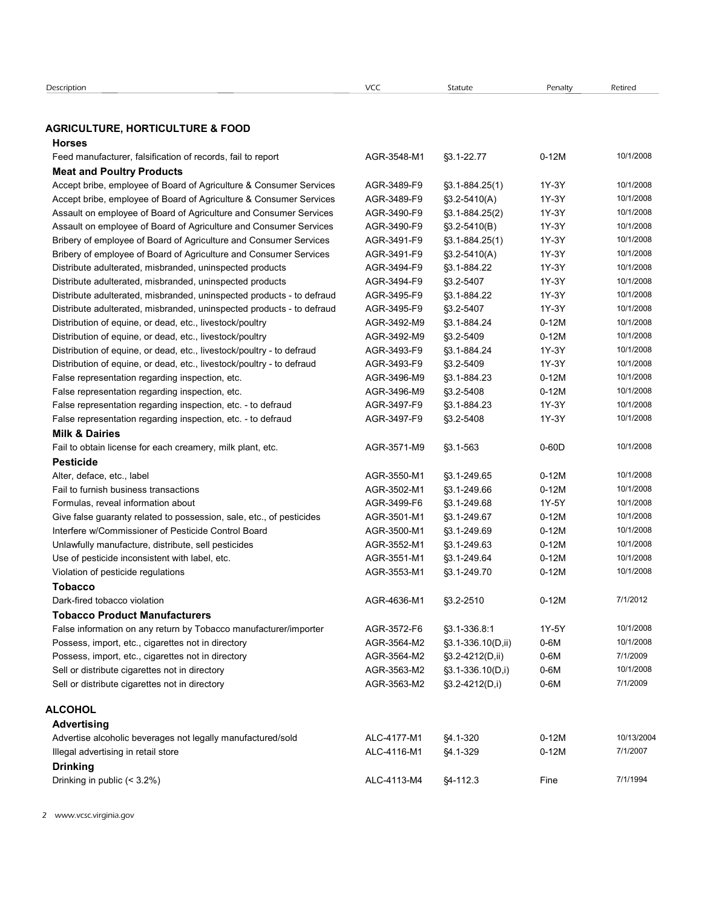| Description | VCC | Statute | Penalty | Retired |
|---|---|---|---|---|
| **AGRICULTURE, HORTICULTURE & FOOD** | | | | |
| **Horses** | | | | |
| Feed manufacturer, falsification of records, fail to report | AGR-3548-M1 | §3.1-22.77 | 0-12M | 10/1/2008 |
| **Meat and Poultry Products** | | | | |
| Accept bribe, employee of Board of Agriculture & Consumer Services | AGR-3489-F9 | §3.1-884.25(1) | 1Y-3Y | 10/1/2008 |
| Accept bribe, employee of Board of Agriculture & Consumer Services | AGR-3489-F9 | §3.2-5410(A) | 1Y-3Y | 10/1/2008 |
| Assault on employee of Board of Agriculture and Consumer Services | AGR-3490-F9 | §3.1-884.25(2) | 1Y-3Y | 10/1/2008 |
| Assault on employee of Board of Agriculture and Consumer Services | AGR-3490-F9 | §3.2-5410(B) | 1Y-3Y | 10/1/2008 |
| Bribery of employee of Board of Agriculture and Consumer Services | AGR-3491-F9 | §3.1-884.25(1) | 1Y-3Y | 10/1/2008 |
| Bribery of employee of Board of Agriculture and Consumer Services | AGR-3491-F9 | §3.2-5410(A) | 1Y-3Y | 10/1/2008 |
| Distribute adulterated, misbranded, uninspected products | AGR-3494-F9 | §3.1-884.22 | 1Y-3Y | 10/1/2008 |
| Distribute adulterated, misbranded, uninspected products | AGR-3494-F9 | §3.2-5407 | 1Y-3Y | 10/1/2008 |
| Distribute adulterated, misbranded, uninspected products - to defraud | AGR-3495-F9 | §3.1-884.22 | 1Y-3Y | 10/1/2008 |
| Distribute adulterated, misbranded, uninspected products - to defraud | AGR-3495-F9 | §3.2-5407 | 1Y-3Y | 10/1/2008 |
| Distribution of equine, or dead, etc., livestock/poultry | AGR-3492-M9 | §3.1-884.24 | 0-12M | 10/1/2008 |
| Distribution of equine, or dead, etc., livestock/poultry | AGR-3492-M9 | §3.2-5409 | 0-12M | 10/1/2008 |
| Distribution of equine, or dead, etc., livestock/poultry - to defraud | AGR-3493-F9 | §3.1-884.24 | 1Y-3Y | 10/1/2008 |
| Distribution of equine, or dead, etc., livestock/poultry - to defraud | AGR-3493-F9 | §3.2-5409 | 1Y-3Y | 10/1/2008 |
| False representation regarding inspection, etc. | AGR-3496-M9 | §3.1-884.23 | 0-12M | 10/1/2008 |
| False representation regarding inspection, etc. | AGR-3496-M9 | §3.2-5408 | 0-12M | 10/1/2008 |
| False representation regarding inspection, etc. - to defraud | AGR-3497-F9 | §3.1-884.23 | 1Y-3Y | 10/1/2008 |
| False representation regarding inspection, etc. - to defraud | AGR-3497-F9 | §3.2-5408 | 1Y-3Y | 10/1/2008 |
| **Milk & Dairies** | | | | |
| Fail to obtain license for each creamery, milk plant, etc. | AGR-3571-M9 | §3.1-563 | 0-60D | 10/1/2008 |
| **Pesticide** | | | | |
| Alter, deface, etc., label | AGR-3550-M1 | §3.1-249.65 | 0-12M | 10/1/2008 |
| Fail to furnish business transactions | AGR-3502-M1 | §3.1-249.66 | 0-12M | 10/1/2008 |
| Formulas, reveal information about | AGR-3499-F6 | §3.1-249.68 | 1Y-5Y | 10/1/2008 |
| Give false guaranty related to possession, sale, etc., of pesticides | AGR-3501-M1 | §3.1-249.67 | 0-12M | 10/1/2008 |
| Interfere w/Commissioner of Pesticide Control Board | AGR-3500-M1 | §3.1-249.69 | 0-12M | 10/1/2008 |
| Unlawfully manufacture, distribute, sell pesticides | AGR-3552-M1 | §3.1-249.63 | 0-12M | 10/1/2008 |
| Use of pesticide inconsistent with label, etc. | AGR-3551-M1 | §3.1-249.64 | 0-12M | 10/1/2008 |
| Violation of pesticide regulations | AGR-3553-M1 | §3.1-249.70 | 0-12M | 10/1/2008 |
| **Tobacco** | | | | |
| Dark-fired tobacco violation | AGR-4636-M1 | §3.2-2510 | 0-12M | 7/1/2012 |
| **Tobacco Product Manufacturers** | | | | |
| False information on any return by Tobacco manufacturer/importer | AGR-3572-F6 | §3.1-336.8:1 | 1Y-5Y | 10/1/2008 |
| Possess, import, etc., cigarettes not in directory | AGR-3564-M2 | §3.1-336.10(D,ii) | 0-6M | 10/1/2008 |
| Possess, import, etc., cigarettes not in directory | AGR-3564-M2 | §3.2-4212(D,ii) | 0-6M | 7/1/2009 |
| Sell or distribute cigarettes not in directory | AGR-3563-M2 | §3.1-336.10(D,i) | 0-6M | 10/1/2008 |
| Sell or distribute cigarettes not in directory | AGR-3563-M2 | §3.2-4212(D,i) | 0-6M | 7/1/2009 |
| **ALCOHOL** | | | | |
| **Advertising** | | | | |
| Advertise alcoholic beverages not legally manufactured/sold | ALC-4177-M1 | §4.1-320 | 0-12M | 10/13/2004 |
| Illegal advertising in retail store | ALC-4116-M1 | §4.1-329 | 0-12M | 7/1/2007 |
| **Drinking** | | | | |
| Drinking in public (< 3.2%) | ALC-4113-M4 | §4-112.3 | Fine | 7/1/1994 |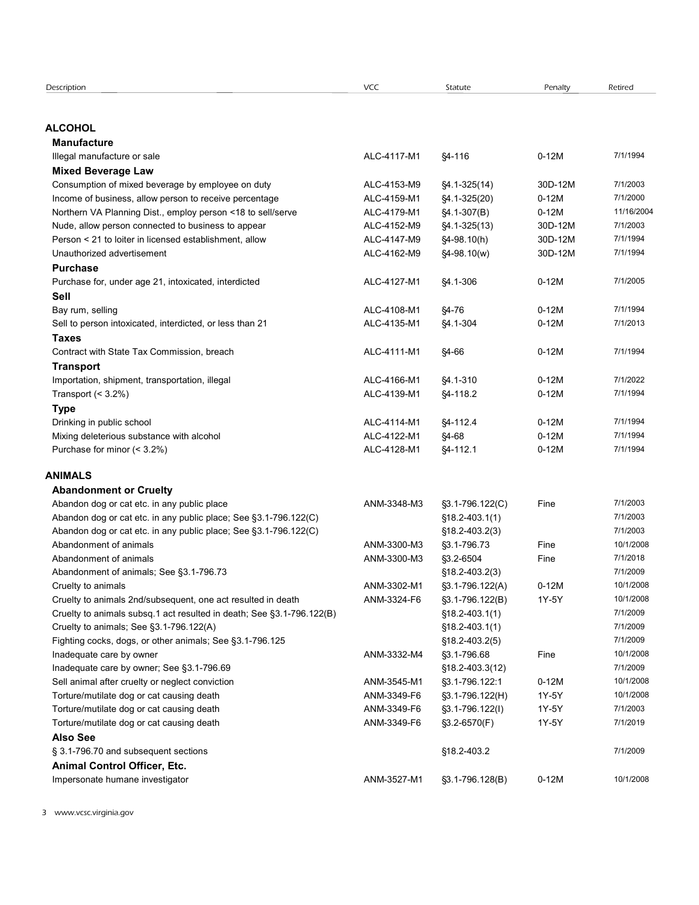| Description | VCC | Statute | Penalty | Retired |
|---|---|---|---|---|
| **ALCOHOL** | | | | |
| **Manufacture** | | | | |
| Illegal manufacture or sale | ALC-4117-M1 | §4-116 | 0-12M | 7/1/1994 |
| **Mixed Beverage Law** | | | | |
| Consumption of mixed beverage by employee on duty | ALC-4153-M9 | §4.1-325(14) | 30D-12M | 7/1/2003 |
| Income of business, allow person to receive percentage | ALC-4159-M1 | §4.1-325(20) | 0-12M | 7/1/2000 |
| Northern VA Planning Dist., employ person <18 to sell/serve | ALC-4179-M1 | §4.1-307(B) | 0-12M | 11/16/2004 |
| Nude, allow person connected to business to appear | ALC-4152-M9 | §4.1-325(13) | 30D-12M | 7/1/2003 |
| Person < 21 to loiter in licensed establishment, allow | ALC-4147-M9 | §4-98.10(h) | 30D-12M | 7/1/1994 |
| Unauthorized advertisement | ALC-4162-M9 | §4-98.10(w) | 30D-12M | 7/1/1994 |
| **Purchase** | | | | |
| Purchase for, under age 21, intoxicated, interdicted | ALC-4127-M1 | §4.1-306 | 0-12M | 7/1/2005 |
| **Sell** | | | | |
| Bay rum, selling | ALC-4108-M1 | §4-76 | 0-12M | 7/1/1994 |
| Sell to person intoxicated, interdicted, or less than 21 | ALC-4135-M1 | §4.1-304 | 0-12M | 7/1/2013 |
| **Taxes** | | | | |
| Contract with State Tax Commission, breach | ALC-4111-M1 | §4-66 | 0-12M | 7/1/1994 |
| **Transport** | | | | |
| Importation, shipment, transportation, illegal | ALC-4166-M1 | §4.1-310 | 0-12M | 7/1/2022 |
| Transport (< 3.2%) | ALC-4139-M1 | §4-118.2 | 0-12M | 7/1/1994 |
| **Type** | | | | |
| Drinking in public school | ALC-4114-M1 | §4-112.4 | 0-12M | 7/1/1994 |
| Mixing deleterious substance with alcohol | ALC-4122-M1 | §4-68 | 0-12M | 7/1/1994 |
| Purchase for minor (< 3.2%) | ALC-4128-M1 | §4-112.1 | 0-12M | 7/1/1994 |
| **ANIMALS** | | | | |
| **Abandonment or Cruelty** | | | | |
| Abandon dog or cat etc. in any public place | ANM-3348-M3 | §3.1-796.122(C) | Fine | 7/1/2003 |
| Abandon dog or cat etc. in any public place; See §3.1-796.122(C) | | §18.2-403.1(1) | | 7/1/2003 |
| Abandon dog or cat etc. in any public place; See §3.1-796.122(C) | | §18.2-403.2(3) | | 7/1/2003 |
| Abandonment of animals | ANM-3300-M3 | §3.1-796.73 | Fine | 10/1/2008 |
| Abandonment of animals | ANM-3300-M3 | §3.2-6504 | Fine | 7/1/2018 |
| Abandonment of animals; See §3.1-796.73 | | §18.2-403.2(3) | | 7/1/2009 |
| Cruelty to animals | ANM-3302-M1 | §3.1-796.122(A) | 0-12M | 10/1/2008 |
| Cruelty to animals 2nd/subsequent, one act resulted in death | ANM-3324-F6 | §3.1-796.122(B) | 1Y-5Y | 10/1/2008 |
| Cruelty to animals subsq.1 act resulted in death; See §3.1-796.122(B) | | §18.2-403.1(1) | | 7/1/2009 |
| Cruelty to animals; See §3.1-796.122(A) | | §18.2-403.1(1) | | 7/1/2009 |
| Fighting cocks, dogs, or other animals; See §3.1-796.125 | | §18.2-403.2(5) | | 7/1/2009 |
| Inadequate care by owner | ANM-3332-M4 | §3.1-796.68 | Fine | 10/1/2008 |
| Inadequate care by owner; See §3.1-796.69 | | §18.2-403.3(12) | | 7/1/2009 |
| Sell animal after cruelty or neglect conviction | ANM-3545-M1 | §3.1-796.122:1 | 0-12M | 10/1/2008 |
| Torture/mutilate dog or cat causing death | ANM-3349-F6 | §3.1-796.122(H) | 1Y-5Y | 10/1/2008 |
| Torture/mutilate dog or cat causing death | ANM-3349-F6 | §3.1-796.122(I) | 1Y-5Y | 7/1/2003 |
| Torture/mutilate dog or cat causing death | ANM-3349-F6 | §3.2-6570(F) | 1Y-5Y | 7/1/2019 |
| **Also See** | | | | |
| § 3.1-796.70 and subsequent sections | | §18.2-403.2 | | 7/1/2009 |
| **Animal Control Officer, Etc.** | | | | |
| Impersonate humane investigator | ANM-3527-M1 | §3.1-796.128(B) | 0-12M | 10/1/2008 |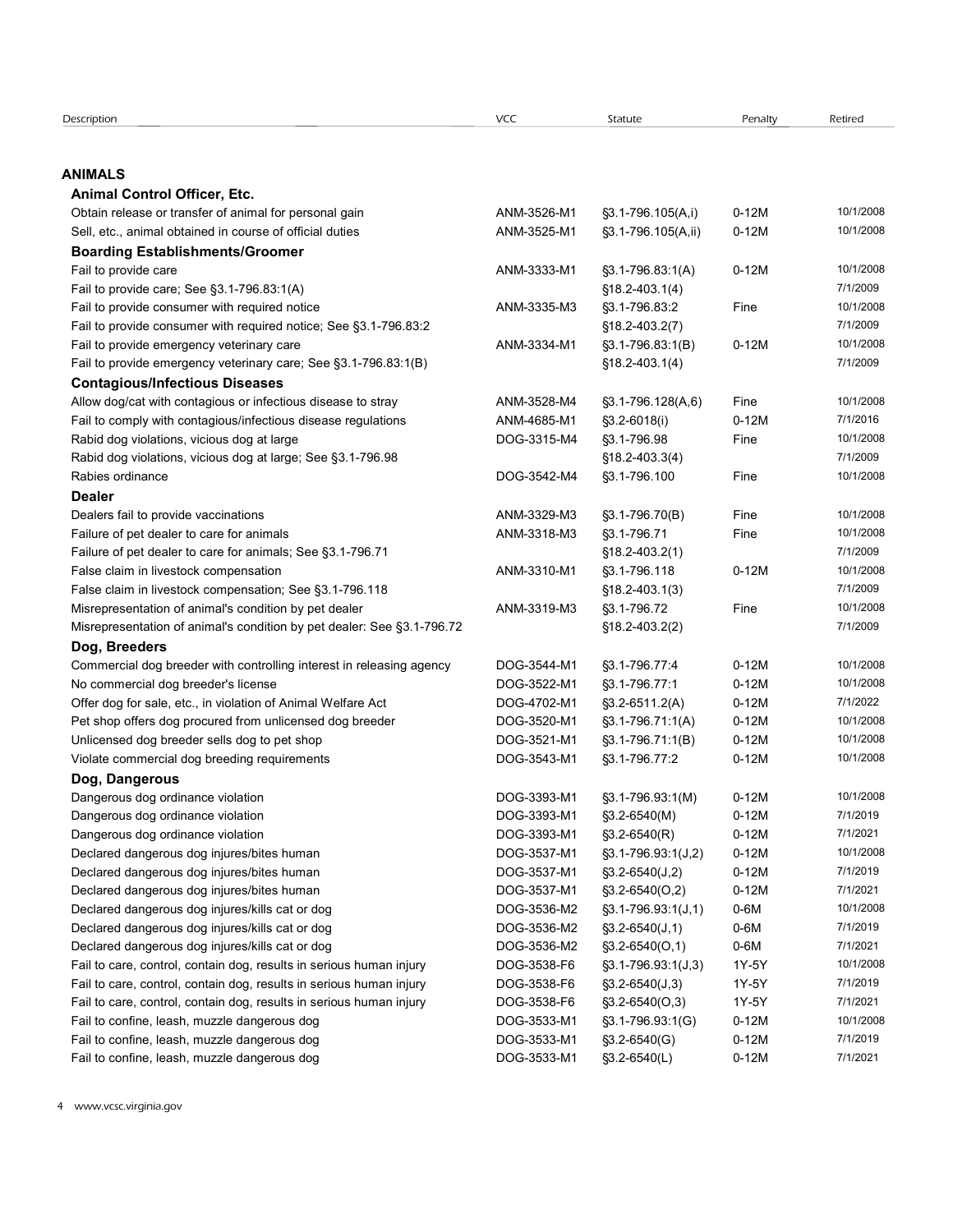| Description | VCC | Statute | Penalty | Retired |
|---|---|---|---|---|
| **ANIMALS** | | | | |
| **Animal Control Officer, Etc.** | | | | |
| Obtain release or transfer of animal for personal gain | ANM-3526-M1 | §3.1-796.105(A,i) | 0-12M | 10/1/2008 |
| Sell, etc., animal obtained in course of official duties | ANM-3525-M1 | §3.1-796.105(A,ii) | 0-12M | 10/1/2008 |
| **Boarding Establishments/Groomer** | | | | |
| Fail to provide care | ANM-3333-M1 | §3.1-796.83:1(A) | 0-12M | 10/1/2008 |
| Fail to provide care; See §3.1-796.83:1(A) | | §18.2-403.1(4) | | 7/1/2009 |
| Fail to provide consumer with required notice | ANM-3335-M3 | §3.1-796.83:2 | Fine | 10/1/2008 |
| Fail to provide consumer with required notice; See §3.1-796.83:2 | | §18.2-403.2(7) | | 7/1/2009 |
| Fail to provide emergency veterinary care | ANM-3334-M1 | §3.1-796.83:1(B) | 0-12M | 10/1/2008 |
| Fail to provide emergency veterinary care; See §3.1-796.83:1(B) | | §18.2-403.1(4) | | 7/1/2009 |
| **Contagious/Infectious Diseases** | | | | |
| Allow dog/cat with contagious or infectious disease to stray | ANM-3528-M4 | §3.1-796.128(A,6) | Fine | 10/1/2008 |
| Fail to comply with contagious/infectious disease regulations | ANM-4685-M1 | §3.2-6018(i) | 0-12M | 7/1/2016 |
| Rabid dog violations, vicious dog at large | DOG-3315-M4 | §3.1-796.98 | Fine | 10/1/2008 |
| Rabid dog violations, vicious dog at large; See §3.1-796.98 | | §18.2-403.3(4) | | 7/1/2009 |
| Rabies ordinance | DOG-3542-M4 | §3.1-796.100 | Fine | 10/1/2008 |
| **Dealer** | | | | |
| Dealers fail to provide vaccinations | ANM-3329-M3 | §3.1-796.70(B) | Fine | 10/1/2008 |
| Failure of pet dealer to care for animals | ANM-3318-M3 | §3.1-796.71 | Fine | 10/1/2008 |
| Failure of pet dealer to care for animals; See §3.1-796.71 | | §18.2-403.2(1) | | 7/1/2009 |
| False claim in livestock compensation | ANM-3310-M1 | §3.1-796.118 | 0-12M | 10/1/2008 |
| False claim in livestock compensation; See §3.1-796.118 | | §18.2-403.1(3) | | 7/1/2009 |
| Misrepresentation of animal's condition by pet dealer | ANM-3319-M3 | §3.1-796.72 | Fine | 10/1/2008 |
| Misrepresentation of animal's condition by pet dealer: See §3.1-796.72 | | §18.2-403.2(2) | | 7/1/2009 |
| **Dog, Breeders** | | | | |
| Commercial dog breeder with controlling interest in releasing agency | DOG-3544-M1 | §3.1-796.77:4 | 0-12M | 10/1/2008 |
| No commercial dog breeder's license | DOG-3522-M1 | §3.1-796.77:1 | 0-12M | 10/1/2008 |
| Offer dog for sale, etc., in violation of Animal Welfare Act | DOG-4702-M1 | §3.2-6511.2(A) | 0-12M | 7/1/2022 |
| Pet shop offers dog procured from unlicensed dog breeder | DOG-3520-M1 | §3.1-796.71:1(A) | 0-12M | 10/1/2008 |
| Unlicensed dog breeder sells dog to pet shop | DOG-3521-M1 | §3.1-796.71:1(B) | 0-12M | 10/1/2008 |
| Violate commercial dog breeding requirements | DOG-3543-M1 | §3.1-796.77:2 | 0-12M | 10/1/2008 |
| **Dog, Dangerous** | | | | |
| Dangerous dog ordinance violation | DOG-3393-M1 | §3.1-796.93:1(M) | 0-12M | 10/1/2008 |
| Dangerous dog ordinance violation | DOG-3393-M1 | §3.2-6540(M) | 0-12M | 7/1/2019 |
| Dangerous dog ordinance violation | DOG-3393-M1 | §3.2-6540(R) | 0-12M | 7/1/2021 |
| Declared dangerous dog injures/bites human | DOG-3537-M1 | §3.1-796.93:1(J,2) | 0-12M | 10/1/2008 |
| Declared dangerous dog injures/bites human | DOG-3537-M1 | §3.2-6540(J,2) | 0-12M | 7/1/2019 |
| Declared dangerous dog injures/bites human | DOG-3537-M1 | §3.2-6540(O,2) | 0-12M | 7/1/2021 |
| Declared dangerous dog injures/kills cat or dog | DOG-3536-M2 | §3.1-796.93:1(J,1) | 0-6M | 10/1/2008 |
| Declared dangerous dog injures/kills cat or dog | DOG-3536-M2 | §3.2-6540(J,1) | 0-6M | 7/1/2019 |
| Declared dangerous dog injures/kills cat or dog | DOG-3536-M2 | §3.2-6540(O,1) | 0-6M | 7/1/2021 |
| Fail to care, control, contain dog, results in serious human injury | DOG-3538-F6 | §3.1-796.93:1(J,3) | 1Y-5Y | 10/1/2008 |
| Fail to care, control, contain dog, results in serious human injury | DOG-3538-F6 | §3.2-6540(J,3) | 1Y-5Y | 7/1/2019 |
| Fail to care, control, contain dog, results in serious human injury | DOG-3538-F6 | §3.2-6540(O,3) | 1Y-5Y | 7/1/2021 |
| Fail to confine, leash, muzzle dangerous dog | DOG-3533-M1 | §3.1-796.93:1(G) | 0-12M | 10/1/2008 |
| Fail to confine, leash, muzzle dangerous dog | DOG-3533-M1 | §3.2-6540(G) | 0-12M | 7/1/2019 |
| Fail to confine, leash, muzzle dangerous dog | DOG-3533-M1 | §3.2-6540(L) | 0-12M | 7/1/2021 |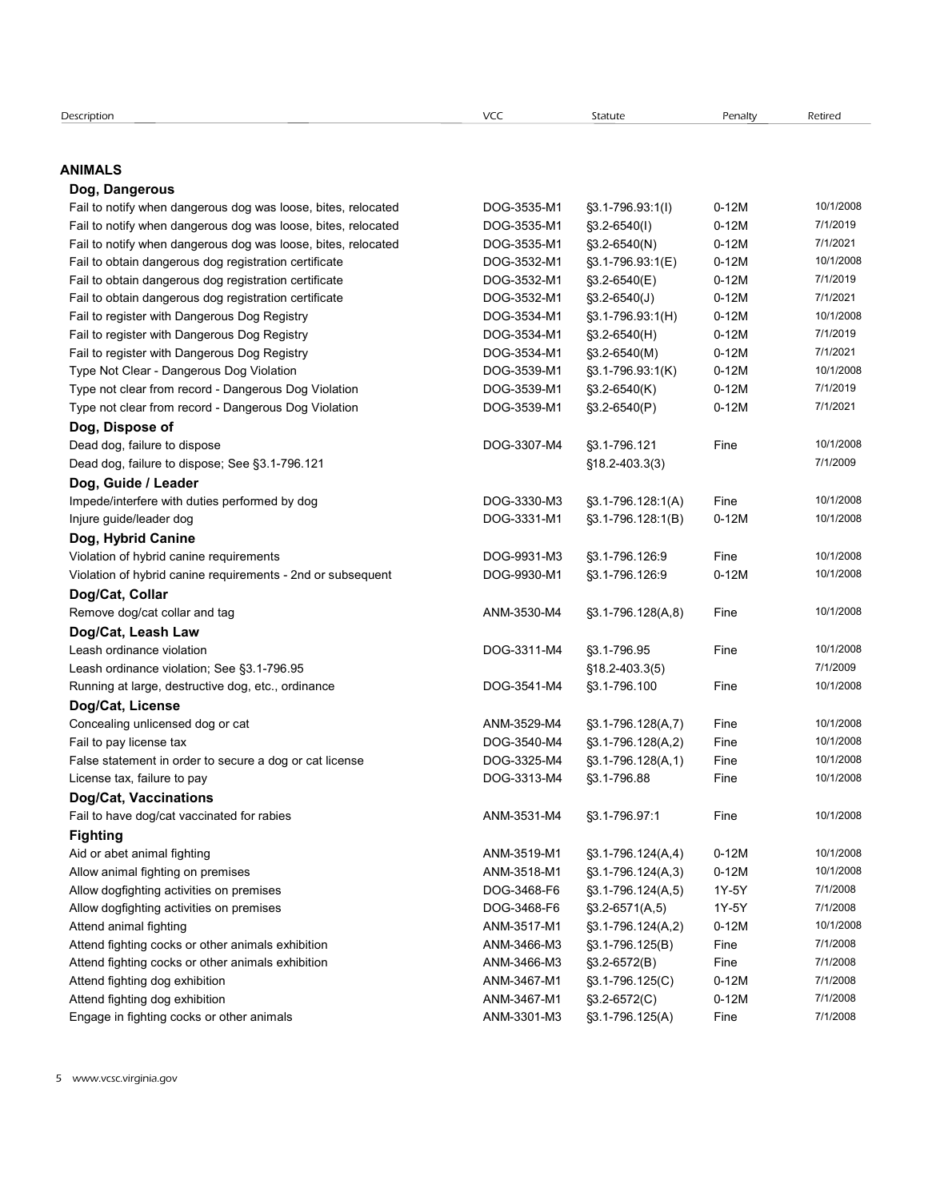| Description | VCC | Statute | Penalty | Retired |
|---|---|---|---|---|
| **ANIMALS** | | | | |
| **Dog, Dangerous** | | | | |
| Fail to notify when dangerous dog was loose, bites, relocated | DOG-3535-M1 | §3.1-796.93:1(I) | 0-12M | 10/1/2008 |
| Fail to notify when dangerous dog was loose, bites, relocated | DOG-3535-M1 | §3.2-6540(I) | 0-12M | 7/1/2019 |
| Fail to notify when dangerous dog was loose, bites, relocated | DOG-3535-M1 | §3.2-6540(N) | 0-12M | 7/1/2021 |
| Fail to obtain dangerous dog registration certificate | DOG-3532-M1 | §3.1-796.93:1(E) | 0-12M | 10/1/2008 |
| Fail to obtain dangerous dog registration certificate | DOG-3532-M1 | §3.2-6540(E) | 0-12M | 7/1/2019 |
| Fail to obtain dangerous dog registration certificate | DOG-3532-M1 | §3.2-6540(J) | 0-12M | 7/1/2021 |
| Fail to register with Dangerous Dog Registry | DOG-3534-M1 | §3.1-796.93:1(H) | 0-12M | 10/1/2008 |
| Fail to register with Dangerous Dog Registry | DOG-3534-M1 | §3.2-6540(H) | 0-12M | 7/1/2019 |
| Fail to register with Dangerous Dog Registry | DOG-3534-M1 | §3.2-6540(M) | 0-12M | 7/1/2021 |
| Type Not Clear - Dangerous Dog Violation | DOG-3539-M1 | §3.1-796.93:1(K) | 0-12M | 10/1/2008 |
| Type not clear from record - Dangerous Dog Violation | DOG-3539-M1 | §3.2-6540(K) | 0-12M | 7/1/2019 |
| Type not clear from record - Dangerous Dog Violation | DOG-3539-M1 | §3.2-6540(P) | 0-12M | 7/1/2021 |
| **Dog, Dispose of** | | | | |
| Dead dog, failure to dispose | DOG-3307-M4 | §3.1-796.121 | Fine | 10/1/2008 |
| Dead dog, failure to dispose; See §3.1-796.121 | | §18.2-403.3(3) | | 7/1/2009 |
| **Dog, Guide / Leader** | | | | |
| Impede/interfere with duties performed by dog | DOG-3330-M3 | §3.1-796.128:1(A) | Fine | 10/1/2008 |
| Injure guide/leader dog | DOG-3331-M1 | §3.1-796.128:1(B) | 0-12M | 10/1/2008 |
| **Dog, Hybrid Canine** | | | | |
| Violation of hybrid canine requirements | DOG-9931-M3 | §3.1-796.126:9 | Fine | 10/1/2008 |
| Violation of hybrid canine requirements - 2nd or subsequent | DOG-9930-M1 | §3.1-796.126:9 | 0-12M | 10/1/2008 |
| **Dog/Cat, Collar** | | | | |
| Remove dog/cat collar and tag | ANM-3530-M4 | §3.1-796.128(A,8) | Fine | 10/1/2008 |
| **Dog/Cat, Leash Law** | | | | |
| Leash ordinance violation | DOG-3311-M4 | §3.1-796.95 | Fine | 10/1/2008 |
| Leash ordinance violation; See §3.1-796.95 | | §18.2-403.3(5) | | 7/1/2009 |
| Running at large, destructive dog, etc., ordinance | DOG-3541-M4 | §3.1-796.100 | Fine | 10/1/2008 |
| **Dog/Cat, License** | | | | |
| Concealing unlicensed dog or cat | ANM-3529-M4 | §3.1-796.128(A,7) | Fine | 10/1/2008 |
| Fail to pay license tax | DOG-3540-M4 | §3.1-796.128(A,2) | Fine | 10/1/2008 |
| False statement in order to secure a dog or cat license | DOG-3325-M4 | §3.1-796.128(A,1) | Fine | 10/1/2008 |
| License tax, failure to pay | DOG-3313-M4 | §3.1-796.88 | Fine | 10/1/2008 |
| **Dog/Cat, Vaccinations** | | | | |
| Fail to have dog/cat vaccinated for rabies | ANM-3531-M4 | §3.1-796.97:1 | Fine | 10/1/2008 |
| **Fighting** | | | | |
| Aid or abet animal fighting | ANM-3519-M1 | §3.1-796.124(A,4) | 0-12M | 10/1/2008 |
| Allow animal fighting on premises | ANM-3518-M1 | §3.1-796.124(A,3) | 0-12M | 10/1/2008 |
| Allow dogfighting activities on premises | DOG-3468-F6 | §3.1-796.124(A,5) | 1Y-5Y | 7/1/2008 |
| Allow dogfighting activities on premises | DOG-3468-F6 | §3.2-6571(A,5) | 1Y-5Y | 7/1/2008 |
| Attend animal fighting | ANM-3517-M1 | §3.1-796.124(A,2) | 0-12M | 10/1/2008 |
| Attend fighting cocks or other animals exhibition | ANM-3466-M3 | §3.1-796.125(B) | Fine | 7/1/2008 |
| Attend fighting cocks or other animals exhibition | ANM-3466-M3 | §3.2-6572(B) | Fine | 7/1/2008 |
| Attend fighting dog exhibition | ANM-3467-M1 | §3.1-796.125(C) | 0-12M | 7/1/2008 |
| Attend fighting dog exhibition | ANM-3467-M1 | §3.2-6572(C) | 0-12M | 7/1/2008 |
| Engage in fighting cocks or other animals | ANM-3301-M3 | §3.1-796.125(A) | Fine | 7/1/2008 |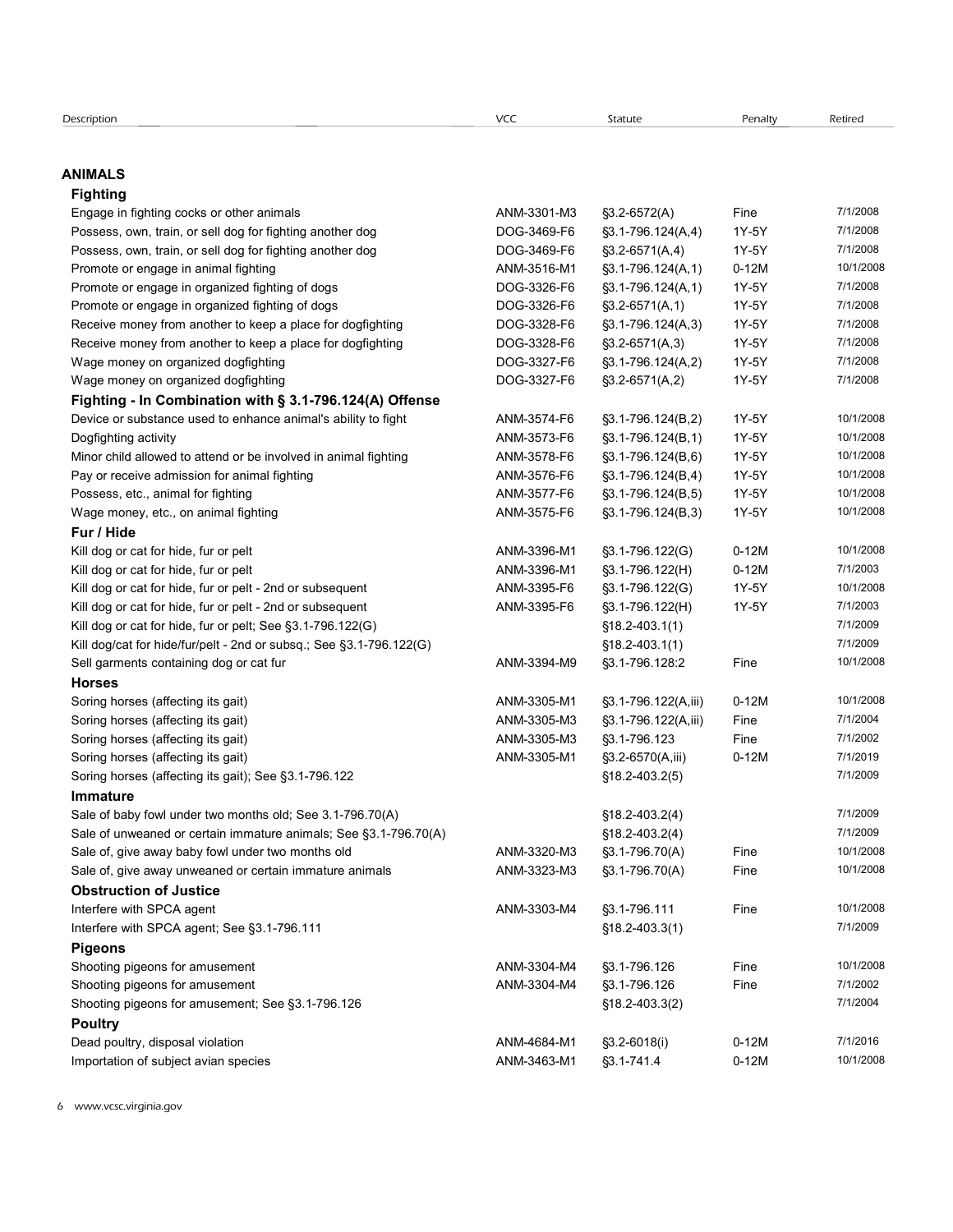| Description | VCC | Statute | Penalty | Retired |
|---|---|---|---|---|
| **ANIMALS** | | | | |
| **Fighting** | | | | |
| Engage in fighting cocks or other animals | ANM-3301-M3 | §3.2-6572(A) | Fine | 7/1/2008 |
| Possess, own, train, or sell dog for fighting another dog | DOG-3469-F6 | §3.1-796.124(A,4) | 1Y-5Y | 7/1/2008 |
| Possess, own, train, or sell dog for fighting another dog | DOG-3469-F6 | §3.2-6571(A,4) | 1Y-5Y | 7/1/2008 |
| Promote or engage in animal fighting | ANM-3516-M1 | §3.1-796.124(A,1) | 0-12M | 10/1/2008 |
| Promote or engage in organized fighting of dogs | DOG-3326-F6 | §3.1-796.124(A,1) | 1Y-5Y | 7/1/2008 |
| Promote or engage in organized fighting of dogs | DOG-3326-F6 | §3.2-6571(A,1) | 1Y-5Y | 7/1/2008 |
| Receive money from another to keep a place for dogfighting | DOG-3328-F6 | §3.1-796.124(A,3) | 1Y-5Y | 7/1/2008 |
| Receive money from another to keep a place for dogfighting | DOG-3328-F6 | §3.2-6571(A,3) | 1Y-5Y | 7/1/2008 |
| Wage money on organized dogfighting | DOG-3327-F6 | §3.1-796.124(A,2) | 1Y-5Y | 7/1/2008 |
| Wage money on organized dogfighting | DOG-3327-F6 | §3.2-6571(A,2) | 1Y-5Y | 7/1/2008 |
| **Fighting - In Combination with § 3.1-796.124(A) Offense** | | | | |
| Device or substance used to enhance animal's ability to fight | ANM-3574-F6 | §3.1-796.124(B,2) | 1Y-5Y | 10/1/2008 |
| Dogfighting activity | ANM-3573-F6 | §3.1-796.124(B,1) | 1Y-5Y | 10/1/2008 |
| Minor child allowed to attend or be involved in animal fighting | ANM-3578-F6 | §3.1-796.124(B,6) | 1Y-5Y | 10/1/2008 |
| Pay or receive admission for animal fighting | ANM-3576-F6 | §3.1-796.124(B,4) | 1Y-5Y | 10/1/2008 |
| Possess, etc., animal for fighting | ANM-3577-F6 | §3.1-796.124(B,5) | 1Y-5Y | 10/1/2008 |
| Wage money, etc., on animal fighting | ANM-3575-F6 | §3.1-796.124(B,3) | 1Y-5Y | 10/1/2008 |
| **Fur / Hide** | | | | |
| Kill dog or cat for hide, fur or pelt | ANM-3396-M1 | §3.1-796.122(G) | 0-12M | 10/1/2008 |
| Kill dog or cat for hide, fur or pelt | ANM-3396-M1 | §3.1-796.122(H) | 0-12M | 7/1/2003 |
| Kill dog or cat for hide, fur or pelt - 2nd or subsequent | ANM-3395-F6 | §3.1-796.122(G) | 1Y-5Y | 10/1/2008 |
| Kill dog or cat for hide, fur or pelt - 2nd or subsequent | ANM-3395-F6 | §3.1-796.122(H) | 1Y-5Y | 7/1/2003 |
| Kill dog or cat for hide, fur or pelt; See §3.1-796.122(G) | | §18.2-403.1(1) | | 7/1/2009 |
| Kill dog/cat for hide/fur/pelt - 2nd or subsq.; See §3.1-796.122(G) | | §18.2-403.1(1) | | 7/1/2009 |
| Sell garments containing dog or cat fur | ANM-3394-M9 | §3.1-796.128:2 | Fine | 10/1/2008 |
| **Horses** | | | | |
| Soring horses (affecting its gait) | ANM-3305-M1 | §3.1-796.122(A,iii) | 0-12M | 10/1/2008 |
| Soring horses (affecting its gait) | ANM-3305-M3 | §3.1-796.122(A,iii) | Fine | 7/1/2004 |
| Soring horses (affecting its gait) | ANM-3305-M3 | §3.1-796.123 | Fine | 7/1/2002 |
| Soring horses (affecting its gait) | ANM-3305-M1 | §3.2-6570(A,iii) | 0-12M | 7/1/2019 |
| Soring horses (affecting its gait); See §3.1-796.122 | | §18.2-403.2(5) | | 7/1/2009 |
| **Immature** | | | | |
| Sale of baby fowl under two months old; See 3.1-796.70(A) | | §18.2-403.2(4) | | 7/1/2009 |
| Sale of unweaned or certain immature animals; See §3.1-796.70(A) | | §18.2-403.2(4) | | 7/1/2009 |
| Sale of, give away baby fowl under two months old | ANM-3320-M3 | §3.1-796.70(A) | Fine | 10/1/2008 |
| Sale of, give away unweaned or certain immature animals | ANM-3323-M3 | §3.1-796.70(A) | Fine | 10/1/2008 |
| **Obstruction of Justice** | | | | |
| Interfere with SPCA agent | ANM-3303-M4 | §3.1-796.111 | Fine | 10/1/2008 |
| Interfere with SPCA agent; See §3.1-796.111 | | §18.2-403.3(1) | | 7/1/2009 |
| **Pigeons** | | | | |
| Shooting pigeons for amusement | ANM-3304-M4 | §3.1-796.126 | Fine | 10/1/2008 |
| Shooting pigeons for amusement | ANM-3304-M4 | §3.1-796.126 | Fine | 7/1/2002 |
| Shooting pigeons for amusement; See §3.1-796.126 | | §18.2-403.3(2) | | 7/1/2004 |
| **Poultry** | | | | |
| Dead poultry, disposal violation | ANM-4684-M1 | §3.2-6018(i) | 0-12M | 7/1/2016 |
| Importation of subject avian species | ANM-3463-M1 | §3.1-741.4 | 0-12M | 10/1/2008 |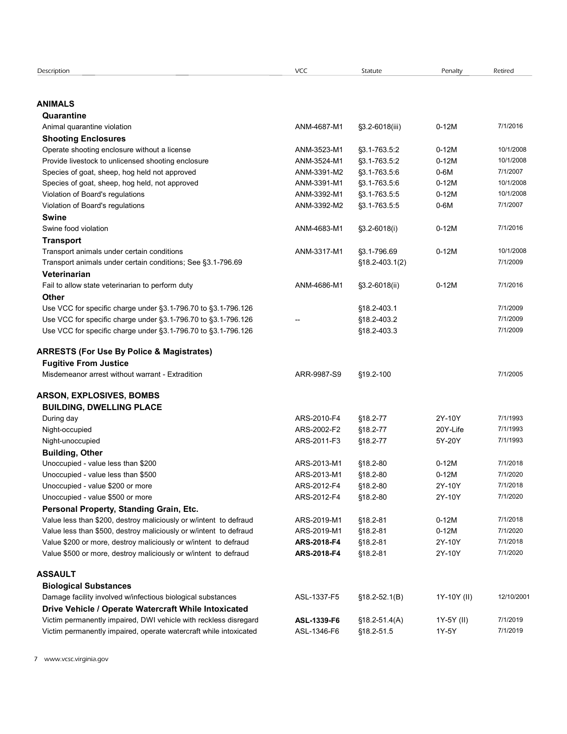| Description | VCC | Statute | Penalty | Retired |
|---|---|---|---|---|
| **ANIMALS** | | | | |
| **Quarantine** | | | | |
| Animal quarantine violation | ANM-4687-M1 | §3.2-6018(iii) | 0-12M | 7/1/2016 |
| **Shooting Enclosures** | | | | |
| Operate shooting enclosure without a license | ANM-3523-M1 | §3.1-763.5:2 | 0-12M | 10/1/2008 |
| Provide livestock to unlicensed shooting enclosure | ANM-3524-M1 | §3.1-763.5:2 | 0-12M | 10/1/2008 |
| Species of goat, sheep, hog held not approved | ANM-3391-M2 | §3.1-763.5:6 | 0-6M | 7/1/2007 |
| Species of goat, sheep, hog held, not approved | ANM-3391-M1 | §3.1-763.5:6 | 0-12M | 10/1/2008 |
| Violation of Board's regulations | ANM-3392-M1 | §3.1-763.5:5 | 0-12M | 10/1/2008 |
| Violation of Board's regulations | ANM-3392-M2 | §3.1-763.5:5 | 0-6M | 7/1/2007 |
| **Swine** | | | | |
| Swine food violation | ANM-4683-M1 | §3.2-6018(i) | 0-12M | 7/1/2016 |
| **Transport** | | | | |
| Transport animals under certain conditions | ANM-3317-M1 | §3.1-796.69 | 0-12M | 10/1/2008 |
| Transport animals under certain conditions; See §3.1-796.69 | | §18.2-403.1(2) | | 7/1/2009 |
| **Veterinarian** | | | | |
| Fail to allow state veterinarian to perform duty | ANM-4686-M1 | §3.2-6018(ii) | 0-12M | 7/1/2016 |
| **Other** | | | | |
| Use VCC for specific charge under §3.1-796.70 to §3.1-796.126 | | §18.2-403.1 | | 7/1/2009 |
| Use VCC for specific charge under §3.1-796.70 to §3.1-796.126 | -- | §18.2-403.2 | | 7/1/2009 |
| Use VCC for specific charge under §3.1-796.70 to §3.1-796.126 | | §18.2-403.3 | | 7/1/2009 |
| **ARRESTS (For Use By Police & Magistrates)** | | | | |
| **Fugitive From Justice** | | | | |
| Misdemeanor arrest without warrant - Extradition | ARR-9987-S9 | §19.2-100 | | 7/1/2005 |
| **ARSON, EXPLOSIVES, BOMBS** | | | | |
| **BUILDING, DWELLING PLACE** | | | | |
| During day | ARS-2010-F4 | §18.2-77 | 2Y-10Y | 7/1/1993 |
| Night-occupied | ARS-2002-F2 | §18.2-77 | 20Y-Life | 7/1/1993 |
| Night-unoccupied | ARS-2011-F3 | §18.2-77 | 5Y-20Y | 7/1/1993 |
| **Building, Other** | | | | |
| Unoccupied - value less than $200 | ARS-2013-M1 | §18.2-80 | 0-12M | 7/1/2018 |
| Unoccupied - value less than $500 | ARS-2013-M1 | §18.2-80 | 0-12M | 7/1/2020 |
| Unoccupied - value $200 or more | ARS-2012-F4 | §18.2-80 | 2Y-10Y | 7/1/2018 |
| Unoccupied - value $500 or more | ARS-2012-F4 | §18.2-80 | 2Y-10Y | 7/1/2020 |
| **Personal Property, Standing Grain, Etc.** | | | | |
| Value less than $200, destroy maliciously or w/intent to defraud | ARS-2019-M1 | §18.2-81 | 0-12M | 7/1/2018 |
| Value less than $500, destroy maliciously or w/intent to defraud | ARS-2019-M1 | §18.2-81 | 0-12M | 7/1/2020 |
| Value $200 or more, destroy maliciously or w/intent to defraud | **ARS-2018-F4** | §18.2-81 | 2Y-10Y | 7/1/2018 |
| Value $500 or more, destroy maliciously or w/intent to defraud | **ARS-2018-F4** | §18.2-81 | 2Y-10Y | 7/1/2020 |
| **ASSAULT** | | | | |
| **Biological Substances** | | | | |
| Damage facility involved w/infectious biological substances | ASL-1337-F5 | §18.2-52.1(B) | 1Y-10Y (II) | 12/10/2001 |
| **Drive Vehicle / Operate Watercraft While Intoxicated** | | | | |
| Victim permanently impaired, DWI vehicle with reckless disregard | **ASL-1339-F6** | §18.2-51.4(A) | 1Y-5Y (II) | 7/1/2019 |
| Victim permanently impaired, operate watercraft while intoxicated | ASL-1346-F6 | §18.2-51.5 | 1Y-5Y | 7/1/2019 |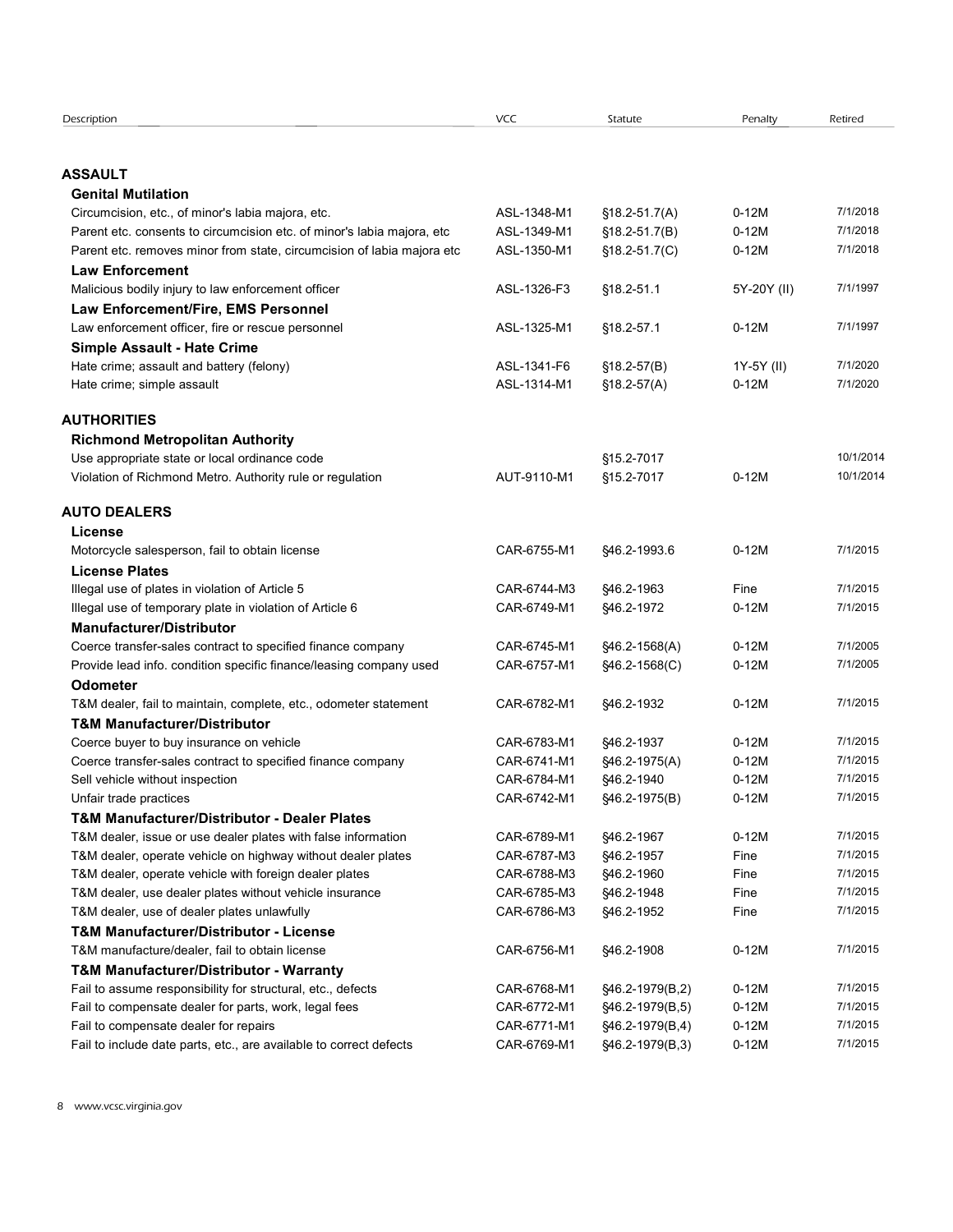| Description | VCC | Statute | Penalty | Retired |
|---|---|---|---|---|
| **ASSAULT** | | | | |
| **Genital Mutilation** | | | | |
| Circumcision, etc., of minor's labia majora, etc. | ASL-1348-M1 | §18.2-51.7(A) | 0-12M | 7/1/2018 |
| Parent etc. consents to circumcision etc. of minor's labia majora, etc | ASL-1349-M1 | §18.2-51.7(B) | 0-12M | 7/1/2018 |
| Parent etc. removes minor from state, circumcision of labia majora etc | ASL-1350-M1 | §18.2-51.7(C) | 0-12M | 7/1/2018 |
| **Law Enforcement** | | | | |
| Malicious bodily injury to law enforcement officer | ASL-1326-F3 | §18.2-51.1 | 5Y-20Y (II) | 7/1/1997 |
| **Law Enforcement/Fire, EMS Personnel** | | | | |
| Law enforcement officer, fire or rescue personnel | ASL-1325-M1 | §18.2-57.1 | 0-12M | 7/1/1997 |
| **Simple Assault - Hate Crime** | | | | |
| Hate crime; assault and battery (felony) | ASL-1341-F6 | §18.2-57(B) | 1Y-5Y (II) | 7/1/2020 |
| Hate crime; simple assault | ASL-1314-M1 | §18.2-57(A) | 0-12M | 7/1/2020 |
| **AUTHORITIES** | | | | |
| **Richmond Metropolitan Authority** | | | | |
| Use appropriate state or local ordinance code | | §15.2-7017 | | 10/1/2014 |
| Violation of Richmond Metro. Authority rule or regulation | AUT-9110-M1 | §15.2-7017 | 0-12M | 10/1/2014 |
| **AUTO DEALERS** | | | | |
| **License** | | | | |
| Motorcycle salesperson, fail to obtain license | CAR-6755-M1 | §46.2-1993.6 | 0-12M | 7/1/2015 |
| **License Plates** | | | | |
| Illegal use of plates in violation of Article 5 | CAR-6744-M3 | §46.2-1963 | Fine | 7/1/2015 |
| Illegal use of temporary plate in violation of Article 6 | CAR-6749-M1 | §46.2-1972 | 0-12M | 7/1/2015 |
| **Manufacturer/Distributor** | | | | |
| Coerce transfer-sales contract to specified finance company | CAR-6745-M1 | §46.2-1568(A) | 0-12M | 7/1/2005 |
| Provide lead info. condition specific finance/leasing company used | CAR-6757-M1 | §46.2-1568(C) | 0-12M | 7/1/2005 |
| **Odometer** | | | | |
| T&M dealer, fail to maintain, complete, etc., odometer statement | CAR-6782-M1 | §46.2-1932 | 0-12M | 7/1/2015 |
| **T&M Manufacturer/Distributor** | | | | |
| Coerce buyer to buy insurance on vehicle | CAR-6783-M1 | §46.2-1937 | 0-12M | 7/1/2015 |
| Coerce transfer-sales contract to specified finance company | CAR-6741-M1 | §46.2-1975(A) | 0-12M | 7/1/2015 |
| Sell vehicle without inspection | CAR-6784-M1 | §46.2-1940 | 0-12M | 7/1/2015 |
| Unfair trade practices | CAR-6742-M1 | §46.2-1975(B) | 0-12M | 7/1/2015 |
| **T&M Manufacturer/Distributor - Dealer Plates** | | | | |
| T&M dealer, issue or use dealer plates with false information | CAR-6789-M1 | §46.2-1967 | 0-12M | 7/1/2015 |
| T&M dealer, operate vehicle on highway without dealer plates | CAR-6787-M3 | §46.2-1957 | Fine | 7/1/2015 |
| T&M dealer, operate vehicle with foreign dealer plates | CAR-6788-M3 | §46.2-1960 | Fine | 7/1/2015 |
| T&M dealer, use dealer plates without vehicle insurance | CAR-6785-M3 | §46.2-1948 | Fine | 7/1/2015 |
| T&M dealer, use of dealer plates unlawfully | CAR-6786-M3 | §46.2-1952 | Fine | 7/1/2015 |
| **T&M Manufacturer/Distributor - License** | | | | |
| T&M manufacture/dealer, fail to obtain license | CAR-6756-M1 | §46.2-1908 | 0-12M | 7/1/2015 |
| **T&M Manufacturer/Distributor - Warranty** | | | | |
| Fail to assume responsibility for structural, etc., defects | CAR-6768-M1 | §46.2-1979(B,2) | 0-12M | 7/1/2015 |
| Fail to compensate dealer for parts, work, legal fees | CAR-6772-M1 | §46.2-1979(B,5) | 0-12M | 7/1/2015 |
| Fail to compensate dealer for repairs | CAR-6771-M1 | §46.2-1979(B,4) | 0-12M | 7/1/2015 |
| Fail to include date parts, etc., are available to correct defects | CAR-6769-M1 | §46.2-1979(B,3) | 0-12M | 7/1/2015 |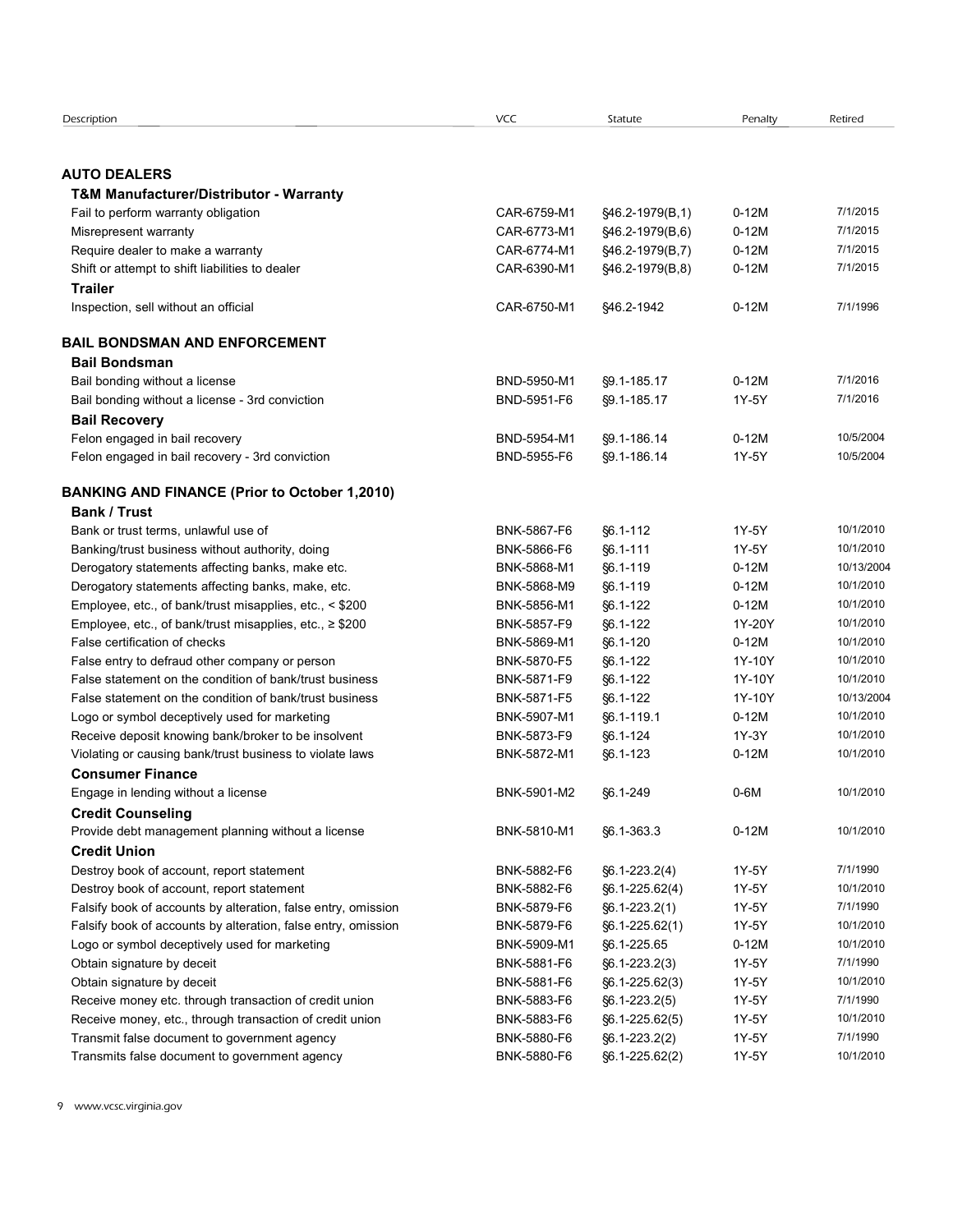| Description | VCC | Statute | Penalty | Retired |
|---|---|---|---|---|
| **AUTO DEALERS** | | | | |
| **T&M Manufacturer/Distributor - Warranty** | | | | |
| Fail to perform warranty obligation | CAR-6759-M1 | §46.2-1979(B,1) | 0-12M | 7/1/2015 |
| Misrepresent warranty | CAR-6773-M1 | §46.2-1979(B,6) | 0-12M | 7/1/2015 |
| Require dealer to make a warranty | CAR-6774-M1 | §46.2-1979(B,7) | 0-12M | 7/1/2015 |
| Shift or attempt to shift liabilities to dealer | CAR-6390-M1 | §46.2-1979(B,8) | 0-12M | 7/1/2015 |
| **Trailer** | | | | |
| Inspection, sell without an official | CAR-6750-M1 | §46.2-1942 | 0-12M | 7/1/1996 |
| **BAIL BONDSMAN AND ENFORCEMENT** | | | | |
| **Bail Bondsman** | | | | |
| Bail bonding without a license | BND-5950-M1 | §9.1-185.17 | 0-12M | 7/1/2016 |
| Bail bonding without a license - 3rd conviction | BND-5951-F6 | §9.1-185.17 | 1Y-5Y | 7/1/2016 |
| **Bail Recovery** | | | | |
| Felon engaged in bail recovery | BND-5954-M1 | §9.1-186.14 | 0-12M | 10/5/2004 |
| Felon engaged in bail recovery - 3rd conviction | BND-5955-F6 | §9.1-186.14 | 1Y-5Y | 10/5/2004 |
| **BANKING AND FINANCE (Prior to October 1,2010)** | | | | |
| **Bank / Trust** | | | | |
| Bank or trust terms, unlawful use of | BNK-5867-F6 | §6.1-112 | 1Y-5Y | 10/1/2010 |
| Banking/trust business without authority, doing | BNK-5866-F6 | §6.1-111 | 1Y-5Y | 10/1/2010 |
| Derogatory statements affecting banks, make etc. | BNK-5868-M1 | §6.1-119 | 0-12M | 10/13/2004 |
| Derogatory statements affecting banks, make, etc. | BNK-5868-M9 | §6.1-119 | 0-12M | 10/1/2010 |
| Employee, etc., of bank/trust misapplies, etc., < $200 | BNK-5856-M1 | §6.1-122 | 0-12M | 10/1/2010 |
| Employee, etc., of bank/trust misapplies, etc., ≥ $200 | BNK-5857-F9 | §6.1-122 | 1Y-20Y | 10/1/2010 |
| False certification of checks | BNK-5869-M1 | §6.1-120 | 0-12M | 10/1/2010 |
| False entry to defraud other company or person | BNK-5870-F5 | §6.1-122 | 1Y-10Y | 10/1/2010 |
| False statement on the condition of bank/trust business | BNK-5871-F9 | §6.1-122 | 1Y-10Y | 10/1/2010 |
| False statement on the condition of bank/trust business | BNK-5871-F5 | §6.1-122 | 1Y-10Y | 10/13/2004 |
| Logo or symbol deceptively used for marketing | BNK-5907-M1 | §6.1-119.1 | 0-12M | 10/1/2010 |
| Receive deposit knowing bank/broker to be insolvent | BNK-5873-F9 | §6.1-124 | 1Y-3Y | 10/1/2010 |
| Violating or causing bank/trust business to violate laws | BNK-5872-M1 | §6.1-123 | 0-12M | 10/1/2010 |
| **Consumer Finance** | | | | |
| Engage in lending without a license | BNK-5901-M2 | §6.1-249 | 0-6M | 10/1/2010 |
| **Credit Counseling** | | | | |
| Provide debt management planning without a license | BNK-5810-M1 | §6.1-363.3 | 0-12M | 10/1/2010 |
| **Credit Union** | | | | |
| Destroy book of account, report statement | BNK-5882-F6 | §6.1-223.2(4) | 1Y-5Y | 7/1/1990 |
| Destroy book of account, report statement | BNK-5882-F6 | §6.1-225.62(4) | 1Y-5Y | 10/1/2010 |
| Falsify book of accounts by alteration, false entry, omission | BNK-5879-F6 | §6.1-223.2(1) | 1Y-5Y | 7/1/1990 |
| Falsify book of accounts by alteration, false entry, omission | BNK-5879-F6 | §6.1-225.62(1) | 1Y-5Y | 10/1/2010 |
| Logo or symbol deceptively used for marketing | BNK-5909-M1 | §6.1-225.65 | 0-12M | 10/1/2010 |
| Obtain signature by deceit | BNK-5881-F6 | §6.1-223.2(3) | 1Y-5Y | 7/1/1990 |
| Obtain signature by deceit | BNK-5881-F6 | §6.1-225.62(3) | 1Y-5Y | 10/1/2010 |
| Receive money etc. through transaction of credit union | BNK-5883-F6 | §6.1-223.2(5) | 1Y-5Y | 7/1/1990 |
| Receive money, etc., through transaction of credit union | BNK-5883-F6 | §6.1-225.62(5) | 1Y-5Y | 10/1/2010 |
| Transmit false document to government agency | BNK-5880-F6 | §6.1-223.2(2) | 1Y-5Y | 7/1/1990 |
| Transmits false document to government agency | BNK-5880-F6 | §6.1-225.62(2) | 1Y-5Y | 10/1/2010 |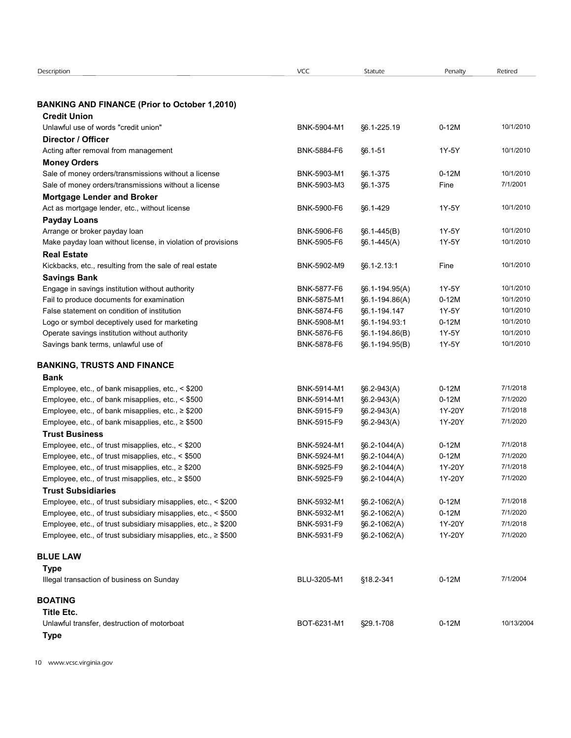| Description | VCC | Statute | Penalty | Retired |
|---|---|---|---|---|
| **BANKING AND FINANCE (Prior to October 1,2010)** | | | | |
| **Credit Union** | | | | |
| Unlawful use of words "credit union" | BNK-5904-M1 | §6.1-225.19 | 0-12M | 10/1/2010 |
| **Director / Officer** | | | | |
| Acting after removal from management | BNK-5884-F6 | §6.1-51 | 1Y-5Y | 10/1/2010 |
| **Money Orders** | | | | |
| Sale of money orders/transmissions without a license | BNK-5903-M1 | §6.1-375 | 0-12M | 10/1/2010 |
| Sale of money orders/transmissions without a license | BNK-5903-M3 | §6.1-375 | Fine | 7/1/2001 |
| **Mortgage Lender and Broker** | | | | |
| Act as mortgage lender, etc., without license | BNK-5900-F6 | §6.1-429 | 1Y-5Y | 10/1/2010 |
| **Payday Loans** | | | | |
| Arrange or broker payday loan | BNK-5906-F6 | §6.1-445(B) | 1Y-5Y | 10/1/2010 |
| Make payday loan without license, in violation of provisions | BNK-5905-F6 | §6.1-445(A) | 1Y-5Y | 10/1/2010 |
| **Real Estate** | | | | |
| Kickbacks, etc., resulting from the sale of real estate | BNK-5902-M9 | §6.1-2.13:1 | Fine | 10/1/2010 |
| **Savings Bank** | | | | |
| Engage in savings institution without authority | BNK-5877-F6 | §6.1-194.95(A) | 1Y-5Y | 10/1/2010 |
| Fail to produce documents for examination | BNK-5875-M1 | §6.1-194.86(A) | 0-12M | 10/1/2010 |
| False statement on condition of institution | BNK-5874-F6 | §6.1-194.147 | 1Y-5Y | 10/1/2010 |
| Logo or symbol deceptively used for marketing | BNK-5908-M1 | §6.1-194.93:1 | 0-12M | 10/1/2010 |
| Operate savings institution without authority | BNK-5876-F6 | §6.1-194.86(B) | 1Y-5Y | 10/1/2010 |
| Savings bank terms, unlawful use of | BNK-5878-F6 | §6.1-194.95(B) | 1Y-5Y | 10/1/2010 |
| **BANKING, TRUSTS AND FINANCE** | | | | |
| **Bank** | | | | |
| Employee, etc., of bank misapplies, etc., < $200 | BNK-5914-M1 | §6.2-943(A) | 0-12M | 7/1/2018 |
| Employee, etc., of bank misapplies, etc., < $500 | BNK-5914-M1 | §6.2-943(A) | 0-12M | 7/1/2020 |
| Employee, etc., of bank misapplies, etc., ≥ $200 | BNK-5915-F9 | §6.2-943(A) | 1Y-20Y | 7/1/2018 |
| Employee, etc., of bank misapplies, etc., ≥ $500 | BNK-5915-F9 | §6.2-943(A) | 1Y-20Y | 7/1/2020 |
| **Trust Business** | | | | |
| Employee, etc., of trust misapplies, etc., < $200 | BNK-5924-M1 | §6.2-1044(A) | 0-12M | 7/1/2018 |
| Employee, etc., of trust misapplies, etc., < $500 | BNK-5924-M1 | §6.2-1044(A) | 0-12M | 7/1/2020 |
| Employee, etc., of trust misapplies, etc., ≥ $200 | BNK-5925-F9 | §6.2-1044(A) | 1Y-20Y | 7/1/2018 |
| Employee, etc., of trust misapplies, etc., ≥ $500 | BNK-5925-F9 | §6.2-1044(A) | 1Y-20Y | 7/1/2020 |
| **Trust Subsidiaries** | | | | |
| Employee, etc., of trust subsidiary misapplies, etc., < $200 | BNK-5932-M1 | §6.2-1062(A) | 0-12M | 7/1/2018 |
| Employee, etc., of trust subsidiary misapplies, etc., < $500 | BNK-5932-M1 | §6.2-1062(A) | 0-12M | 7/1/2020 |
| Employee, etc., of trust subsidiary misapplies, etc., ≥ $200 | BNK-5931-F9 | §6.2-1062(A) | 1Y-20Y | 7/1/2018 |
| Employee, etc., of trust subsidiary misapplies, etc., ≥ $500 | BNK-5931-F9 | §6.2-1062(A) | 1Y-20Y | 7/1/2020 |
| **BLUE LAW** | | | | |
| **Type** | | | | |
| Illegal transaction of business on Sunday | BLU-3205-M1 | §18.2-341 | 0-12M | 7/1/2004 |
| **BOATING** | | | | |
| **Title Etc.** | | | | |
| Unlawful transfer, destruction of motorboat | BOT-6231-M1 | §29.1-708 | 0-12M | 10/13/2004 |
| **Type** | | | | |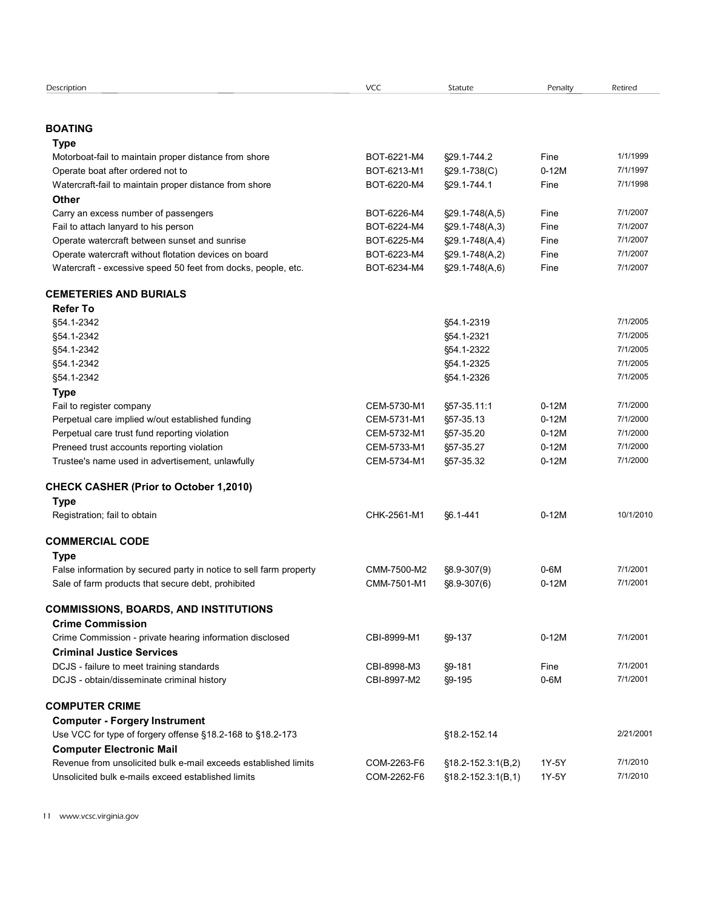| Description | VCC | Statute | Penalty | Retired |
|---|---|---|---|---|
| **BOATING** | | | | |
| **Type** | | | | |
| Motorboat-fail to maintain proper distance from shore | BOT-6221-M4 | §29.1-744.2 | Fine | 1/1/1999 |
| Operate boat after ordered not to | BOT-6213-M1 | §29.1-738(C) | 0-12M | 7/1/1997 |
| Watercraft-fail to maintain proper distance from shore | BOT-6220-M4 | §29.1-744.1 | Fine | 7/1/1998 |
| **Other** | | | | |
| Carry an excess number of passengers | BOT-6226-M4 | §29.1-748(A,5) | Fine | 7/1/2007 |
| Fail to attach lanyard to his person | BOT-6224-M4 | §29.1-748(A,3) | Fine | 7/1/2007 |
| Operate watercraft between sunset and sunrise | BOT-6225-M4 | §29.1-748(A,4) | Fine | 7/1/2007 |
| Operate watercraft without flotation devices on board | BOT-6223-M4 | §29.1-748(A,2) | Fine | 7/1/2007 |
| Watercraft - excessive speed 50 feet from docks, people, etc. | BOT-6234-M4 | §29.1-748(A,6) | Fine | 7/1/2007 |
| **CEMETERIES AND BURIALS** | | | | |
| **Refer To** | | | | |
| §54.1-2342 | | §54.1-2319 | | 7/1/2005 |
| §54.1-2342 | | §54.1-2321 | | 7/1/2005 |
| §54.1-2342 | | §54.1-2322 | | 7/1/2005 |
| §54.1-2342 | | §54.1-2325 | | 7/1/2005 |
| §54.1-2342 | | §54.1-2326 | | 7/1/2005 |
| **Type** | | | | |
| Fail to register company | CEM-5730-M1 | §57-35.11:1 | 0-12M | 7/1/2000 |
| Perpetual care implied w/out established funding | CEM-5731-M1 | §57-35.13 | 0-12M | 7/1/2000 |
| Perpetual care trust fund reporting violation | CEM-5732-M1 | §57-35.20 | 0-12M | 7/1/2000 |
| Preneed trust accounts reporting violation | CEM-5733-M1 | §57-35.27 | 0-12M | 7/1/2000 |
| Trustee's name used in advertisement, unlawfully | CEM-5734-M1 | §57-35.32 | 0-12M | 7/1/2000 |
| **CHECK CASHER (Prior to October 1,2010)** | | | | |
| **Type** | | | | |
| Registration; fail to obtain | CHK-2561-M1 | §6.1-441 | 0-12M | 10/1/2010 |
| **COMMERCIAL CODE** | | | | |
| **Type** | | | | |
| False information by secured party in notice to sell farm property | CMM-7500-M2 | §8.9-307(9) | 0-6M | 7/1/2001 |
| Sale of farm products that secure debt, prohibited | CMM-7501-M1 | §8.9-307(6) | 0-12M | 7/1/2001 |
| **COMMISSIONS, BOARDS, AND INSTITUTIONS** | | | | |
| **Crime Commission** | | | | |
| Crime Commission - private hearing information disclosed | CBI-8999-M1 | §9-137 | 0-12M | 7/1/2001 |
| **Criminal Justice Services** | | | | |
| DCJS - failure to meet training standards | CBI-8998-M3 | §9-181 | Fine | 7/1/2001 |
| DCJS - obtain/disseminate criminal history | CBI-8997-M2 | §9-195 | 0-6M | 7/1/2001 |
| **COMPUTER CRIME** | | | | |
| **Computer - Forgery Instrument** | | | | |
| Use VCC for type of forgery offense §18.2-168 to §18.2-173 | | §18.2-152.14 | | 2/21/2001 |
| **Computer Electronic Mail** | | | | |
| Revenue from unsolicited bulk e-mail exceeds established limits | COM-2263-F6 | §18.2-152.3:1(B,2) | 1Y-5Y | 7/1/2010 |
| Unsolicited bulk e-mails exceed established limits | COM-2262-F6 | §18.2-152.3:1(B,1) | 1Y-5Y | 7/1/2010 |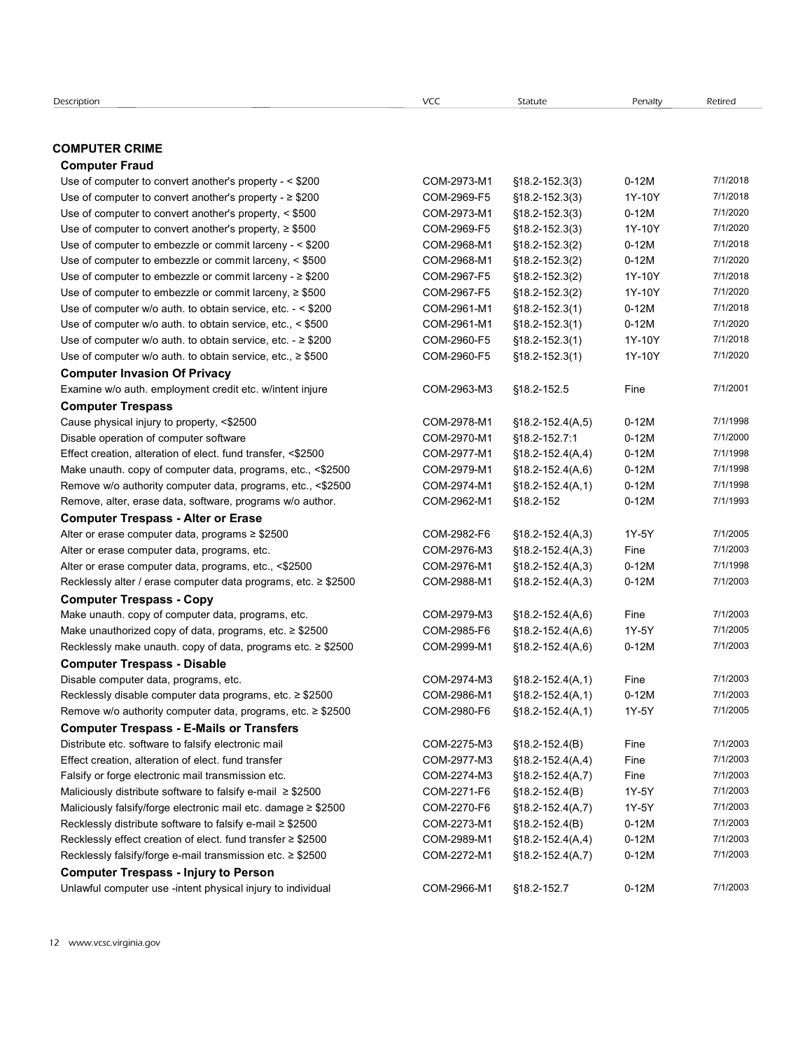| Description | VCC | Statute | Penalty | Retired |
|---|---|---|---|---|
| **COMPUTER CRIME** | | | | |
| **Computer Fraud** | | | | |
| Use of computer to convert another's property - < $200 | COM-2973-M1 | §18.2-152.3(3) | 0-12M | 7/1/2018 |
| Use of computer to convert another's property - ≥ $200 | COM-2969-F5 | §18.2-152.3(3) | 1Y-10Y | 7/1/2018 |
| Use of computer to convert another's property, < $500 | COM-2973-M1 | §18.2-152.3(3) | 0-12M | 7/1/2020 |
| Use of computer to convert another's property, ≥ $500 | COM-2969-F5 | §18.2-152.3(3) | 1Y-10Y | 7/1/2020 |
| Use of computer to embezzle or commit larceny - < $200 | COM-2968-M1 | §18.2-152.3(2) | 0-12M | 7/1/2018 |
| Use of computer to embezzle or commit larceny, < $500 | COM-2968-M1 | §18.2-152.3(2) | 0-12M | 7/1/2020 |
| Use of computer to embezzle or commit larceny - ≥ $200 | COM-2967-F5 | §18.2-152.3(2) | 1Y-10Y | 7/1/2018 |
| Use of computer to embezzle or commit larceny, ≥ $500 | COM-2967-F5 | §18.2-152.3(2) | 1Y-10Y | 7/1/2020 |
| Use of computer w/o auth. to obtain service, etc. - < $200 | COM-2961-M1 | §18.2-152.3(1) | 0-12M | 7/1/2018 |
| Use of computer w/o auth. to obtain service, etc., < $500 | COM-2961-M1 | §18.2-152.3(1) | 0-12M | 7/1/2020 |
| Use of computer w/o auth. to obtain service, etc. - ≥ $200 | COM-2960-F5 | §18.2-152.3(1) | 1Y-10Y | 7/1/2018 |
| Use of computer w/o auth. to obtain service, etc., ≥ $500 | COM-2960-F5 | §18.2-152.3(1) | 1Y-10Y | 7/1/2020 |
| **Computer Invasion Of Privacy** | | | | |
| Examine w/o auth. employment credit etc. w/intent injure | COM-2963-M3 | §18.2-152.5 | Fine | 7/1/2001 |
| **Computer Trespass** | | | | |
| Cause physical injury to property, <$2500 | COM-2978-M1 | §18.2-152.4(A,5) | 0-12M | 7/1/1998 |
| Disable operation of computer software | COM-2970-M1 | §18.2-152.7:1 | 0-12M | 7/1/2000 |
| Effect creation, alteration of elect. fund transfer, <$2500 | COM-2977-M1 | §18.2-152.4(A,4) | 0-12M | 7/1/1998 |
| Make unauth. copy of computer data, programs, etc., <$2500 | COM-2979-M1 | §18.2-152.4(A,6) | 0-12M | 7/1/1998 |
| Remove w/o authority computer data, programs, etc., <$2500 | COM-2974-M1 | §18.2-152.4(A,1) | 0-12M | 7/1/1998 |
| Remove, alter, erase data, software, programs w/o author. | COM-2962-M1 | §18.2-152 | 0-12M | 7/1/1993 |
| **Computer Trespass - Alter or Erase** | | | | |
| Alter or erase computer data, programs ≥ $2500 | COM-2982-F6 | §18.2-152.4(A,3) | 1Y-5Y | 7/1/2005 |
| Alter or erase computer data, programs, etc. | COM-2976-M3 | §18.2-152.4(A,3) | Fine | 7/1/2003 |
| Alter or erase computer data, programs, etc., <$2500 | COM-2976-M1 | §18.2-152.4(A,3) | 0-12M | 7/1/1998 |
| Recklessly alter / erase computer data programs, etc. ≥ $2500 | COM-2988-M1 | §18.2-152.4(A,3) | 0-12M | 7/1/2003 |
| **Computer Trespass - Copy** | | | | |
| Make unauth. copy of computer data, programs, etc. | COM-2979-M3 | §18.2-152.4(A,6) | Fine | 7/1/2003 |
| Make unauthorized copy of data, programs, etc. ≥ $2500 | COM-2985-F6 | §18.2-152.4(A,6) | 1Y-5Y | 7/1/2005 |
| Recklessly make unauth. copy of data, programs etc. ≥ $2500 | COM-2999-M1 | §18.2-152.4(A,6) | 0-12M | 7/1/2003 |
| **Computer Trespass - Disable** | | | | |
| Disable computer data, programs, etc. | COM-2974-M3 | §18.2-152.4(A,1) | Fine | 7/1/2003 |
| Recklessly disable computer data programs, etc. ≥ $2500 | COM-2986-M1 | §18.2-152.4(A,1) | 0-12M | 7/1/2003 |
| Remove w/o authority computer data, programs, etc. ≥ $2500 | COM-2980-F6 | §18.2-152.4(A,1) | 1Y-5Y | 7/1/2005 |
| **Computer Trespass - E-Mails or Transfers** | | | | |
| Distribute etc. software to falsify electronic mail | COM-2275-M3 | §18.2-152.4(B) | Fine | 7/1/2003 |
| Effect creation, alteration of elect. fund transfer | COM-2977-M3 | §18.2-152.4(A,4) | Fine | 7/1/2003 |
| Falsify or forge electronic mail transmission etc. | COM-2274-M3 | §18.2-152.4(A,7) | Fine | 7/1/2003 |
| Maliciously distribute software to falsify e-mail ≥ $2500 | COM-2271-F6 | §18.2-152.4(B) | 1Y-5Y | 7/1/2003 |
| Maliciously falsify/forge electronic mail etc. damage ≥ $2500 | COM-2270-F6 | §18.2-152.4(A,7) | 1Y-5Y | 7/1/2003 |
| Recklessly distribute software to falsify e-mail ≥ $2500 | COM-2273-M1 | §18.2-152.4(B) | 0-12M | 7/1/2003 |
| Recklessly effect creation of elect. fund transfer ≥ $2500 | COM-2989-M1 | §18.2-152.4(A,4) | 0-12M | 7/1/2003 |
| Recklessly falsify/forge e-mail transmission etc. ≥ $2500 | COM-2272-M1 | §18.2-152.4(A,7) | 0-12M | 7/1/2003 |
| **Computer Trespass - Injury to Person** | | | | |
| Unlawful computer use -intent physical injury to individual | COM-2966-M1 | §18.2-152.7 | 0-12M | 7/1/2003 |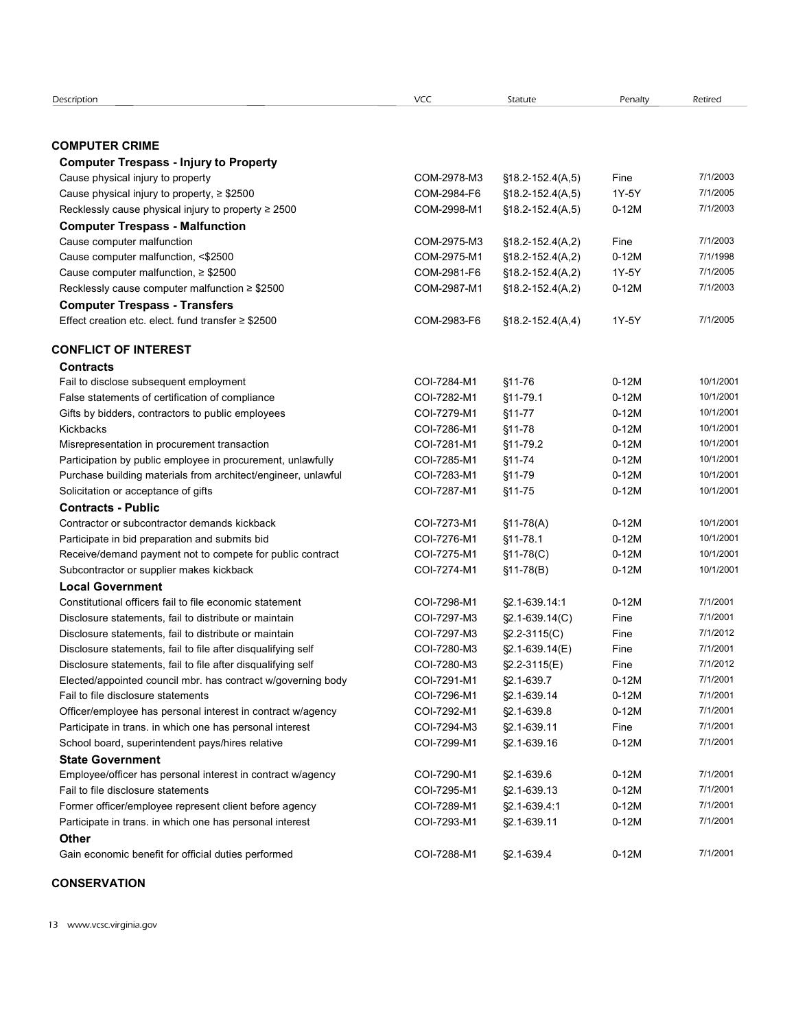| Description | VCC | Statute | Penalty | Retired |
|---|---|---|---|---|
| **COMPUTER CRIME** | | | | |
| **Computer Trespass - Injury to Property** | | | | |
| Cause physical injury to property | COM-2978-M3 | §18.2-152.4(A,5) | Fine | 7/1/2003 |
| Cause physical injury to property, ≥ $2500 | COM-2984-F6 | §18.2-152.4(A,5) | 1Y-5Y | 7/1/2005 |
| Recklessly cause physical injury to property ≥ 2500 | COM-2998-M1 | §18.2-152.4(A,5) | 0-12M | 7/1/2003 |
| **Computer Trespass - Malfunction** | | | | |
| Cause computer malfunction | COM-2975-M3 | §18.2-152.4(A,2) | Fine | 7/1/2003 |
| Cause computer malfunction, <$2500 | COM-2975-M1 | §18.2-152.4(A,2) | 0-12M | 7/1/1998 |
| Cause computer malfunction, ≥ $2500 | COM-2981-F6 | §18.2-152.4(A,2) | 1Y-5Y | 7/1/2005 |
| Recklessly cause computer malfunction ≥ $2500 | COM-2987-M1 | §18.2-152.4(A,2) | 0-12M | 7/1/2003 |
| **Computer Trespass - Transfers** | | | | |
| Effect creation etc. elect. fund transfer ≥ $2500 | COM-2983-F6 | §18.2-152.4(A,4) | 1Y-5Y | 7/1/2005 |
| **CONFLICT OF INTEREST** | | | | |
| **Contracts** | | | | |
| Fail to disclose subsequent employment | COI-7284-M1 | §11-76 | 0-12M | 10/1/2001 |
| False statements of certification of compliance | COI-7282-M1 | §11-79.1 | 0-12M | 10/1/2001 |
| Gifts by bidders, contractors to public employees | COI-7279-M1 | §11-77 | 0-12M | 10/1/2001 |
| Kickbacks | COI-7286-M1 | §11-78 | 0-12M | 10/1/2001 |
| Misrepresentation in procurement transaction | COI-7281-M1 | §11-79.2 | 0-12M | 10/1/2001 |
| Participation by public employee in procurement, unlawfully | COI-7285-M1 | §11-74 | 0-12M | 10/1/2001 |
| Purchase building materials from architect/engineer, unlawful | COI-7283-M1 | §11-79 | 0-12M | 10/1/2001 |
| Solicitation or acceptance of gifts | COI-7287-M1 | §11-75 | 0-12M | 10/1/2001 |
| **Contracts - Public** | | | | |
| Contractor or subcontractor demands kickback | COI-7273-M1 | §11-78(A) | 0-12M | 10/1/2001 |
| Participate in bid preparation and submits bid | COI-7276-M1 | §11-78.1 | 0-12M | 10/1/2001 |
| Receive/demand payment not to compete for public contract | COI-7275-M1 | §11-78(C) | 0-12M | 10/1/2001 |
| Subcontractor or supplier makes kickback | COI-7274-M1 | §11-78(B) | 0-12M | 10/1/2001 |
| **Local Government** | | | | |
| Constitutional officers fail to file economic statement | COI-7298-M1 | §2.1-639.14:1 | 0-12M | 7/1/2001 |
| Disclosure statements, fail to distribute or maintain | COI-7297-M3 | §2.1-639.14(C) | Fine | 7/1/2001 |
| Disclosure statements, fail to distribute or maintain | COI-7297-M3 | §2.2-3115(C) | Fine | 7/1/2012 |
| Disclosure statements, fail to file after disqualifying self | COI-7280-M3 | §2.1-639.14(E) | Fine | 7/1/2001 |
| Disclosure statements, fail to file after disqualifying self | COI-7280-M3 | §2.2-3115(E) | Fine | 7/1/2012 |
| Elected/appointed council mbr. has contract w/governing body | COI-7291-M1 | §2.1-639.7 | 0-12M | 7/1/2001 |
| Fail to file disclosure statements | COI-7296-M1 | §2.1-639.14 | 0-12M | 7/1/2001 |
| Officer/employee has personal interest in contract w/agency | COI-7292-M1 | §2.1-639.8 | 0-12M | 7/1/2001 |
| Participate in trans. in which one has personal interest | COI-7294-M3 | §2.1-639.11 | Fine | 7/1/2001 |
| School board, superintendent pays/hires relative | COI-7299-M1 | §2.1-639.16 | 0-12M | 7/1/2001 |
| **State Government** | | | | |
| Employee/officer has personal interest in contract w/agency | COI-7290-M1 | §2.1-639.6 | 0-12M | 7/1/2001 |
| Fail to file disclosure statements | COI-7295-M1 | §2.1-639.13 | 0-12M | 7/1/2001 |
| Former officer/employee represent client before agency | COI-7289-M1 | §2.1-639.4:1 | 0-12M | 7/1/2001 |
| Participate in trans. in which one has personal interest | COI-7293-M1 | §2.1-639.11 | 0-12M | 7/1/2001 |
| **Other** | | | | |
| Gain economic benefit for official duties performed | COI-7288-M1 | §2.1-639.4 | 0-12M | 7/1/2001 |
| **CONSERVATION** | | | | |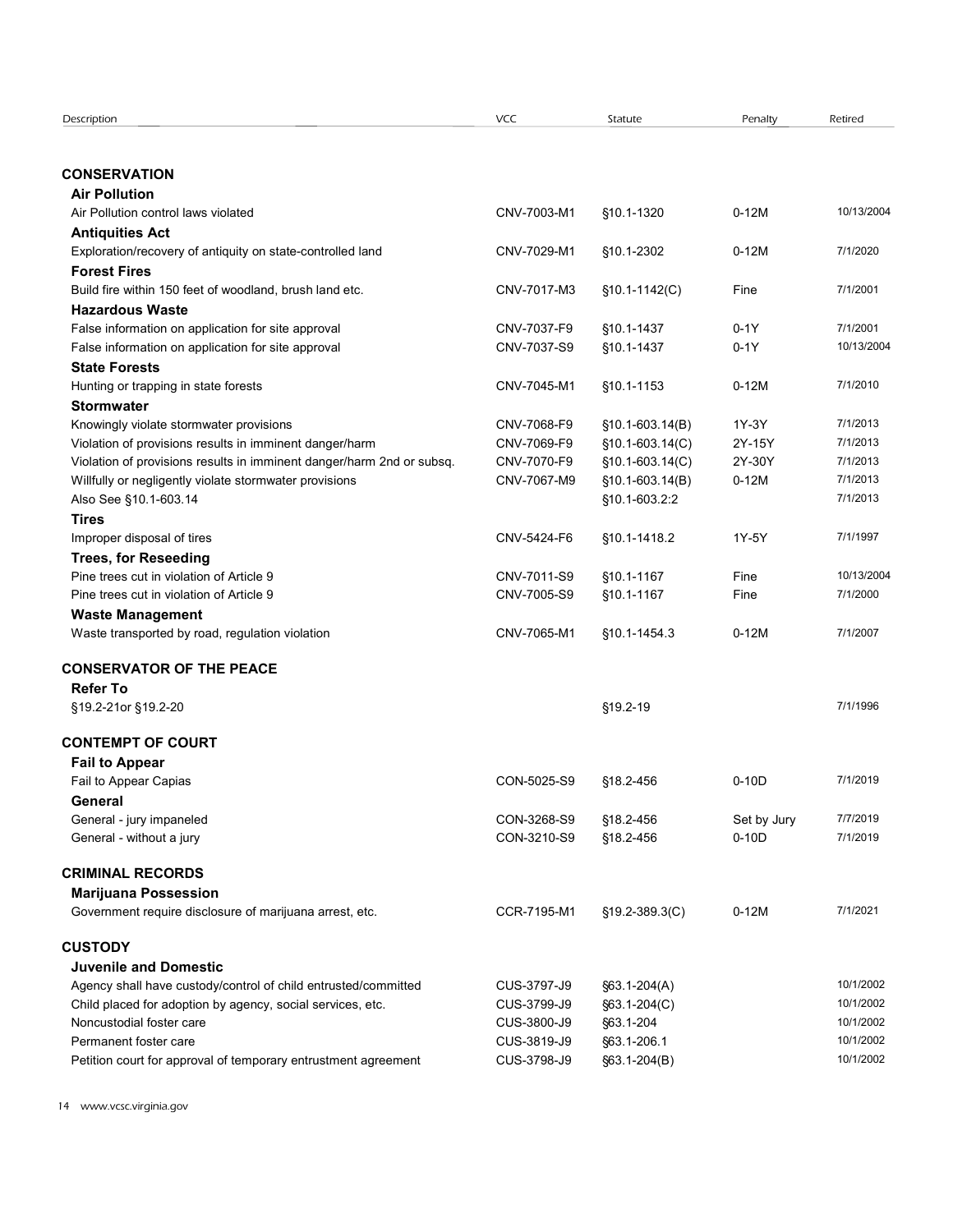| Description | VCC | Statute | Penalty | Retired |
|---|---|---|---|---|
| **CONSERVATION** | | | | |
| **Air Pollution** | | | | |
| Air Pollution control laws violated | CNV-7003-M1 | §10.1-1320 | 0-12M | 10/13/2004 |
| **Antiquities Act** | | | | |
| Exploration/recovery of antiquity on state-controlled land | CNV-7029-M1 | §10.1-2302 | 0-12M | 7/1/2020 |
| **Forest Fires** | | | | |
| Build fire within 150 feet of woodland, brush land etc. | CNV-7017-M3 | §10.1-1142(C) | Fine | 7/1/2001 |
| **Hazardous Waste** | | | | |
| False information on application for site approval | CNV-7037-F9 | §10.1-1437 | 0-1Y | 7/1/2001 |
| False information on application for site approval | CNV-7037-S9 | §10.1-1437 | 0-1Y | 10/13/2004 |
| **State Forests** | | | | |
| Hunting or trapping in state forests | CNV-7045-M1 | §10.1-1153 | 0-12M | 7/1/2010 |
| **Stormwater** | | | | |
| Knowingly violate stormwater provisions | CNV-7068-F9 | §10.1-603.14(B) | 1Y-3Y | 7/1/2013 |
| Violation of provisions results in imminent danger/harm | CNV-7069-F9 | §10.1-603.14(C) | 2Y-15Y | 7/1/2013 |
| Violation of provisions results in imminent danger/harm 2nd or subsq. | CNV-7070-F9 | §10.1-603.14(C) | 2Y-30Y | 7/1/2013 |
| Willfully or negligently violate stormwater provisions | CNV-7067-M9 | §10.1-603.14(B) | 0-12M | 7/1/2013 |
| Also See §10.1-603.14 | | §10.1-603.2:2 | | 7/1/2013 |
| **Tires** | | | | |
| Improper disposal of tires | CNV-5424-F6 | §10.1-1418.2 | 1Y-5Y | 7/1/1997 |
| **Trees, for Reseeding** | | | | |
| Pine trees cut in violation of Article 9 | CNV-7011-S9 | §10.1-1167 | Fine | 10/13/2004 |
| Pine trees cut in violation of Article 9 | CNV-7005-S9 | §10.1-1167 | Fine | 7/1/2000 |
| **Waste Management** | | | | |
| Waste transported by road, regulation violation | CNV-7065-M1 | §10.1-1454.3 | 0-12M | 7/1/2007 |
| **CONSERVATOR OF THE PEACE** | | | | |
| **Refer To** | | | | |
| §19.2-21or §19.2-20 | | §19.2-19 | | 7/1/1996 |
| **CONTEMPT OF COURT** | | | | |
| **Fail to Appear** | | | | |
| Fail to Appear Capias | CON-5025-S9 | §18.2-456 | 0-10D | 7/1/2019 |
| **General** | | | | |
| General - jury impaneled | CON-3268-S9 | §18.2-456 | Set by Jury | 7/7/2019 |
| General - without a jury | CON-3210-S9 | §18.2-456 | 0-10D | 7/1/2019 |
| **CRIMINAL RECORDS** | | | | |
| **Marijuana Possession** | | | | |
| Government require disclosure of marijuana arrest, etc. | CCR-7195-M1 | §19.2-389.3(C) | 0-12M | 7/1/2021 |
| **CUSTODY** | | | | |
| **Juvenile and Domestic** | | | | |
| Agency shall have custody/control of child entrusted/committed | CUS-3797-J9 | §63.1-204(A) | | 10/1/2002 |
| Child placed for adoption by agency, social services, etc. | CUS-3799-J9 | §63.1-204(C) | | 10/1/2002 |
| Noncustodial foster care | CUS-3800-J9 | §63.1-204 | | 10/1/2002 |
| Permanent foster care | CUS-3819-J9 | §63.1-206.1 | | 10/1/2002 |
| Petition court for approval of temporary entrustment agreement | CUS-3798-J9 | §63.1-204(B) | | 10/1/2002 |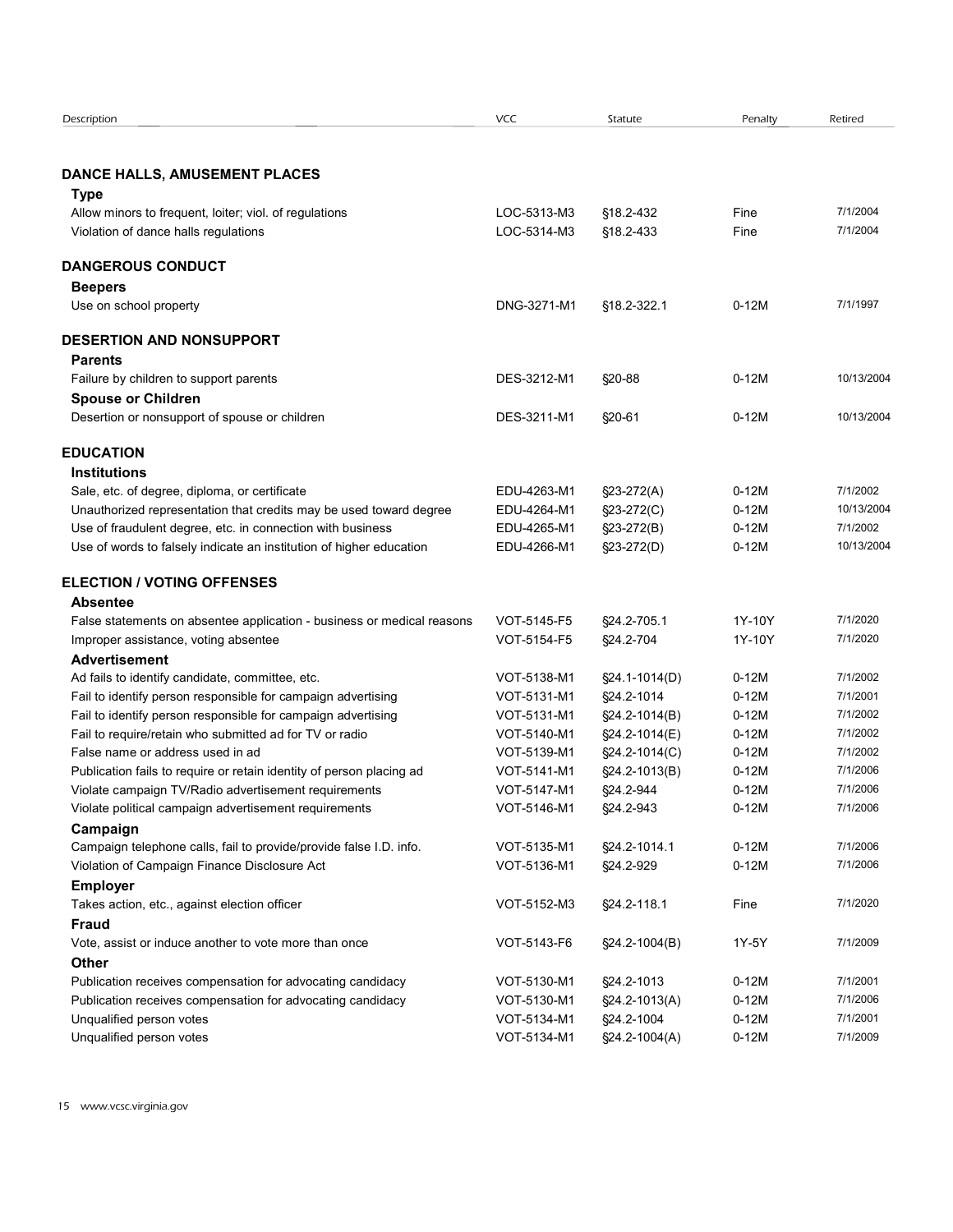| Description | VCC | Statute | Penalty | Retired |
|---|---|---|---|---|
| **DANCE HALLS, AMUSEMENT PLACES** | | | | |
| **Type** | | | | |
| Allow minors to frequent, loiter; viol. of regulations | LOC-5313-M3 | §18.2-432 | Fine | 7/1/2004 |
| Violation of dance halls regulations | LOC-5314-M3 | §18.2-433 | Fine | 7/1/2004 |
| **DANGEROUS CONDUCT** | | | | |
| **Beepers** | | | | |
| Use on school property | DNG-3271-M1 | §18.2-322.1 | 0-12M | 7/1/1997 |
| **DESERTION AND NONSUPPORT** | | | | |
| **Parents** | | | | |
| Failure by children to support parents | DES-3212-M1 | §20-88 | 0-12M | 10/13/2004 |
| **Spouse or Children** | | | | |
| Desertion or nonsupport of spouse or children | DES-3211-M1 | §20-61 | 0-12M | 10/13/2004 |
| **EDUCATION** | | | | |
| **Institutions** | | | | |
| Sale, etc. of degree, diploma, or certificate | EDU-4263-M1 | §23-272(A) | 0-12M | 7/1/2002 |
| Unauthorized representation that credits may be used toward degree | EDU-4264-M1 | §23-272(C) | 0-12M | 10/13/2004 |
| Use of fraudulent degree, etc. in connection with business | EDU-4265-M1 | §23-272(B) | 0-12M | 7/1/2002 |
| Use of words to falsely indicate an institution of higher education | EDU-4266-M1 | §23-272(D) | 0-12M | 10/13/2004 |
| **ELECTION / VOTING OFFENSES** | | | | |
| **Absentee** | | | | |
| False statements on absentee application - business or medical reasons | VOT-5145-F5 | §24.2-705.1 | 1Y-10Y | 7/1/2020 |
| Improper assistance, voting absentee | VOT-5154-F5 | §24.2-704 | 1Y-10Y | 7/1/2020 |
| **Advertisement** | | | | |
| Ad fails to identify candidate, committee, etc. | VOT-5138-M1 | §24.1-1014(D) | 0-12M | 7/1/2002 |
| Fail to identify person responsible for campaign advertising | VOT-5131-M1 | §24.2-1014 | 0-12M | 7/1/2001 |
| Fail to identify person responsible for campaign advertising | VOT-5131-M1 | §24.2-1014(B) | 0-12M | 7/1/2002 |
| Fail to require/retain who submitted ad for TV or radio | VOT-5140-M1 | §24.2-1014(E) | 0-12M | 7/1/2002 |
| False name or address used in ad | VOT-5139-M1 | §24.2-1014(C) | 0-12M | 7/1/2002 |
| Publication fails to require or retain identity of person placing ad | VOT-5141-M1 | §24.2-1013(B) | 0-12M | 7/1/2006 |
| Violate campaign TV/Radio advertisement requirements | VOT-5147-M1 | §24.2-944 | 0-12M | 7/1/2006 |
| Violate political campaign advertisement requirements | VOT-5146-M1 | §24.2-943 | 0-12M | 7/1/2006 |
| **Campaign** | | | | |
| Campaign telephone calls, fail to provide/provide false I.D. info. | VOT-5135-M1 | §24.2-1014.1 | 0-12M | 7/1/2006 |
| Violation of Campaign Finance Disclosure Act | VOT-5136-M1 | §24.2-929 | 0-12M | 7/1/2006 |
| **Employer** | | | | |
| Takes action, etc., against election officer | VOT-5152-M3 | §24.2-118.1 | Fine | 7/1/2020 |
| **Fraud** | | | | |
| Vote, assist or induce another to vote more than once | VOT-5143-F6 | §24.2-1004(B) | 1Y-5Y | 7/1/2009 |
| **Other** | | | | |
| Publication receives compensation for advocating candidacy | VOT-5130-M1 | §24.2-1013 | 0-12M | 7/1/2001 |
| Publication receives compensation for advocating candidacy | VOT-5130-M1 | §24.2-1013(A) | 0-12M | 7/1/2006 |
| Unqualified person votes | VOT-5134-M1 | §24.2-1004 | 0-12M | 7/1/2001 |
| Unqualified person votes | VOT-5134-M1 | §24.2-1004(A) | 0-12M | 7/1/2009 |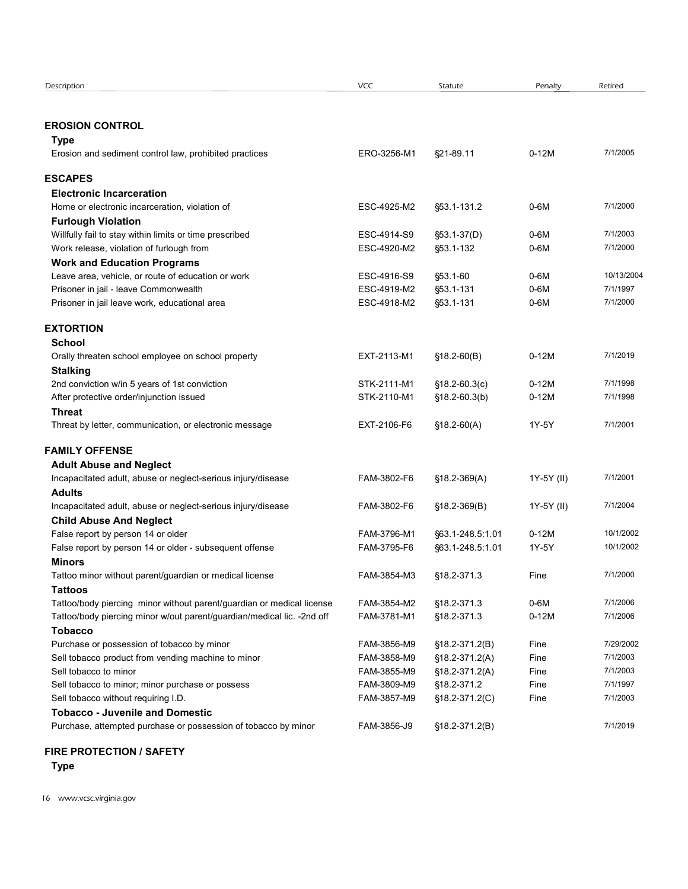| Description | VCC | Statute | Penalty | Retired |
|---|---|---|---|---|
| **EROSION CONTROL** | | | | |
| **Type** | | | | |
| Erosion and sediment control law, prohibited practices | ERO-3256-M1 | §21-89.11 | 0-12M | 7/1/2005 |
| **ESCAPES** | | | | |
| **Electronic Incarceration** | | | | |
| Home or electronic incarceration, violation of | ESC-4925-M2 | §53.1-131.2 | 0-6M | 7/1/2000 |
| **Furlough Violation** | | | | |
| Willfully fail to stay within limits or time prescribed | ESC-4914-S9 | §53.1-37(D) | 0-6M | 7/1/2003 |
| Work release, violation of furlough from | ESC-4920-M2 | §53.1-132 | 0-6M | 7/1/2000 |
| **Work and Education Programs** | | | | |
| Leave area, vehicle, or route of education or work | ESC-4916-S9 | §53.1-60 | 0-6M | 10/13/2004 |
| Prisoner in jail - leave Commonwealth | ESC-4919-M2 | §53.1-131 | 0-6M | 7/1/1997 |
| Prisoner in jail leave work, educational area | ESC-4918-M2 | §53.1-131 | 0-6M | 7/1/2000 |
| **EXTORTION** | | | | |
| **School** | | | | |
| Orally threaten school employee on school property | EXT-2113-M1 | §18.2-60(B) | 0-12M | 7/1/2019 |
| **Stalking** | | | | |
| 2nd conviction w/in 5 years of 1st conviction | STK-2111-M1 | §18.2-60.3(c) | 0-12M | 7/1/1998 |
| After protective order/injunction issued | STK-2110-M1 | §18.2-60.3(b) | 0-12M | 7/1/1998 |
| **Threat** | | | | |
| Threat by letter, communication, or electronic message | EXT-2106-F6 | §18.2-60(A) | 1Y-5Y | 7/1/2001 |
| **FAMILY OFFENSE** | | | | |
| **Adult Abuse and Neglect** | | | | |
| Incapacitated adult, abuse or neglect-serious injury/disease | FAM-3802-F6 | §18.2-369(A) | 1Y-5Y (II) | 7/1/2001 |
| **Adults** | | | | |
| Incapacitated adult, abuse or neglect-serious injury/disease | FAM-3802-F6 | §18.2-369(B) | 1Y-5Y (II) | 7/1/2004 |
| **Child Abuse And Neglect** | | | | |
| False report by person 14 or older | FAM-3796-M1 | §63.1-248.5:1.01 | 0-12M | 10/1/2002 |
| False report by person 14 or older - subsequent offense | FAM-3795-F6 | §63.1-248.5:1.01 | 1Y-5Y | 10/1/2002 |
| **Minors** | | | | |
| Tattoo minor without parent/guardian or medical license | FAM-3854-M3 | §18.2-371.3 | Fine | 7/1/2000 |
| **Tattoos** | | | | |
| Tattoo/body piercing minor without parent/guardian or medical license | FAM-3854-M2 | §18.2-371.3 | 0-6M | 7/1/2006 |
| Tattoo/body piercing minor w/out parent/guardian/medical lic. -2nd off | FAM-3781-M1 | §18.2-371.3 | 0-12M | 7/1/2006 |
| **Tobacco** | | | | |
| Purchase or possession of tobacco by minor | FAM-3856-M9 | §18.2-371.2(B) | Fine | 7/29/2002 |
| Sell tobacco product from vending machine to minor | FAM-3858-M9 | §18.2-371.2(A) | Fine | 7/1/2003 |
| Sell tobacco to minor | FAM-3855-M9 | §18.2-371.2(A) | Fine | 7/1/2003 |
| Sell tobacco to minor; minor purchase or possess | FAM-3809-M9 | §18.2-371.2 | Fine | 7/1/1997 |
| Sell tobacco without requiring I.D. | FAM-3857-M9 | §18.2-371.2(C) | Fine | 7/1/2003 |
| **Tobacco - Juvenile and Domestic** | | | | |
| Purchase, attempted purchase or possession of tobacco by minor | FAM-3856-J9 | §18.2-371.2(B) | | 7/1/2019 |
| **FIRE PROTECTION / SAFETY** | | | | |
| **Type** | | | | |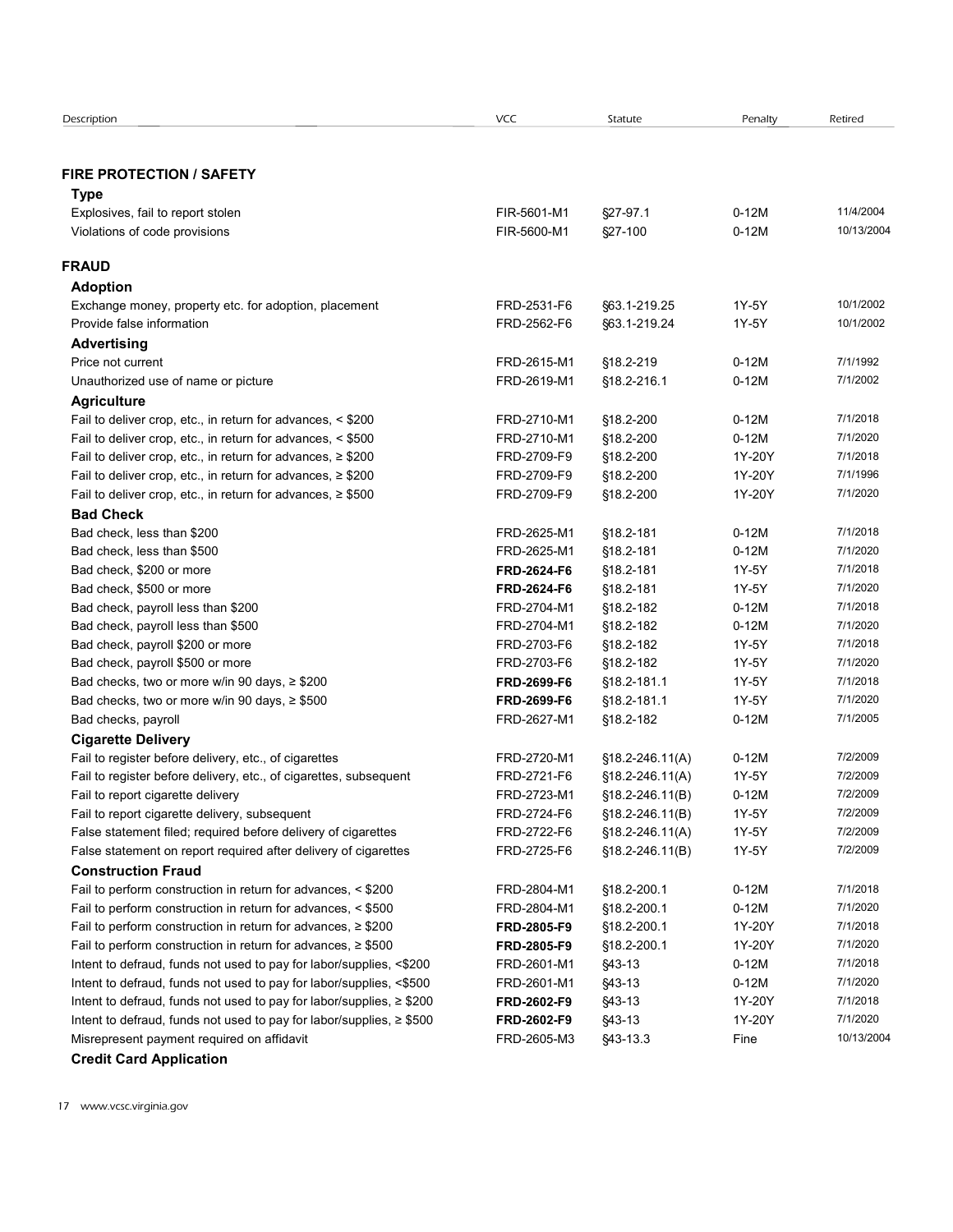| Description | VCC | Statute | Penalty | Retired |
|---|---|---|---|---|
| **FIRE PROTECTION / SAFETY** | | | | |
| **Type** | | | | |
| Explosives, fail to report stolen | FIR-5601-M1 | §27-97.1 | 0-12M | 11/4/2004 |
| Violations of code provisions | FIR-5600-M1 | §27-100 | 0-12M | 10/13/2004 |
| **FRAUD** | | | | |
| **Adoption** | | | | |
| Exchange money, property etc. for adoption, placement | FRD-2531-F6 | §63.1-219.25 | 1Y-5Y | 10/1/2002 |
| Provide false information | FRD-2562-F6 | §63.1-219.24 | 1Y-5Y | 10/1/2002 |
| **Advertising** | | | | |
| Price not current | FRD-2615-M1 | §18.2-219 | 0-12M | 7/1/1992 |
| Unauthorized use of name or picture | FRD-2619-M1 | §18.2-216.1 | 0-12M | 7/1/2002 |
| **Agriculture** | | | | |
| Fail to deliver crop, etc., in return for advances, < $200 | FRD-2710-M1 | §18.2-200 | 0-12M | 7/1/2018 |
| Fail to deliver crop, etc., in return for advances, < $500 | FRD-2710-M1 | §18.2-200 | 0-12M | 7/1/2020 |
| Fail to deliver crop, etc., in return for advances, ≥ $200 | FRD-2709-F9 | §18.2-200 | 1Y-20Y | 7/1/2018 |
| Fail to deliver crop, etc., in return for advances, ≥ $200 | FRD-2709-F9 | §18.2-200 | 1Y-20Y | 7/1/1996 |
| Fail to deliver crop, etc., in return for advances, ≥ $500 | FRD-2709-F9 | §18.2-200 | 1Y-20Y | 7/1/2020 |
| **Bad Check** | | | | |
| Bad check, less than $200 | FRD-2625-M1 | §18.2-181 | 0-12M | 7/1/2018 |
| Bad check, less than $500 | FRD-2625-M1 | §18.2-181 | 0-12M | 7/1/2020 |
| Bad check, $200 or more | **FRD-2624-F6** | §18.2-181 | 1Y-5Y | 7/1/2018 |
| Bad check, $500 or more | **FRD-2624-F6** | §18.2-181 | 1Y-5Y | 7/1/2020 |
| Bad check, payroll less than $200 | FRD-2704-M1 | §18.2-182 | 0-12M | 7/1/2018 |
| Bad check, payroll less than $500 | FRD-2704-M1 | §18.2-182 | 0-12M | 7/1/2020 |
| Bad check, payroll $200 or more | FRD-2703-F6 | §18.2-182 | 1Y-5Y | 7/1/2018 |
| Bad check, payroll $500 or more | FRD-2703-F6 | §18.2-182 | 1Y-5Y | 7/1/2020 |
| Bad checks, two or more w/in 90 days, ≥ $200 | **FRD-2699-F6** | §18.2-181.1 | 1Y-5Y | 7/1/2018 |
| Bad checks, two or more w/in 90 days, ≥ $500 | **FRD-2699-F6** | §18.2-181.1 | 1Y-5Y | 7/1/2020 |
| Bad checks, payroll | FRD-2627-M1 | §18.2-182 | 0-12M | 7/1/2005 |
| **Cigarette Delivery** | | | | |
| Fail to register before delivery, etc., of cigarettes | FRD-2720-M1 | §18.2-246.11(A) | 0-12M | 7/2/2009 |
| Fail to register before delivery, etc., of cigarettes, subsequent | FRD-2721-F6 | §18.2-246.11(A) | 1Y-5Y | 7/2/2009 |
| Fail to report cigarette delivery | FRD-2723-M1 | §18.2-246.11(B) | 0-12M | 7/2/2009 |
| Fail to report cigarette delivery, subsequent | FRD-2724-F6 | §18.2-246.11(B) | 1Y-5Y | 7/2/2009 |
| False statement filed; required before delivery of cigarettes | FRD-2722-F6 | §18.2-246.11(A) | 1Y-5Y | 7/2/2009 |
| False statement on report required after delivery of cigarettes | FRD-2725-F6 | §18.2-246.11(B) | 1Y-5Y | 7/2/2009 |
| **Construction Fraud** | | | | |
| Fail to perform construction in return for advances, < $200 | FRD-2804-M1 | §18.2-200.1 | 0-12M | 7/1/2018 |
| Fail to perform construction in return for advances, < $500 | FRD-2804-M1 | §18.2-200.1 | 0-12M | 7/1/2020 |
| Fail to perform construction in return for advances, ≥ $200 | **FRD-2805-F9** | §18.2-200.1 | 1Y-20Y | 7/1/2018 |
| Fail to perform construction in return for advances, ≥ $500 | **FRD-2805-F9** | §18.2-200.1 | 1Y-20Y | 7/1/2020 |
| Intent to defraud, funds not used to pay for labor/supplies, <$200 | FRD-2601-M1 | §43-13 | 0-12M | 7/1/2018 |
| Intent to defraud, funds not used to pay for labor/supplies, <$500 | FRD-2601-M1 | §43-13 | 0-12M | 7/1/2020 |
| Intent to defraud, funds not used to pay for labor/supplies, ≥ $200 | **FRD-2602-F9** | §43-13 | 1Y-20Y | 7/1/2018 |
| Intent to defraud, funds not used to pay for labor/supplies, ≥ $500 | **FRD-2602-F9** | §43-13 | 1Y-20Y | 7/1/2020 |
| Misrepresent payment required on affidavit | FRD-2605-M3 | §43-13.3 | Fine | 10/13/2004 |
| **Credit Card Application** | | | | |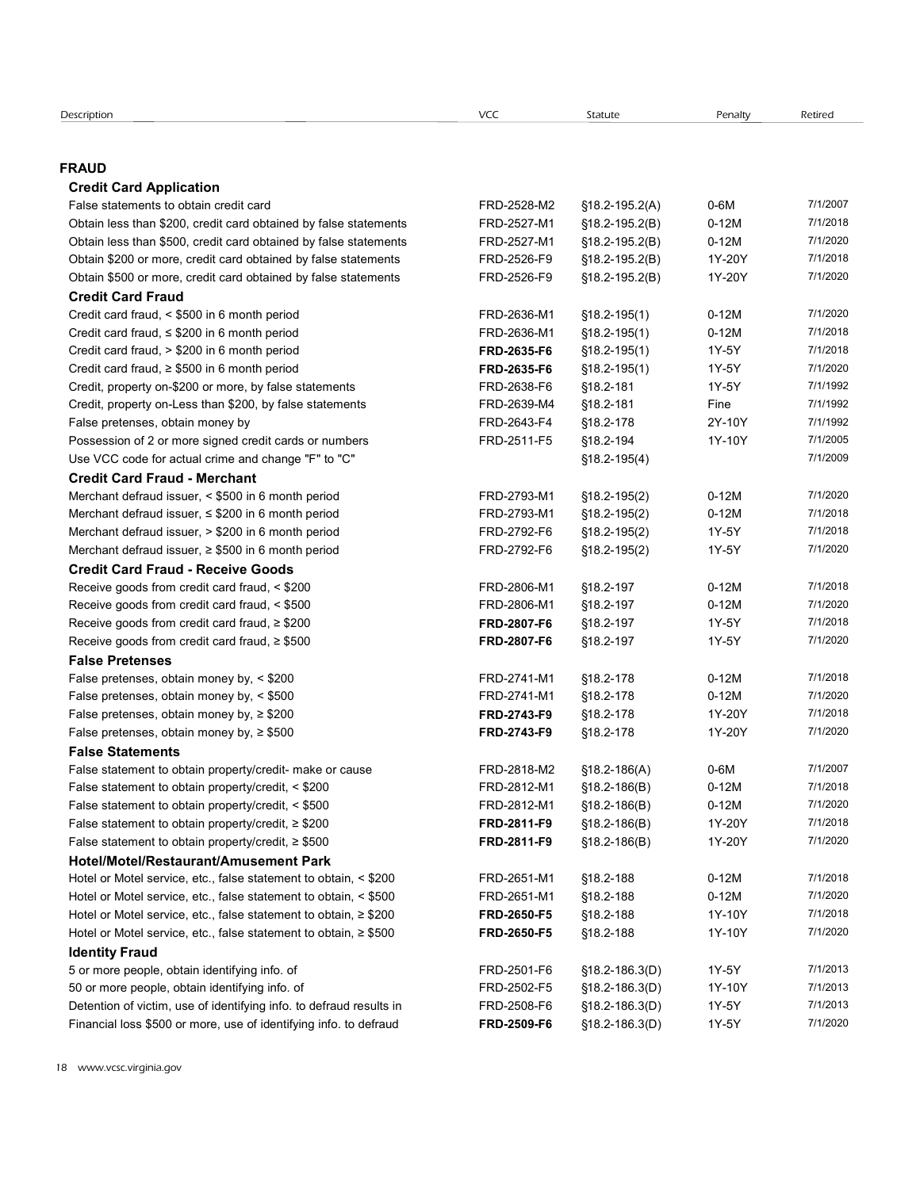| Description | VCC | Statute | Penalty | Retired |
|---|---|---|---|---|
| **FRAUD** | | | | |
| **Credit Card Application** | | | | |
| False statements to obtain credit card | FRD-2528-M2 | §18.2-195.2(A) | 0-6M | 7/1/2007 |
| Obtain less than $200, credit card obtained by false statements | FRD-2527-M1 | §18.2-195.2(B) | 0-12M | 7/1/2018 |
| Obtain less than $500, credit card obtained by false statements | FRD-2527-M1 | §18.2-195.2(B) | 0-12M | 7/1/2020 |
| Obtain $200 or more, credit card obtained by false statements | FRD-2526-F9 | §18.2-195.2(B) | 1Y-20Y | 7/1/2018 |
| Obtain $500 or more, credit card obtained by false statements | FRD-2526-F9 | §18.2-195.2(B) | 1Y-20Y | 7/1/2020 |
| **Credit Card Fraud** | | | | |
| Credit card fraud, < $500 in 6 month period | FRD-2636-M1 | §18.2-195(1) | 0-12M | 7/1/2020 |
| Credit card fraud, ≤ $200 in 6 month period | FRD-2636-M1 | §18.2-195(1) | 0-12M | 7/1/2018 |
| Credit card fraud, > $200 in 6 month period | **FRD-2635-F6** | §18.2-195(1) | 1Y-5Y | 7/1/2018 |
| Credit card fraud, ≥ $500 in 6 month period | **FRD-2635-F6** | §18.2-195(1) | 1Y-5Y | 7/1/2020 |
| Credit, property on-$200 or more, by false statements | FRD-2638-F6 | §18.2-181 | 1Y-5Y | 7/1/1992 |
| Credit, property on-Less than $200, by false statements | FRD-2639-M4 | §18.2-181 | Fine | 7/1/1992 |
| False pretenses, obtain money by | FRD-2643-F4 | §18.2-178 | 2Y-10Y | 7/1/1992 |
| Possession of 2 or more signed credit cards or numbers | FRD-2511-F5 | §18.2-194 | 1Y-10Y | 7/1/2005 |
| Use VCC code for actual crime and change "F" to "C" | | §18.2-195(4) | | 7/1/2009 |
| **Credit Card Fraud - Merchant** | | | | |
| Merchant defraud issuer, < $500 in 6 month period | FRD-2793-M1 | §18.2-195(2) | 0-12M | 7/1/2020 |
| Merchant defraud issuer, ≤ $200 in 6 month period | FRD-2793-M1 | §18.2-195(2) | 0-12M | 7/1/2018 |
| Merchant defraud issuer, > $200 in 6 month period | FRD-2792-F6 | §18.2-195(2) | 1Y-5Y | 7/1/2018 |
| Merchant defraud issuer, ≥ $500 in 6 month period | FRD-2792-F6 | §18.2-195(2) | 1Y-5Y | 7/1/2020 |
| **Credit Card Fraud - Receive Goods** | | | | |
| Receive goods from credit card fraud, < $200 | FRD-2806-M1 | §18.2-197 | 0-12M | 7/1/2018 |
| Receive goods from credit card fraud, < $500 | FRD-2806-M1 | §18.2-197 | 0-12M | 7/1/2020 |
| Receive goods from credit card fraud, ≥ $200 | **FRD-2807-F6** | §18.2-197 | 1Y-5Y | 7/1/2018 |
| Receive goods from credit card fraud, ≥ $500 | **FRD-2807-F6** | §18.2-197 | 1Y-5Y | 7/1/2020 |
| **False Pretenses** | | | | |
| False pretenses, obtain money by, < $200 | FRD-2741-M1 | §18.2-178 | 0-12M | 7/1/2018 |
| False pretenses, obtain money by, < $500 | FRD-2741-M1 | §18.2-178 | 0-12M | 7/1/2020 |
| False pretenses, obtain money by, ≥ $200 | **FRD-2743-F9** | §18.2-178 | 1Y-20Y | 7/1/2018 |
| False pretenses, obtain money by, ≥ $500 | **FRD-2743-F9** | §18.2-178 | 1Y-20Y | 7/1/2020 |
| **False Statements** | | | | |
| False statement to obtain property/credit- make or cause | FRD-2818-M2 | §18.2-186(A) | 0-6M | 7/1/2007 |
| False statement to obtain property/credit, < $200 | FRD-2812-M1 | §18.2-186(B) | 0-12M | 7/1/2018 |
| False statement to obtain property/credit, < $500 | FRD-2812-M1 | §18.2-186(B) | 0-12M | 7/1/2020 |
| False statement to obtain property/credit, ≥ $200 | **FRD-2811-F9** | §18.2-186(B) | 1Y-20Y | 7/1/2018 |
| False statement to obtain property/credit, ≥ $500 | **FRD-2811-F9** | §18.2-186(B) | 1Y-20Y | 7/1/2020 |
| **Hotel/Motel/Restaurant/Amusement Park** | | | | |
| Hotel or Motel service, etc., false statement to obtain, < $200 | FRD-2651-M1 | §18.2-188 | 0-12M | 7/1/2018 |
| Hotel or Motel service, etc., false statement to obtain, < $500 | FRD-2651-M1 | §18.2-188 | 0-12M | 7/1/2020 |
| Hotel or Motel service, etc., false statement to obtain, ≥ $200 | **FRD-2650-F5** | §18.2-188 | 1Y-10Y | 7/1/2018 |
| Hotel or Motel service, etc., false statement to obtain, ≥ $500 | **FRD-2650-F5** | §18.2-188 | 1Y-10Y | 7/1/2020 |
| **Identity Fraud** | | | | |
| 5 or more people, obtain identifying info. of | FRD-2501-F6 | §18.2-186.3(D) | 1Y-5Y | 7/1/2013 |
| 50 or more people, obtain identifying info. of | FRD-2502-F5 | §18.2-186.3(D) | 1Y-10Y | 7/1/2013 |
| Detention of victim, use of identifying info. to defraud results in | FRD-2508-F6 | §18.2-186.3(D) | 1Y-5Y | 7/1/2013 |
| Financial loss $500 or more, use of identifying info. to defraud | **FRD-2509-F6** | §18.2-186.3(D) | 1Y-5Y | 7/1/2020 |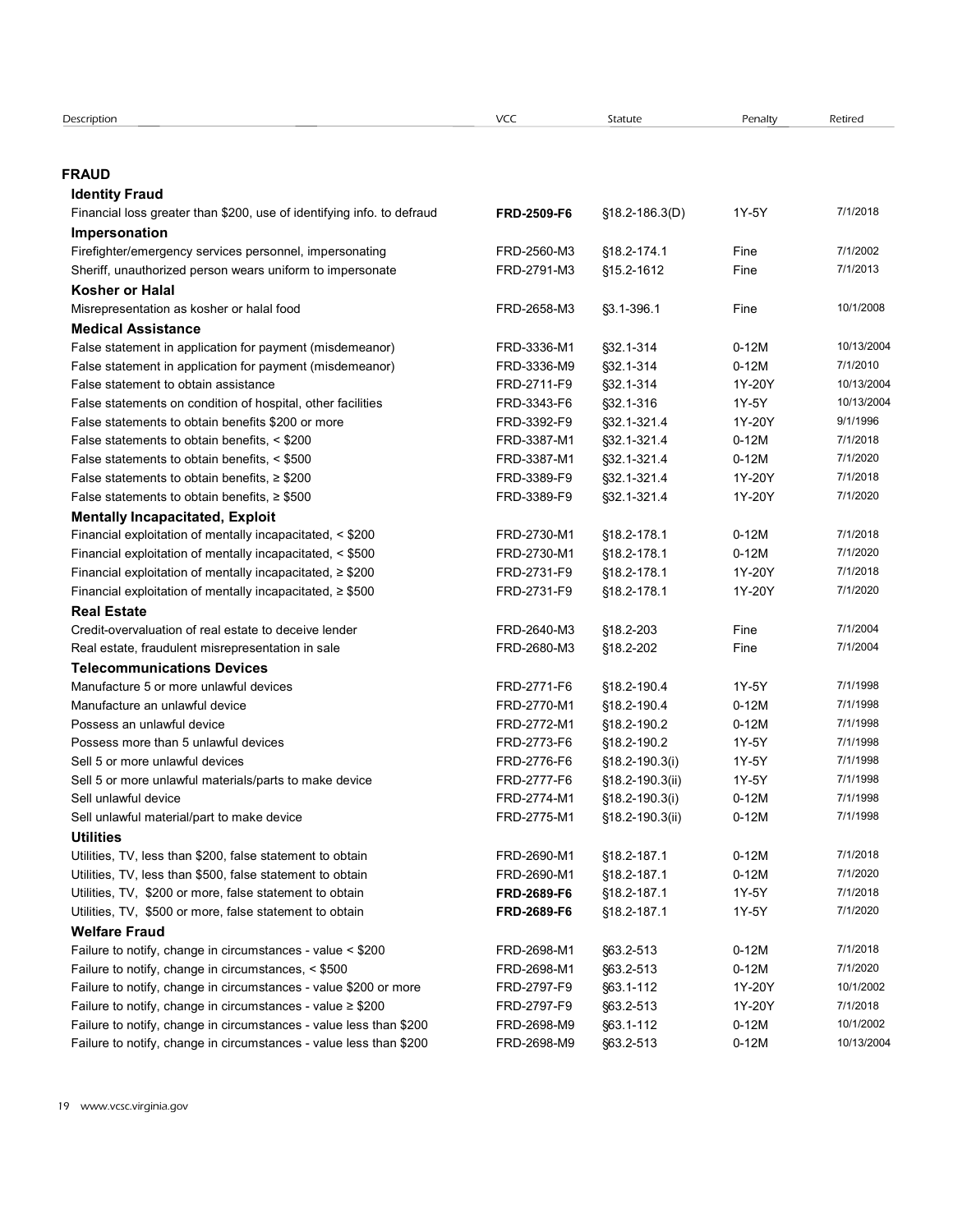| Description | VCC | Statute | Penalty | Retired |
|---|---|---|---|---|
| **FRAUD** | | | | |
| **Identity Fraud** | | | | |
| Financial loss greater than $200, use of identifying info. to defraud | **FRD-2509-F6** | §18.2-186.3(D) | 1Y-5Y | 7/1/2018 |
| **Impersonation** | | | | |
| Firefighter/emergency services personnel, impersonating | FRD-2560-M3 | §18.2-174.1 | Fine | 7/1/2002 |
| Sheriff, unauthorized person wears uniform to impersonate | FRD-2791-M3 | §15.2-1612 | Fine | 7/1/2013 |
| **Kosher or Halal** | | | | |
| Misrepresentation as kosher or halal food | FRD-2658-M3 | §3.1-396.1 | Fine | 10/1/2008 |
| **Medical Assistance** | | | | |
| False statement in application for payment (misdemeanor) | FRD-3336-M1 | §32.1-314 | 0-12M | 10/13/2004 |
| False statement in application for payment (misdemeanor) | FRD-3336-M9 | §32.1-314 | 0-12M | 7/1/2010 |
| False statement to obtain assistance | FRD-2711-F9 | §32.1-314 | 1Y-20Y | 10/13/2004 |
| False statements on condition of hospital, other facilities | FRD-3343-F6 | §32.1-316 | 1Y-5Y | 10/13/2004 |
| False statements to obtain benefits $200 or more | FRD-3392-F9 | §32.1-321.4 | 1Y-20Y | 9/1/1996 |
| False statements to obtain benefits, < $200 | FRD-3387-M1 | §32.1-321.4 | 0-12M | 7/1/2018 |
| False statements to obtain benefits, < $500 | FRD-3387-M1 | §32.1-321.4 | 0-12M | 7/1/2020 |
| False statements to obtain benefits, ≥ $200 | FRD-3389-F9 | §32.1-321.4 | 1Y-20Y | 7/1/2018 |
| False statements to obtain benefits, ≥ $500 | FRD-3389-F9 | §32.1-321.4 | 1Y-20Y | 7/1/2020 |
| **Mentally Incapacitated, Exploit** | | | | |
| Financial exploitation of mentally incapacitated, < $200 | FRD-2730-M1 | §18.2-178.1 | 0-12M | 7/1/2018 |
| Financial exploitation of mentally incapacitated, < $500 | FRD-2730-M1 | §18.2-178.1 | 0-12M | 7/1/2020 |
| Financial exploitation of mentally incapacitated, ≥ $200 | FRD-2731-F9 | §18.2-178.1 | 1Y-20Y | 7/1/2018 |
| Financial exploitation of mentally incapacitated, ≥ $500 | FRD-2731-F9 | §18.2-178.1 | 1Y-20Y | 7/1/2020 |
| **Real Estate** | | | | |
| Credit-overvaluation of real estate to deceive lender | FRD-2640-M3 | §18.2-203 | Fine | 7/1/2004 |
| Real estate, fraudulent misrepresentation in sale | FRD-2680-M3 | §18.2-202 | Fine | 7/1/2004 |
| **Telecommunications Devices** | | | | |
| Manufacture 5 or more unlawful devices | FRD-2771-F6 | §18.2-190.4 | 1Y-5Y | 7/1/1998 |
| Manufacture an unlawful device | FRD-2770-M1 | §18.2-190.4 | 0-12M | 7/1/1998 |
| Possess an unlawful device | FRD-2772-M1 | §18.2-190.2 | 0-12M | 7/1/1998 |
| Possess more than 5 unlawful devices | FRD-2773-F6 | §18.2-190.2 | 1Y-5Y | 7/1/1998 |
| Sell 5 or more unlawful devices | FRD-2776-F6 | §18.2-190.3(i) | 1Y-5Y | 7/1/1998 |
| Sell 5 or more unlawful materials/parts to make device | FRD-2777-F6 | §18.2-190.3(ii) | 1Y-5Y | 7/1/1998 |
| Sell unlawful device | FRD-2774-M1 | §18.2-190.3(i) | 0-12M | 7/1/1998 |
| Sell unlawful material/part to make device | FRD-2775-M1 | §18.2-190.3(ii) | 0-12M | 7/1/1998 |
| **Utilities** | | | | |
| Utilities, TV, less than $200, false statement to obtain | FRD-2690-M1 | §18.2-187.1 | 0-12M | 7/1/2018 |
| Utilities, TV, less than $500, false statement to obtain | FRD-2690-M1 | §18.2-187.1 | 0-12M | 7/1/2020 |
| Utilities, TV, $200 or more, false statement to obtain | **FRD-2689-F6** | §18.2-187.1 | 1Y-5Y | 7/1/2018 |
| Utilities, TV, $500 or more, false statement to obtain | **FRD-2689-F6** | §18.2-187.1 | 1Y-5Y | 7/1/2020 |
| **Welfare Fraud** | | | | |
| Failure to notify, change in circumstances - value < $200 | FRD-2698-M1 | §63.2-513 | 0-12M | 7/1/2018 |
| Failure to notify, change in circumstances, < $500 | FRD-2698-M1 | §63.2-513 | 0-12M | 7/1/2020 |
| Failure to notify, change in circumstances - value $200 or more | FRD-2797-F9 | §63.1-112 | 1Y-20Y | 10/1/2002 |
| Failure to notify, change in circumstances - value ≥ $200 | FRD-2797-F9 | §63.2-513 | 1Y-20Y | 7/1/2018 |
| Failure to notify, change in circumstances - value less than $200 | FRD-2698-M9 | §63.1-112 | 0-12M | 10/1/2002 |
| Failure to notify, change in circumstances - value less than $200 | FRD-2698-M9 | §63.2-513 | 0-12M | 10/13/2004 |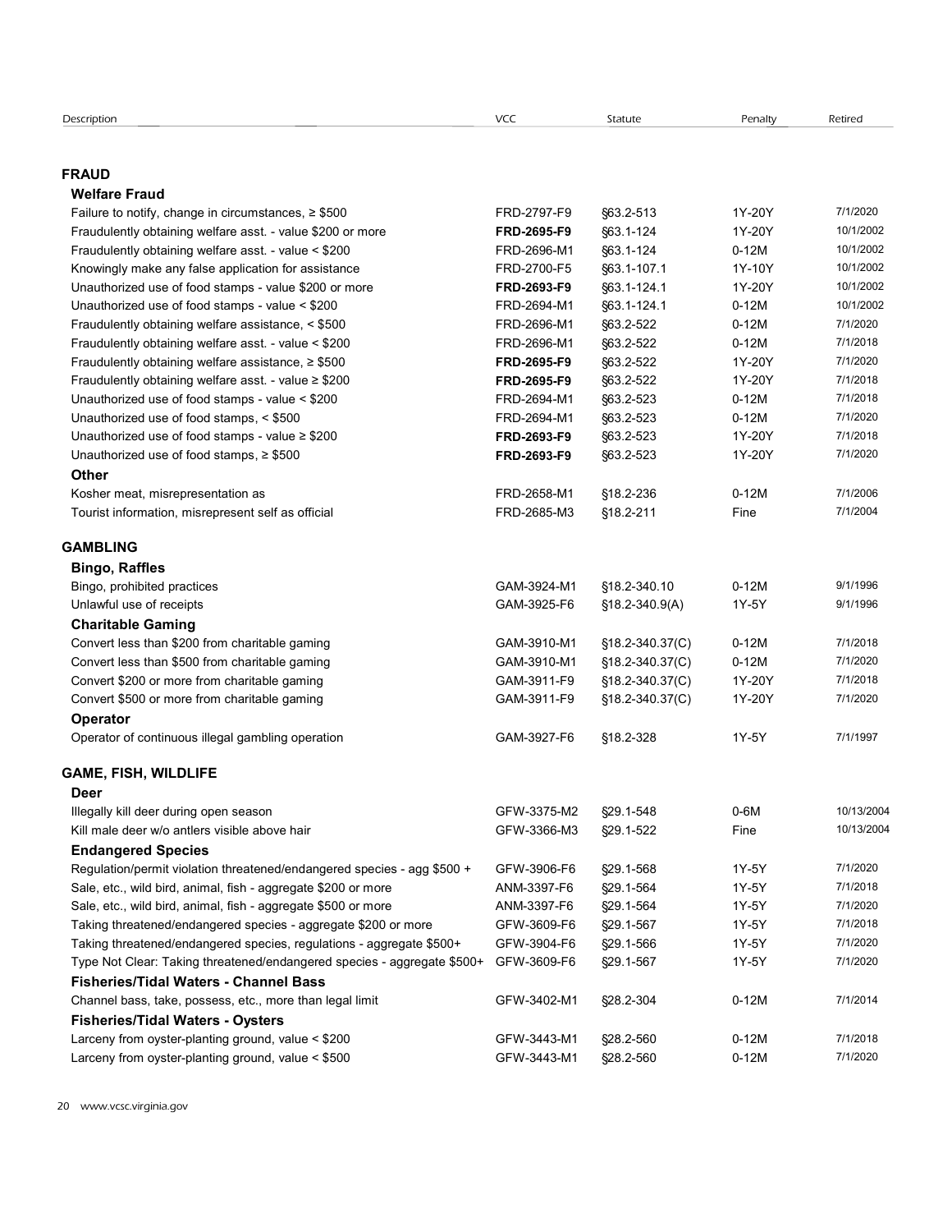| Description | VCC | Statute | Penalty | Retired |
|---|---|---|---|---|
| **FRAUD** | | | | |
| **Welfare Fraud** | | | | |
| Failure to notify, change in circumstances, ≥ $500 | FRD-2797-F9 | §63.2-513 | 1Y-20Y | 7/1/2020 |
| Fraudulently obtaining welfare asst. - value $200 or more | **FRD-2695-F9** | §63.1-124 | 1Y-20Y | 10/1/2002 |
| Fraudulently obtaining welfare asst. - value < $200 | FRD-2696-M1 | §63.1-124 | 0-12M | 10/1/2002 |
| Knowingly make any false application for assistance | FRD-2700-F5 | §63.1-107.1 | 1Y-10Y | 10/1/2002 |
| Unauthorized use of food stamps - value $200 or more | **FRD-2693-F9** | §63.1-124.1 | 1Y-20Y | 10/1/2002 |
| Unauthorized use of food stamps - value < $200 | FRD-2694-M1 | §63.1-124.1 | 0-12M | 10/1/2002 |
| Fraudulently obtaining welfare assistance, < $500 | FRD-2696-M1 | §63.2-522 | 0-12M | 7/1/2020 |
| Fraudulently obtaining welfare asst. - value < $200 | FRD-2696-M1 | §63.2-522 | 0-12M | 7/1/2018 |
| Fraudulently obtaining welfare assistance, ≥ $500 | **FRD-2695-F9** | §63.2-522 | 1Y-20Y | 7/1/2020 |
| Fraudulently obtaining welfare asst. - value ≥ $200 | **FRD-2695-F9** | §63.2-522 | 1Y-20Y | 7/1/2018 |
| Unauthorized use of food stamps - value < $200 | FRD-2694-M1 | §63.2-523 | 0-12M | 7/1/2018 |
| Unauthorized use of food stamps, < $500 | FRD-2694-M1 | §63.2-523 | 0-12M | 7/1/2020 |
| Unauthorized use of food stamps - value ≥ $200 | **FRD-2693-F9** | §63.2-523 | 1Y-20Y | 7/1/2018 |
| Unauthorized use of food stamps, ≥ $500 | **FRD-2693-F9** | §63.2-523 | 1Y-20Y | 7/1/2020 |
| **Other** | | | | |
| Kosher meat, misrepresentation as | FRD-2658-M1 | §18.2-236 | 0-12M | 7/1/2006 |
| Tourist information, misrepresent self as official | FRD-2685-M3 | §18.2-211 | Fine | 7/1/2004 |
| **GAMBLING** | | | | |
| **Bingo, Raffles** | | | | |
| Bingo, prohibited practices | GAM-3924-M1 | §18.2-340.10 | 0-12M | 9/1/1996 |
| Unlawful use of receipts | GAM-3925-F6 | §18.2-340.9(A) | 1Y-5Y | 9/1/1996 |
| **Charitable Gaming** | | | | |
| Convert less than $200 from charitable gaming | GAM-3910-M1 | §18.2-340.37(C) | 0-12M | 7/1/2018 |
| Convert less than $500 from charitable gaming | GAM-3910-M1 | §18.2-340.37(C) | 0-12M | 7/1/2020 |
| Convert $200 or more from charitable gaming | GAM-3911-F9 | §18.2-340.37(C) | 1Y-20Y | 7/1/2018 |
| Convert $500 or more from charitable gaming | GAM-3911-F9 | §18.2-340.37(C) | 1Y-20Y | 7/1/2020 |
| **Operator** | | | | |
| Operator of continuous illegal gambling operation | GAM-3927-F6 | §18.2-328 | 1Y-5Y | 7/1/1997 |
| **GAME, FISH, WILDLIFE** | | | | |
| **Deer** | | | | |
| Illegally kill deer during open season | GFW-3375-M2 | §29.1-548 | 0-6M | 10/13/2004 |
| Kill male deer w/o antlers visible above hair | GFW-3366-M3 | §29.1-522 | Fine | 10/13/2004 |
| **Endangered Species** | | | | |
| Regulation/permit violation threatened/endangered species - agg $500 + | GFW-3906-F6 | §29.1-568 | 1Y-5Y | 7/1/2020 |
| Sale, etc., wild bird, animal, fish - aggregate $200 or more | ANM-3397-F6 | §29.1-564 | 1Y-5Y | 7/1/2018 |
| Sale, etc., wild bird, animal, fish - aggregate $500 or more | ANM-3397-F6 | §29.1-564 | 1Y-5Y | 7/1/2020 |
| Taking threatened/endangered species - aggregate $200 or more | GFW-3609-F6 | §29.1-567 | 1Y-5Y | 7/1/2018 |
| Taking threatened/endangered species, regulations - aggregate $500+ | GFW-3904-F6 | §29.1-566 | 1Y-5Y | 7/1/2020 |
| Type Not Clear: Taking threatened/endangered species - aggregate $500+ | GFW-3609-F6 | §29.1-567 | 1Y-5Y | 7/1/2020 |
| **Fisheries/Tidal Waters - Channel Bass** | | | | |
| Channel bass, take, possess, etc., more than legal limit | GFW-3402-M1 | §28.2-304 | 0-12M | 7/1/2014 |
| **Fisheries/Tidal Waters - Oysters** | | | | |
| Larceny from oyster-planting ground, value < $200 | GFW-3443-M1 | §28.2-560 | 0-12M | 7/1/2018 |
| Larceny from oyster-planting ground, value < $500 | GFW-3443-M1 | §28.2-560 | 0-12M | 7/1/2020 |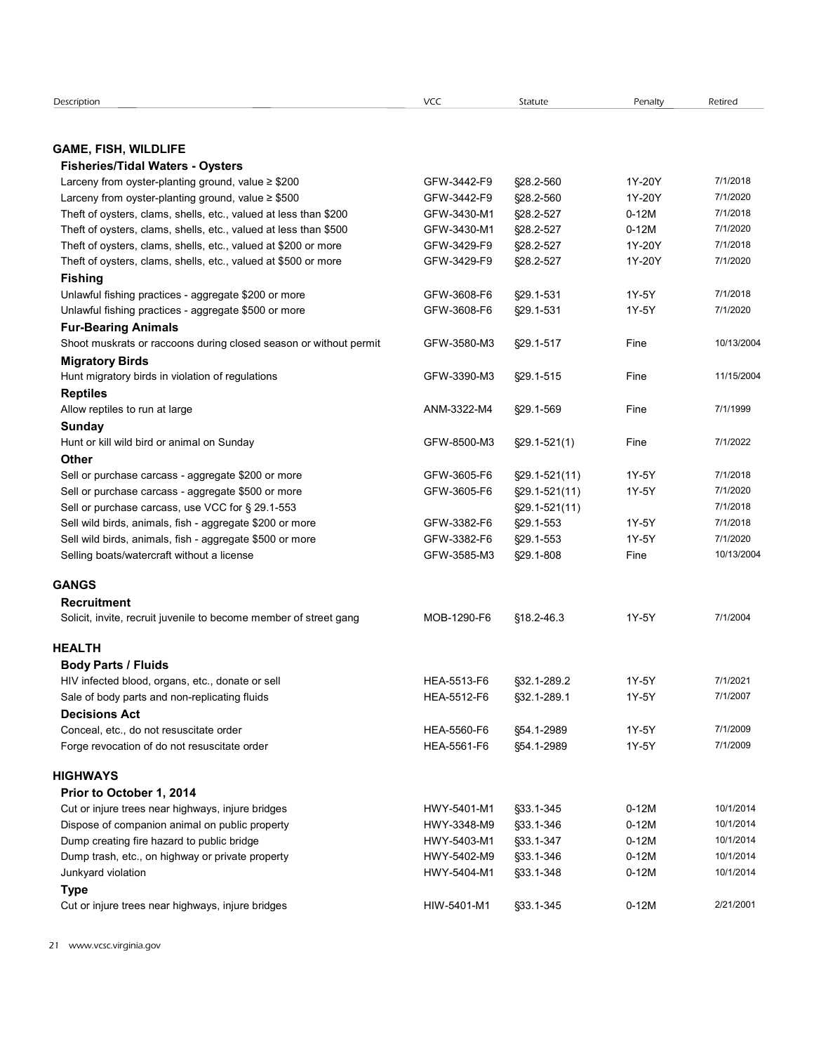| Description | VCC | Statute | Penalty | Retired |
|---|---|---|---|---|
| **GAME, FISH, WILDLIFE** | | | | |
| **Fisheries/Tidal Waters - Oysters** | | | | |
| Larceny from oyster-planting ground, value ≥ $200 | GFW-3442-F9 | §28.2-560 | 1Y-20Y | 7/1/2018 |
| Larceny from oyster-planting ground, value ≥ $500 | GFW-3442-F9 | §28.2-560 | 1Y-20Y | 7/1/2020 |
| Theft of oysters, clams, shells, etc., valued at less than $200 | GFW-3430-M1 | §28.2-527 | 0-12M | 7/1/2018 |
| Theft of oysters, clams, shells, etc., valued at less than $500 | GFW-3430-M1 | §28.2-527 | 0-12M | 7/1/2020 |
| Theft of oysters, clams, shells, etc., valued at $200 or more | GFW-3429-F9 | §28.2-527 | 1Y-20Y | 7/1/2018 |
| Theft of oysters, clams, shells, etc., valued at $500 or more | GFW-3429-F9 | §28.2-527 | 1Y-20Y | 7/1/2020 |
| **Fishing** | | | | |
| Unlawful fishing practices - aggregate $200 or more | GFW-3608-F6 | §29.1-531 | 1Y-5Y | 7/1/2018 |
| Unlawful fishing practices - aggregate $500 or more | GFW-3608-F6 | §29.1-531 | 1Y-5Y | 7/1/2020 |
| **Fur-Bearing Animals** | | | | |
| Shoot muskrats or raccoons during closed season or without permit | GFW-3580-M3 | §29.1-517 | Fine | 10/13/2004 |
| **Migratory Birds** | | | | |
| Hunt migratory birds in violation of regulations | GFW-3390-M3 | §29.1-515 | Fine | 11/15/2004 |
| **Reptiles** | | | | |
| Allow reptiles to run at large | ANM-3322-M4 | §29.1-569 | Fine | 7/1/1999 |
| **Sunday** | | | | |
| Hunt or kill wild bird or animal on Sunday | GFW-8500-M3 | §29.1-521(1) | Fine | 7/1/2022 |
| **Other** | | | | |
| Sell or purchase carcass - aggregate $200 or more | GFW-3605-F6 | §29.1-521(11) | 1Y-5Y | 7/1/2018 |
| Sell or purchase carcass - aggregate $500 or more | GFW-3605-F6 | §29.1-521(11) | 1Y-5Y | 7/1/2020 |
| Sell or purchase carcass, use VCC for § 29.1-553 | | §29.1-521(11) | | 7/1/2018 |
| Sell wild birds, animals, fish - aggregate $200 or more | GFW-3382-F6 | §29.1-553 | 1Y-5Y | 7/1/2018 |
| Sell wild birds, animals, fish - aggregate $500 or more | GFW-3382-F6 | §29.1-553 | 1Y-5Y | 7/1/2020 |
| Selling boats/watercraft without a license | GFW-3585-M3 | §29.1-808 | Fine | 10/13/2004 |
| **GANGS** | | | | |
| **Recruitment** | | | | |
| Solicit, invite, recruit juvenile to become member of street gang | MOB-1290-F6 | §18.2-46.3 | 1Y-5Y | 7/1/2004 |
| **HEALTH** | | | | |
| **Body Parts / Fluids** | | | | |
| HIV infected blood, organs, etc., donate or sell | HEA-5513-F6 | §32.1-289.2 | 1Y-5Y | 7/1/2021 |
| Sale of body parts and non-replicating fluids | HEA-5512-F6 | §32.1-289.1 | 1Y-5Y | 7/1/2007 |
| **Decisions Act** | | | | |
| Conceal, etc., do not resuscitate order | HEA-5560-F6 | §54.1-2989 | 1Y-5Y | 7/1/2009 |
| Forge revocation of do not resuscitate order | HEA-5561-F6 | §54.1-2989 | 1Y-5Y | 7/1/2009 |
| **HIGHWAYS** | | | | |
| **Prior to October 1, 2014** | | | | |
| Cut or injure trees near highways, injure bridges | HWY-5401-M1 | §33.1-345 | 0-12M | 10/1/2014 |
| Dispose of companion animal on public property | HWY-3348-M9 | §33.1-346 | 0-12M | 10/1/2014 |
| Dump creating fire hazard to public bridge | HWY-5403-M1 | §33.1-347 | 0-12M | 10/1/2014 |
| Dump trash, etc., on highway or private property | HWY-5402-M9 | §33.1-346 | 0-12M | 10/1/2014 |
| Junkyard violation | HWY-5404-M1 | §33.1-348 | 0-12M | 10/1/2014 |
| **Type** | | | | |
| Cut or injure trees near highways, injure bridges | HIW-5401-M1 | §33.1-345 | 0-12M | 2/21/2001 |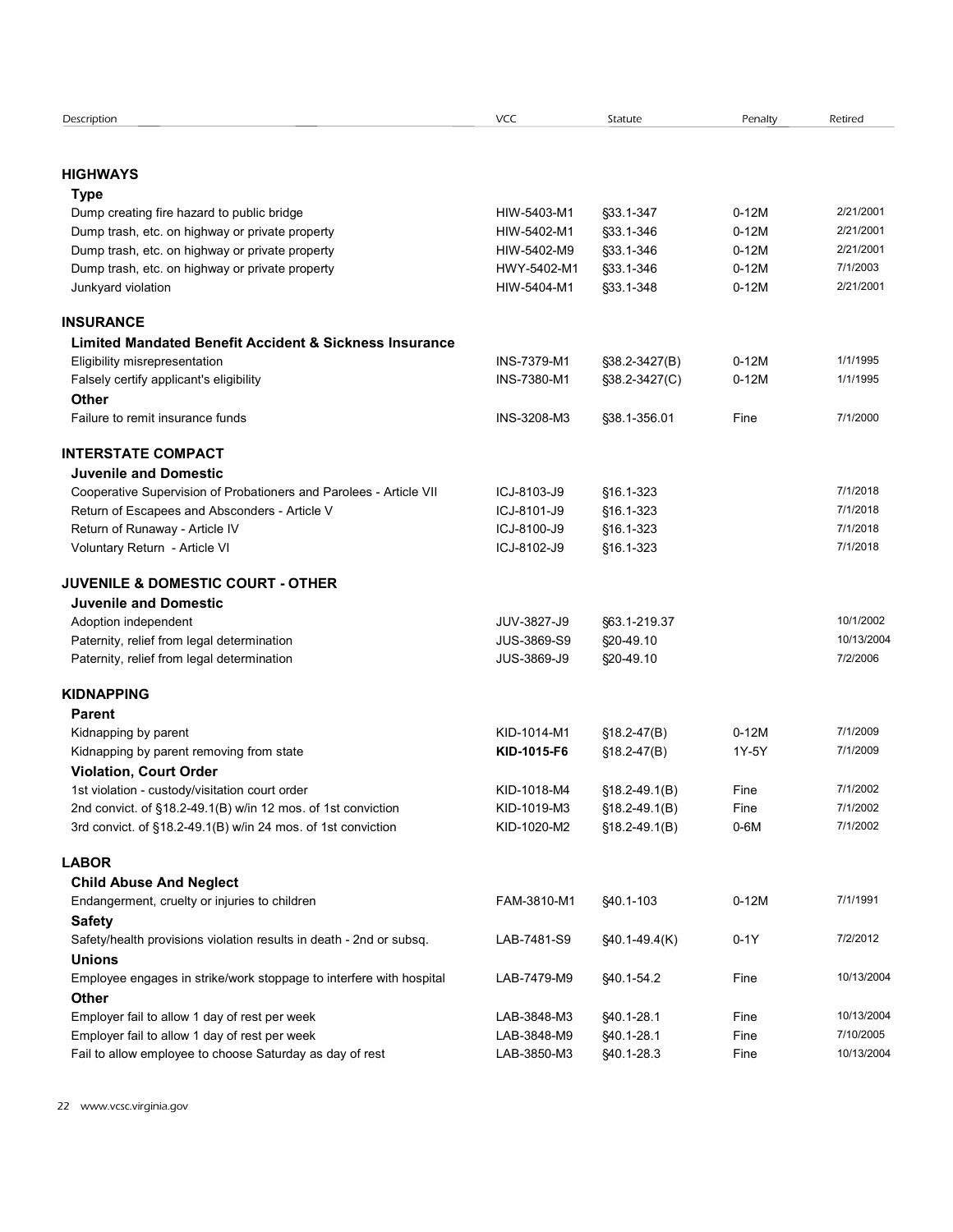| Description | VCC | Statute | Penalty | Retired |
|---|---|---|---|---|
| **HIGHWAYS** | | | | |
| **Type** | | | | |
| Dump creating fire hazard to public bridge | HIW-5403-M1 | §33.1-347 | 0-12M | 2/21/2001 |
| Dump trash, etc. on highway or private property | HIW-5402-M1 | §33.1-346 | 0-12M | 2/21/2001 |
| Dump trash, etc. on highway or private property | HIW-5402-M9 | §33.1-346 | 0-12M | 2/21/2001 |
| Dump trash, etc. on highway or private property | HWY-5402-M1 | §33.1-346 | 0-12M | 7/1/2003 |
| Junkyard violation | HIW-5404-M1 | §33.1-348 | 0-12M | 2/21/2001 |
| **INSURANCE** | | | | |
| **Limited Mandated Benefit Accident & Sickness Insurance** | | | | |
| Eligibility misrepresentation | INS-7379-M1 | §38.2-3427(B) | 0-12M | 1/1/1995 |
| Falsely certify applicant's eligibility | INS-7380-M1 | §38.2-3427(C) | 0-12M | 1/1/1995 |
| **Other** | | | | |
| Failure to remit insurance funds | INS-3208-M3 | §38.1-356.01 | Fine | 7/1/2000 |
| **INTERSTATE COMPACT** | | | | |
| **Juvenile and Domestic** | | | | |
| Cooperative Supervision of Probationers and Parolees - Article VII | ICJ-8103-J9 | §16.1-323 | | 7/1/2018 |
| Return of Escapees and Absconders - Article V | ICJ-8101-J9 | §16.1-323 | | 7/1/2018 |
| Return of Runaway - Article IV | ICJ-8100-J9 | §16.1-323 | | 7/1/2018 |
| Voluntary Return - Article VI | ICJ-8102-J9 | §16.1-323 | | 7/1/2018 |
| **JUVENILE & DOMESTIC COURT - OTHER** | | | | |
| **Juvenile and Domestic** | | | | |
| Adoption independent | JUV-3827-J9 | §63.1-219.37 | | 10/1/2002 |
| Paternity, relief from legal determination | JUS-3869-S9 | §20-49.10 | | 10/13/2004 |
| Paternity, relief from legal determination | JUS-3869-J9 | §20-49.10 | | 7/2/2006 |
| **KIDNAPPING** | | | | |
| **Parent** | | | | |
| Kidnapping by parent | KID-1014-M1 | §18.2-47(B) | 0-12M | 7/1/2009 |
| Kidnapping by parent removing from state | **KID-1015-F6** | §18.2-47(B) | 1Y-5Y | 7/1/2009 |
| **Violation, Court Order** | | | | |
| 1st violation - custody/visitation court order | KID-1018-M4 | §18.2-49.1(B) | Fine | 7/1/2002 |
| 2nd convict. of §18.2-49.1(B) w/in 12 mos. of 1st conviction | KID-1019-M3 | §18.2-49.1(B) | Fine | 7/1/2002 |
| 3rd convict. of §18.2-49.1(B) w/in 24 mos. of 1st conviction | KID-1020-M2 | §18.2-49.1(B) | 0-6M | 7/1/2002 |
| **LABOR** | | | | |
| **Child Abuse And Neglect** | | | | |
| Endangerment, cruelty or injuries to children | FAM-3810-M1 | §40.1-103 | 0-12M | 7/1/1991 |
| **Safety** | | | | |
| Safety/health provisions violation results in death - 2nd or subsq. | LAB-7481-S9 | §40.1-49.4(K) | 0-1Y | 7/2/2012 |
| **Unions** | | | | |
| Employee engages in strike/work stoppage to interfere with hospital | LAB-7479-M9 | §40.1-54.2 | Fine | 10/13/2004 |
| **Other** | | | | |
| Employer fail to allow 1 day of rest per week | LAB-3848-M3 | §40.1-28.1 | Fine | 10/13/2004 |
| Employer fail to allow 1 day of rest per week | LAB-3848-M9 | §40.1-28.1 | Fine | 7/10/2005 |
| Fail to allow employee to choose Saturday as day of rest | LAB-3850-M3 | §40.1-28.3 | Fine | 10/13/2004 |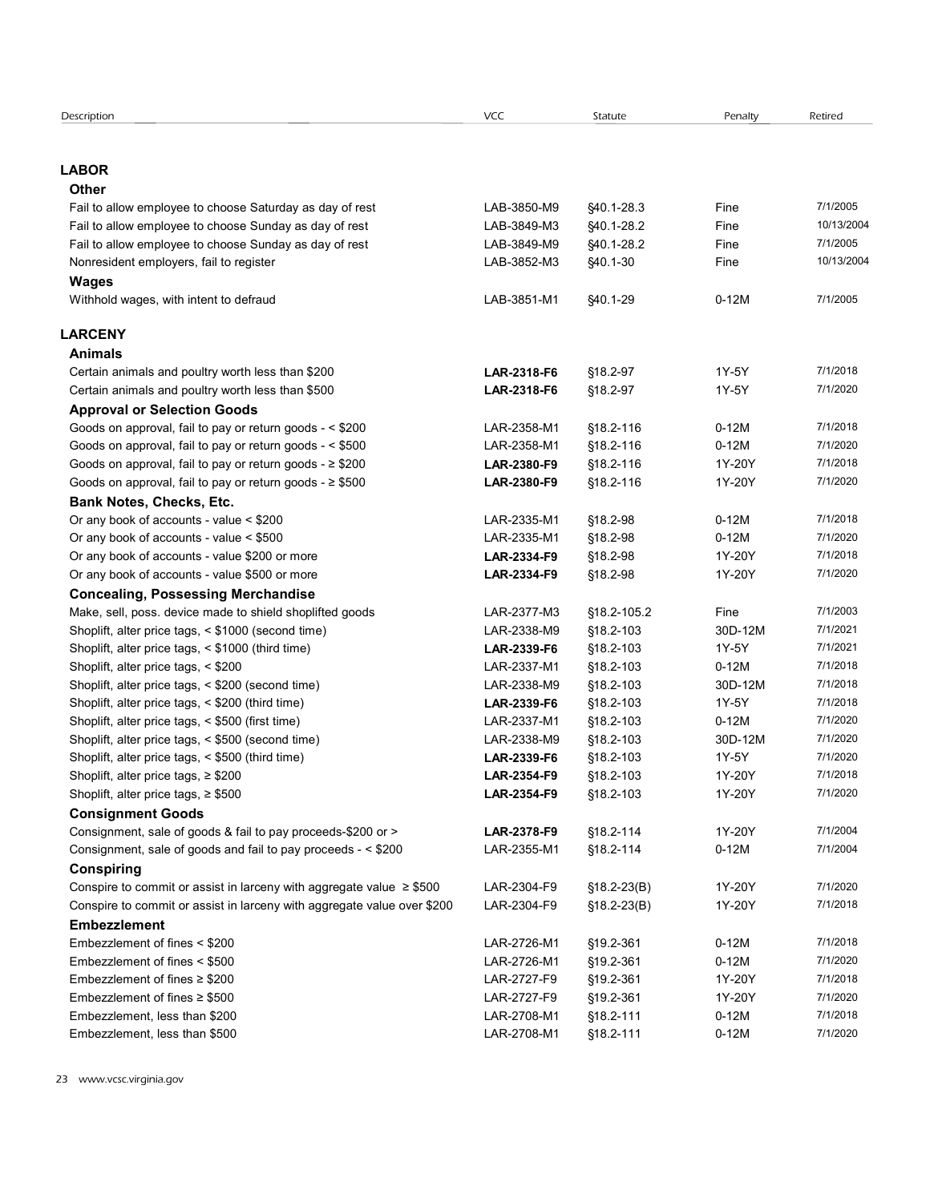| Description | VCC | Statute | Penalty | Retired |
|---|---|---|---|---|
| **LABOR** | | | | |
| **Other** | | | | |
| Fail to allow employee to choose Saturday as day of rest | LAB-3850-M9 | §40.1-28.3 | Fine | 7/1/2005 |
| Fail to allow employee to choose Sunday as day of rest | LAB-3849-M3 | §40.1-28.2 | Fine | 10/13/2004 |
| Fail to allow employee to choose Sunday as day of rest | LAB-3849-M9 | §40.1-28.2 | Fine | 7/1/2005 |
| Nonresident employers, fail to register | LAB-3852-M3 | §40.1-30 | Fine | 10/13/2004 |
| **Wages** | | | | |
| Withhold wages, with intent to defraud | LAB-3851-M1 | §40.1-29 | 0-12M | 7/1/2005 |
| **LARCENY** | | | | |
| **Animals** | | | | |
| Certain animals and poultry worth less than $200 | **LAR-2318-F6** | §18.2-97 | 1Y-5Y | 7/1/2018 |
| Certain animals and poultry worth less than $500 | **LAR-2318-F6** | §18.2-97 | 1Y-5Y | 7/1/2020 |
| **Approval or Selection Goods** | | | | |
| Goods on approval, fail to pay or return goods - < $200 | LAR-2358-M1 | §18.2-116 | 0-12M | 7/1/2018 |
| Goods on approval, fail to pay or return goods - < $500 | LAR-2358-M1 | §18.2-116 | 0-12M | 7/1/2020 |
| Goods on approval, fail to pay or return goods - ≥ $200 | **LAR-2380-F9** | §18.2-116 | 1Y-20Y | 7/1/2018 |
| Goods on approval, fail to pay or return goods - ≥ $500 | **LAR-2380-F9** | §18.2-116 | 1Y-20Y | 7/1/2020 |
| **Bank Notes, Checks, Etc.** | | | | |
| Or any book of accounts - value < $200 | LAR-2335-M1 | §18.2-98 | 0-12M | 7/1/2018 |
| Or any book of accounts - value < $500 | LAR-2335-M1 | §18.2-98 | 0-12M | 7/1/2020 |
| Or any book of accounts - value $200 or more | **LAR-2334-F9** | §18.2-98 | 1Y-20Y | 7/1/2018 |
| Or any book of accounts - value $500 or more | **LAR-2334-F9** | §18.2-98 | 1Y-20Y | 7/1/2020 |
| **Concealing, Possessing Merchandise** | | | | |
| Make, sell, poss. device made to shield shoplifted goods | LAR-2377-M3 | §18.2-105.2 | Fine | 7/1/2003 |
| Shoplift, alter price tags, < $1000 (second time) | LAR-2338-M9 | §18.2-103 | 30D-12M | 7/1/2021 |
| Shoplift, alter price tags, < $1000 (third time) | **LAR-2339-F6** | §18.2-103 | 1Y-5Y | 7/1/2021 |
| Shoplift, alter price tags, < $200 | LAR-2337-M1 | §18.2-103 | 0-12M | 7/1/2018 |
| Shoplift, alter price tags, < $200 (second time) | LAR-2338-M9 | §18.2-103 | 30D-12M | 7/1/2018 |
| Shoplift, alter price tags, < $200 (third time) | **LAR-2339-F6** | §18.2-103 | 1Y-5Y | 7/1/2018 |
| Shoplift, alter price tags, < $500 (first time) | LAR-2337-M1 | §18.2-103 | 0-12M | 7/1/2020 |
| Shoplift, alter price tags, < $500 (second time) | LAR-2338-M9 | §18.2-103 | 30D-12M | 7/1/2020 |
| Shoplift, alter price tags, < $500 (third time) | **LAR-2339-F6** | §18.2-103 | 1Y-5Y | 7/1/2020 |
| Shoplift, alter price tags, ≥ $200 | **LAR-2354-F9** | §18.2-103 | 1Y-20Y | 7/1/2018 |
| Shoplift, alter price tags, ≥ $500 | **LAR-2354-F9** | §18.2-103 | 1Y-20Y | 7/1/2020 |
| **Consignment Goods** | | | | |
| Consignment, sale of goods & fail to pay proceeds-$200 or > | **LAR-2378-F9** | §18.2-114 | 1Y-20Y | 7/1/2004 |
| Consignment, sale of goods and fail to pay proceeds - < $200 | LAR-2355-M1 | §18.2-114 | 0-12M | 7/1/2004 |
| **Conspiring** | | | | |
| Conspire to commit or assist in larceny with aggregate value ≥ $500 | LAR-2304-F9 | §18.2-23(B) | 1Y-20Y | 7/1/2020 |
| Conspire to commit or assist in larceny with aggregate value over $200 | LAR-2304-F9 | §18.2-23(B) | 1Y-20Y | 7/1/2018 |
| **Embezzlement** | | | | |
| Embezzlement of fines < $200 | LAR-2726-M1 | §19.2-361 | 0-12M | 7/1/2018 |
| Embezzlement of fines < $500 | LAR-2726-M1 | §19.2-361 | 0-12M | 7/1/2020 |
| Embezzlement of fines ≥ $200 | LAR-2727-F9 | §19.2-361 | 1Y-20Y | 7/1/2018 |
| Embezzlement of fines ≥ $500 | LAR-2727-F9 | §19.2-361 | 1Y-20Y | 7/1/2020 |
| Embezzlement, less than $200 | LAR-2708-M1 | §18.2-111 | 0-12M | 7/1/2018 |
| Embezzlement, less than $500 | LAR-2708-M1 | §18.2-111 | 0-12M | 7/1/2020 |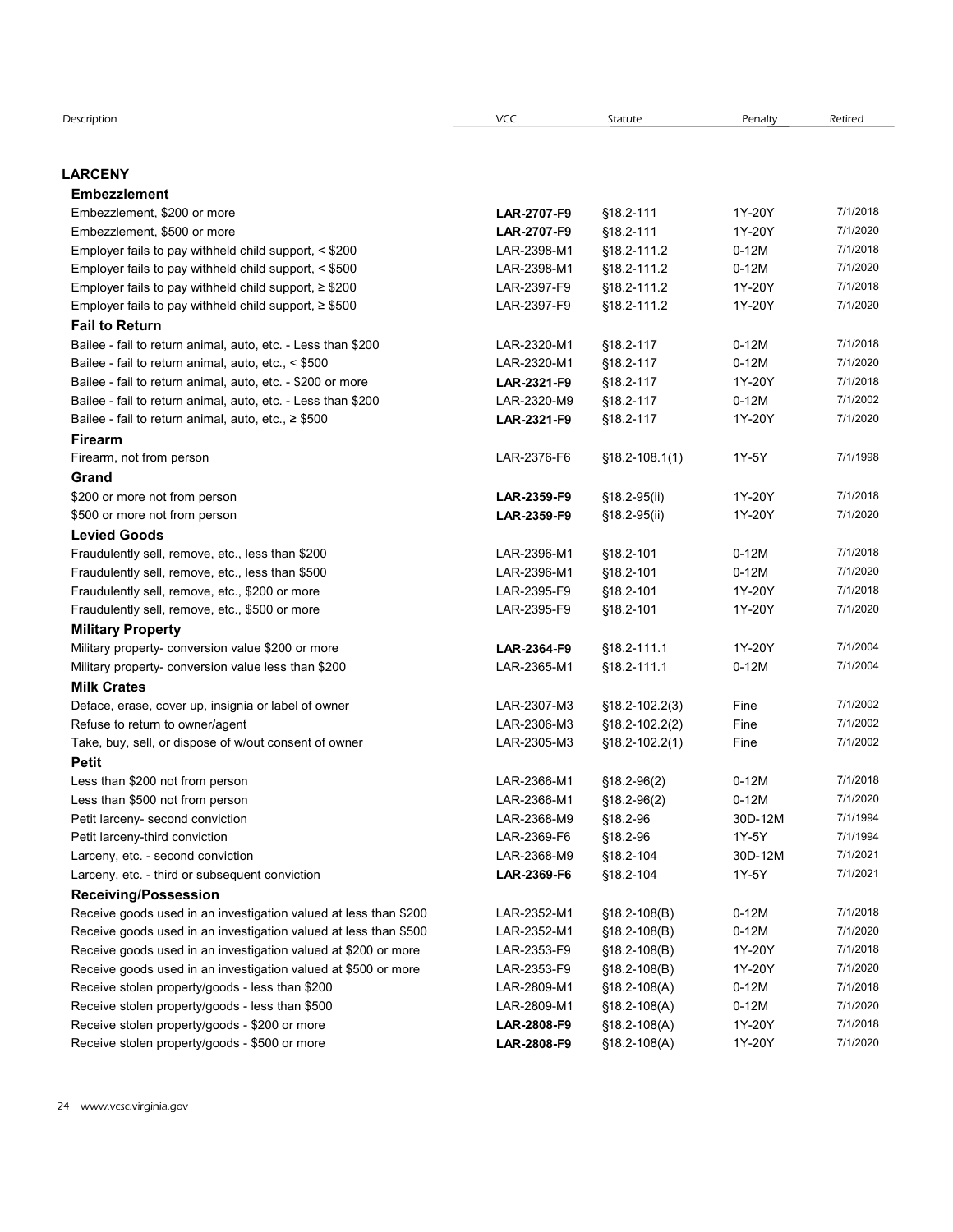| Description | VCC | Statute | Penalty | Retired |
|---|---|---|---|---|
| **LARCENY** | | | | |
| **Embezzlement** | | | | |
| Embezzlement, $200 or more | **LAR-2707-F9** | §18.2-111 | 1Y-20Y | 7/1/2018 |
| Embezzlement, $500 or more | **LAR-2707-F9** | §18.2-111 | 1Y-20Y | 7/1/2020 |
| Employer fails to pay withheld child support, < $200 | LAR-2398-M1 | §18.2-111.2 | 0-12M | 7/1/2018 |
| Employer fails to pay withheld child support, < $500 | LAR-2398-M1 | §18.2-111.2 | 0-12M | 7/1/2020 |
| Employer fails to pay withheld child support, ≥ $200 | LAR-2397-F9 | §18.2-111.2 | 1Y-20Y | 7/1/2018 |
| Employer fails to pay withheld child support, ≥ $500 | LAR-2397-F9 | §18.2-111.2 | 1Y-20Y | 7/1/2020 |
| **Fail to Return** | | | | |
| Bailee - fail to return animal, auto, etc. - Less than $200 | LAR-2320-M1 | §18.2-117 | 0-12M | 7/1/2018 |
| Bailee - fail to return animal, auto, etc., < $500 | LAR-2320-M1 | §18.2-117 | 0-12M | 7/1/2020 |
| Bailee - fail to return animal, auto, etc. - $200 or more | **LAR-2321-F9** | §18.2-117 | 1Y-20Y | 7/1/2018 |
| Bailee - fail to return animal, auto, etc. - Less than $200 | LAR-2320-M9 | §18.2-117 | 0-12M | 7/1/2002 |
| Bailee - fail to return animal, auto, etc., ≥ $500 | **LAR-2321-F9** | §18.2-117 | 1Y-20Y | 7/1/2020 |
| **Firearm** | | | | |
| Firearm, not from person | LAR-2376-F6 | §18.2-108.1(1) | 1Y-5Y | 7/1/1998 |
| **Grand** | | | | |
| $200 or more not from person | **LAR-2359-F9** | §18.2-95(ii) | 1Y-20Y | 7/1/2018 |
| $500 or more not from person | **LAR-2359-F9** | §18.2-95(ii) | 1Y-20Y | 7/1/2020 |
| **Levied Goods** | | | | |
| Fraudulently sell, remove, etc., less than $200 | LAR-2396-M1 | §18.2-101 | 0-12M | 7/1/2018 |
| Fraudulently sell, remove, etc., less than $500 | LAR-2396-M1 | §18.2-101 | 0-12M | 7/1/2020 |
| Fraudulently sell, remove, etc., $200 or more | LAR-2395-F9 | §18.2-101 | 1Y-20Y | 7/1/2018 |
| Fraudulently sell, remove, etc., $500 or more | LAR-2395-F9 | §18.2-101 | 1Y-20Y | 7/1/2020 |
| **Military Property** | | | | |
| Military property- conversion value $200 or more | **LAR-2364-F9** | §18.2-111.1 | 1Y-20Y | 7/1/2004 |
| Military property- conversion value less than $200 | LAR-2365-M1 | §18.2-111.1 | 0-12M | 7/1/2004 |
| **Milk Crates** | | | | |
| Deface, erase, cover up, insignia or label of owner | LAR-2307-M3 | §18.2-102.2(3) | Fine | 7/1/2002 |
| Refuse to return to owner/agent | LAR-2306-M3 | §18.2-102.2(2) | Fine | 7/1/2002 |
| Take, buy, sell, or dispose of w/out consent of owner | LAR-2305-M3 | §18.2-102.2(1) | Fine | 7/1/2002 |
| **Petit** | | | | |
| Less than $200 not from person | LAR-2366-M1 | §18.2-96(2) | 0-12M | 7/1/2018 |
| Less than $500 not from person | LAR-2366-M1 | §18.2-96(2) | 0-12M | 7/1/2020 |
| Petit larceny- second conviction | LAR-2368-M9 | §18.2-96 | 30D-12M | 7/1/1994 |
| Petit larceny-third conviction | LAR-2369-F6 | §18.2-96 | 1Y-5Y | 7/1/1994 |
| Larceny, etc. - second conviction | LAR-2368-M9 | §18.2-104 | 30D-12M | 7/1/2021 |
| Larceny, etc. - third or subsequent conviction | **LAR-2369-F6** | §18.2-104 | 1Y-5Y | 7/1/2021 |
| **Receiving/Possession** | | | | |
| Receive goods used in an investigation valued at less than $200 | LAR-2352-M1 | §18.2-108(B) | 0-12M | 7/1/2018 |
| Receive goods used in an investigation valued at less than $500 | LAR-2352-M1 | §18.2-108(B) | 0-12M | 7/1/2020 |
| Receive goods used in an investigation valued at $200 or more | LAR-2353-F9 | §18.2-108(B) | 1Y-20Y | 7/1/2018 |
| Receive goods used in an investigation valued at $500 or more | LAR-2353-F9 | §18.2-108(B) | 1Y-20Y | 7/1/2020 |
| Receive stolen property/goods - less than $200 | LAR-2809-M1 | §18.2-108(A) | 0-12M | 7/1/2018 |
| Receive stolen property/goods - less than $500 | LAR-2809-M1 | §18.2-108(A) | 0-12M | 7/1/2020 |
| Receive stolen property/goods - $200 or more | **LAR-2808-F9** | §18.2-108(A) | 1Y-20Y | 7/1/2018 |
| Receive stolen property/goods - $500 or more | **LAR-2808-F9** | §18.2-108(A) | 1Y-20Y | 7/1/2020 |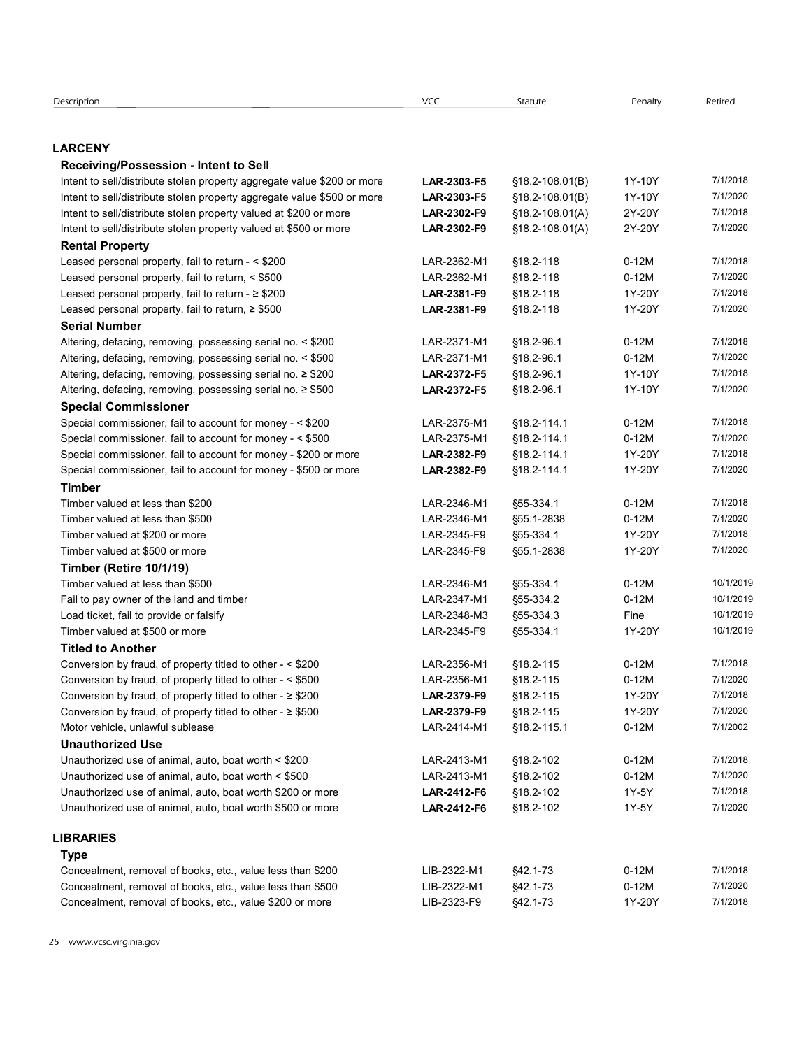| Description | VCC | Statute | Penalty | Retired |
|---|---|---|---|---|
| **LARCENY** | | | | |
| **Receiving/Possession - Intent to Sell** | | | | |
| Intent to sell/distribute stolen property aggregate value $200 or more | **LAR-2303-F5** | §18.2-108.01(B) | 1Y-10Y | 7/1/2018 |
| Intent to sell/distribute stolen property aggregate value $500 or more | **LAR-2303-F5** | §18.2-108.01(B) | 1Y-10Y | 7/1/2020 |
| Intent to sell/distribute stolen property valued at $200 or more | **LAR-2302-F9** | §18.2-108.01(A) | 2Y-20Y | 7/1/2018 |
| Intent to sell/distribute stolen property valued at $500 or more | **LAR-2302-F9** | §18.2-108.01(A) | 2Y-20Y | 7/1/2020 |
| **Rental Property** | | | | |
| Leased personal property, fail to return - < $200 | LAR-2362-M1 | §18.2-118 | 0-12M | 7/1/2018 |
| Leased personal property, fail to return, < $500 | LAR-2362-M1 | §18.2-118 | 0-12M | 7/1/2020 |
| Leased personal property, fail to return - ≥ $200 | **LAR-2381-F9** | §18.2-118 | 1Y-20Y | 7/1/2018 |
| Leased personal property, fail to return, ≥ $500 | **LAR-2381-F9** | §18.2-118 | 1Y-20Y | 7/1/2020 |
| **Serial Number** | | | | |
| Altering, defacing, removing, possessing serial no. < $200 | LAR-2371-M1 | §18.2-96.1 | 0-12M | 7/1/2018 |
| Altering, defacing, removing, possessing serial no. < $500 | LAR-2371-M1 | §18.2-96.1 | 0-12M | 7/1/2020 |
| Altering, defacing, removing, possessing serial no. ≥ $200 | **LAR-2372-F5** | §18.2-96.1 | 1Y-10Y | 7/1/2018 |
| Altering, defacing, removing, possessing serial no. ≥ $500 | **LAR-2372-F5** | §18.2-96.1 | 1Y-10Y | 7/1/2020 |
| **Special Commissioner** | | | | |
| Special commissioner, fail to account for money - < $200 | LAR-2375-M1 | §18.2-114.1 | 0-12M | 7/1/2018 |
| Special commissioner, fail to account for money - < $500 | LAR-2375-M1 | §18.2-114.1 | 0-12M | 7/1/2020 |
| Special commissioner, fail to account for money - $200 or more | **LAR-2382-F9** | §18.2-114.1 | 1Y-20Y | 7/1/2018 |
| Special commissioner, fail to account for money - $500 or more | **LAR-2382-F9** | §18.2-114.1 | 1Y-20Y | 7/1/2020 |
| **Timber** | | | | |
| Timber valued at less than $200 | LAR-2346-M1 | §55-334.1 | 0-12M | 7/1/2018 |
| Timber valued at less than $500 | LAR-2346-M1 | §55.1-2838 | 0-12M | 7/1/2020 |
| Timber valued at $200 or more | LAR-2345-F9 | §55-334.1 | 1Y-20Y | 7/1/2018 |
| Timber valued at $500 or more | LAR-2345-F9 | §55.1-2838 | 1Y-20Y | 7/1/2020 |
| **Timber (Retire 10/1/19)** | | | | |
| Timber valued at less than $500 | LAR-2346-M1 | §55-334.1 | 0-12M | 10/1/2019 |
| Fail to pay owner of the land and timber | LAR-2347-M1 | §55-334.2 | 0-12M | 10/1/2019 |
| Load ticket, fail to provide or falsify | LAR-2348-M3 | §55-334.3 | Fine | 10/1/2019 |
| Timber valued at $500 or more | LAR-2345-F9 | §55-334.1 | 1Y-20Y | 10/1/2019 |
| **Titled to Another** | | | | |
| Conversion by fraud, of property titled to other - < $200 | LAR-2356-M1 | §18.2-115 | 0-12M | 7/1/2018 |
| Conversion by fraud, of property titled to other - < $500 | LAR-2356-M1 | §18.2-115 | 0-12M | 7/1/2020 |
| Conversion by fraud, of property titled to other - ≥ $200 | **LAR-2379-F9** | §18.2-115 | 1Y-20Y | 7/1/2018 |
| Conversion by fraud, of property titled to other - ≥ $500 | **LAR-2379-F9** | §18.2-115 | 1Y-20Y | 7/1/2020 |
| Motor vehicle, unlawful sublease | LAR-2414-M1 | §18.2-115.1 | 0-12M | 7/1/2002 |
| **Unauthorized Use** | | | | |
| Unauthorized use of animal, auto, boat worth < $200 | LAR-2413-M1 | §18.2-102 | 0-12M | 7/1/2018 |
| Unauthorized use of animal, auto, boat worth < $500 | LAR-2413-M1 | §18.2-102 | 0-12M | 7/1/2020 |
| Unauthorized use of animal, auto, boat worth $200 or more | **LAR-2412-F6** | §18.2-102 | 1Y-5Y | 7/1/2018 |
| Unauthorized use of animal, auto, boat worth $500 or more | **LAR-2412-F6** | §18.2-102 | 1Y-5Y | 7/1/2020 |
| **LIBRARIES** | | | | |
| **Type** | | | | |
| Concealment, removal of books, etc., value less than $200 | LIB-2322-M1 | §42.1-73 | 0-12M | 7/1/2018 |
| Concealment, removal of books, etc., value less than $500 | LIB-2322-M1 | §42.1-73 | 0-12M | 7/1/2020 |
| Concealment, removal of books, etc., value $200 or more | LIB-2323-F9 | §42.1-73 | 1Y-20Y | 7/1/2018 |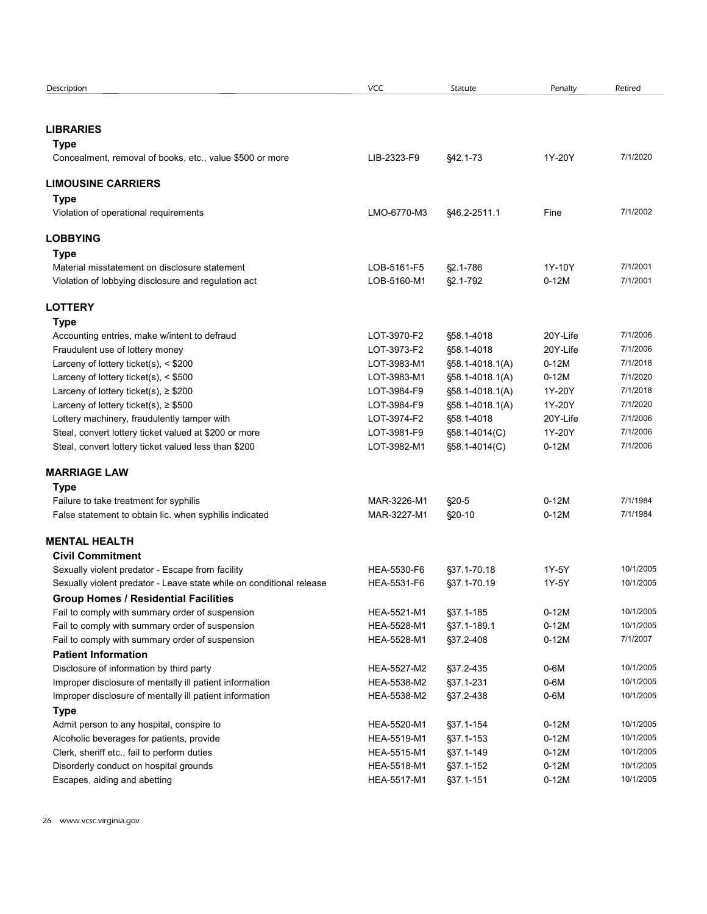| Description | VCC | Statute | Penalty | Retired |
|---|---|---|---|---|
| **LIBRARIES** | | | | |
| **Type** | | | | |
| Concealment, removal of books, etc., value $500 or more | LIB-2323-F9 | §42.1-73 | 1Y-20Y | 7/1/2020 |
| **LIMOUSINE CARRIERS** | | | | |
| **Type** | | | | |
| Violation of operational requirements | LMO-6770-M3 | §46.2-2511.1 | Fine | 7/1/2002 |
| **LOBBYING** | | | | |
| **Type** | | | | |
| Material misstatement on disclosure statement | LOB-5161-F5 | §2.1-786 | 1Y-10Y | 7/1/2001 |
| Violation of lobbying disclosure and regulation act | LOB-5160-M1 | §2.1-792 | 0-12M | 7/1/2001 |
| **LOTTERY** | | | | |
| **Type** | | | | |
| Accounting entries, make w/intent to defraud | LOT-3970-F2 | §58.1-4018 | 20Y-Life | 7/1/2006 |
| Fraudulent use of lottery money | LOT-3973-F2 | §58.1-4018 | 20Y-Life | 7/1/2006 |
| Larceny of lottery ticket(s), < $200 | LOT-3983-M1 | §58.1-4018.1(A) | 0-12M | 7/1/2018 |
| Larceny of lottery ticket(s), < $500 | LOT-3983-M1 | §58.1-4018.1(A) | 0-12M | 7/1/2020 |
| Larceny of lottery ticket(s), ≥ $200 | LOT-3984-F9 | §58.1-4018.1(A) | 1Y-20Y | 7/1/2018 |
| Larceny of lottery ticket(s), ≥ $500 | LOT-3984-F9 | §58.1-4018.1(A) | 1Y-20Y | 7/1/2020 |
| Lottery machinery, fraudulently tamper with | LOT-3974-F2 | §58.1-4018 | 20Y-Life | 7/1/2006 |
| Steal, convert lottery ticket valued at $200 or more | LOT-3981-F9 | §58.1-4014(C) | 1Y-20Y | 7/1/2006 |
| Steal, convert lottery ticket valued less than $200 | LOT-3982-M1 | §58.1-4014(C) | 0-12M | 7/1/2006 |
| **MARRIAGE LAW** | | | | |
| **Type** | | | | |
| Failure to take treatment for syphilis | MAR-3226-M1 | §20-5 | 0-12M | 7/1/1984 |
| False statement to obtain lic. when syphilis indicated | MAR-3227-M1 | §20-10 | 0-12M | 7/1/1984 |
| **MENTAL HEALTH** | | | | |
| **Civil Commitment** | | | | |
| Sexually violent predator - Escape from facility | HEA-5530-F6 | §37.1-70.18 | 1Y-5Y | 10/1/2005 |
| Sexually violent predator - Leave state while on conditional release | HEA-5531-F6 | §37.1-70.19 | 1Y-5Y | 10/1/2005 |
| **Group Homes / Residential Facilities** | | | | |
| Fail to comply with summary order of suspension | HEA-5521-M1 | §37.1-185 | 0-12M | 10/1/2005 |
| Fail to comply with summary order of suspension | HEA-5528-M1 | §37.1-189.1 | 0-12M | 10/1/2005 |
| Fail to comply with summary order of suspension | HEA-5528-M1 | §37.2-408 | 0-12M | 7/1/2007 |
| **Patient Information** | | | | |
| Disclosure of information by third party | HEA-5527-M2 | §37.2-435 | 0-6M | 10/1/2005 |
| Improper disclosure of mentally ill patient information | HEA-5538-M2 | §37.1-231 | 0-6M | 10/1/2005 |
| Improper disclosure of mentally ill patient information | HEA-5538-M2 | §37.2-438 | 0-6M | 10/1/2005 |
| **Type** | | | | |
| Admit person to any hospital, conspire to | HEA-5520-M1 | §37.1-154 | 0-12M | 10/1/2005 |
| Alcoholic beverages for patients, provide | HEA-5519-M1 | §37.1-153 | 0-12M | 10/1/2005 |
| Clerk, sheriff etc., fail to perform duties | HEA-5515-M1 | §37.1-149 | 0-12M | 10/1/2005 |
| Disorderly conduct on hospital grounds | HEA-5518-M1 | §37.1-152 | 0-12M | 10/1/2005 |
| Escapes, aiding and abetting | HEA-5517-M1 | §37.1-151 | 0-12M | 10/1/2005 |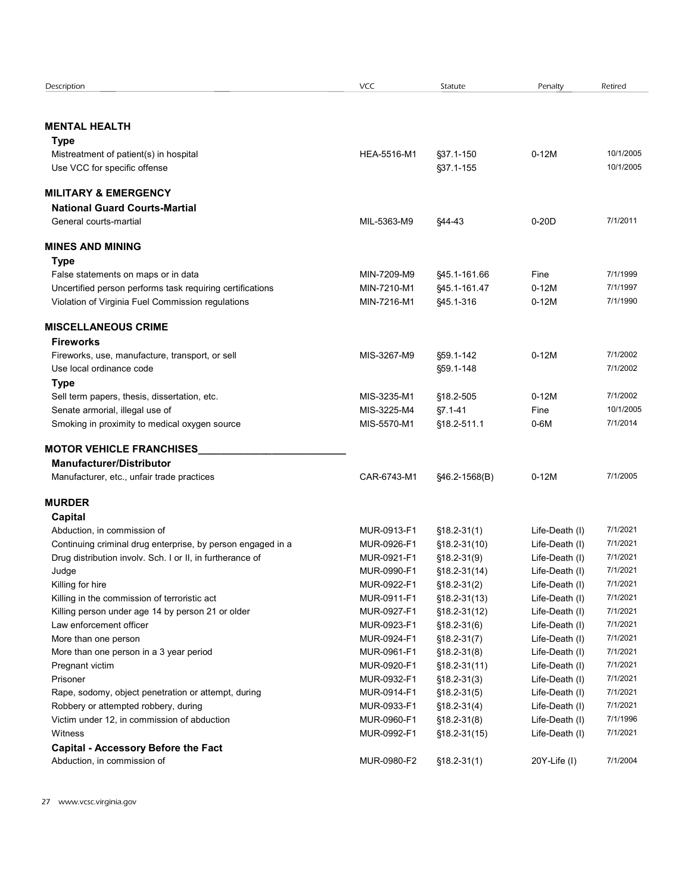| Description | VCC | Statute | Penalty | Retired |
|---|---|---|---|---|
| **MENTAL HEALTH** | | | | |
| **Type** | | | | |
| Mistreatment of patient(s) in hospital | HEA-5516-M1 | §37.1-150 | 0-12M | 10/1/2005 |
| Use VCC for specific offense | | §37.1-155 | | 10/1/2005 |
| **MILITARY & EMERGENCY** | | | | |
| **National Guard Courts-Martial** | | | | |
| General courts-martial | MIL-5363-M9 | §44-43 | 0-20D | 7/1/2011 |
| **MINES AND MINING** | | | | |
| **Type** | | | | |
| False statements on maps or in data | MIN-7209-M9 | §45.1-161.66 | Fine | 7/1/1999 |
| Uncertified person performs task requiring certifications | MIN-7210-M1 | §45.1-161.47 | 0-12M | 7/1/1997 |
| Violation of Virginia Fuel Commission regulations | MIN-7216-M1 | §45.1-316 | 0-12M | 7/1/1990 |
| **MISCELLANEOUS CRIME** | | | | |
| **Fireworks** | | | | |
| Fireworks, use, manufacture, transport, or sell | MIS-3267-M9 | §59.1-142 | 0-12M | 7/1/2002 |
| Use local ordinance code | | §59.1-148 | | 7/1/2002 |
| **Type** | | | | |
| Sell term papers, thesis, dissertation, etc. | MIS-3235-M1 | §18.2-505 | 0-12M | 7/1/2002 |
| Senate armorial, illegal use of | MIS-3225-M4 | §7.1-41 | Fine | 10/1/2005 |
| Smoking in proximity to medical oxygen source | MIS-5570-M1 | §18.2-511.1 | 0-6M | 7/1/2014 |
| **MOTOR VEHICLE FRANCHISES** | | | | |
| **Manufacturer/Distributor** | | | | |
| Manufacturer, etc., unfair trade practices | CAR-6743-M1 | §46.2-1568(B) | 0-12M | 7/1/2005 |
| **MURDER** | | | | |
| **Capital** | | | | |
| Abduction, in commission of | MUR-0913-F1 | §18.2-31(1) | Life-Death (I) | 7/1/2021 |
| Continuing criminal drug enterprise, by person engaged in a | MUR-0926-F1 | §18.2-31(10) | Life-Death (I) | 7/1/2021 |
| Drug distribution involv. Sch. I or II, in furtherance of | MUR-0921-F1 | §18.2-31(9) | Life-Death (I) | 7/1/2021 |
| Judge | MUR-0990-F1 | §18.2-31(14) | Life-Death (I) | 7/1/2021 |
| Killing for hire | MUR-0922-F1 | §18.2-31(2) | Life-Death (I) | 7/1/2021 |
| Killing in the commission of terroristic act | MUR-0911-F1 | §18.2-31(13) | Life-Death (I) | 7/1/2021 |
| Killing person under age 14 by person 21 or older | MUR-0927-F1 | §18.2-31(12) | Life-Death (I) | 7/1/2021 |
| Law enforcement officer | MUR-0923-F1 | §18.2-31(6) | Life-Death (I) | 7/1/2021 |
| More than one person | MUR-0924-F1 | §18.2-31(7) | Life-Death (I) | 7/1/2021 |
| More than one person in a 3 year period | MUR-0961-F1 | §18.2-31(8) | Life-Death (I) | 7/1/2021 |
| Pregnant victim | MUR-0920-F1 | §18.2-31(11) | Life-Death (I) | 7/1/2021 |
| Prisoner | MUR-0932-F1 | §18.2-31(3) | Life-Death (I) | 7/1/2021 |
| Rape, sodomy, object penetration or attempt, during | MUR-0914-F1 | §18.2-31(5) | Life-Death (I) | 7/1/2021 |
| Robbery or attempted robbery, during | MUR-0933-F1 | §18.2-31(4) | Life-Death (I) | 7/1/2021 |
| Victim under 12, in commission of abduction | MUR-0960-F1 | §18.2-31(8) | Life-Death (I) | 7/1/1996 |
| Witness | MUR-0992-F1 | §18.2-31(15) | Life-Death (I) | 7/1/2021 |
| **Capital - Accessory Before the Fact** | | | | |
| Abduction, in commission of | MUR-0980-F2 | §18.2-31(1) | 20Y-Life (I) | 7/1/2004 |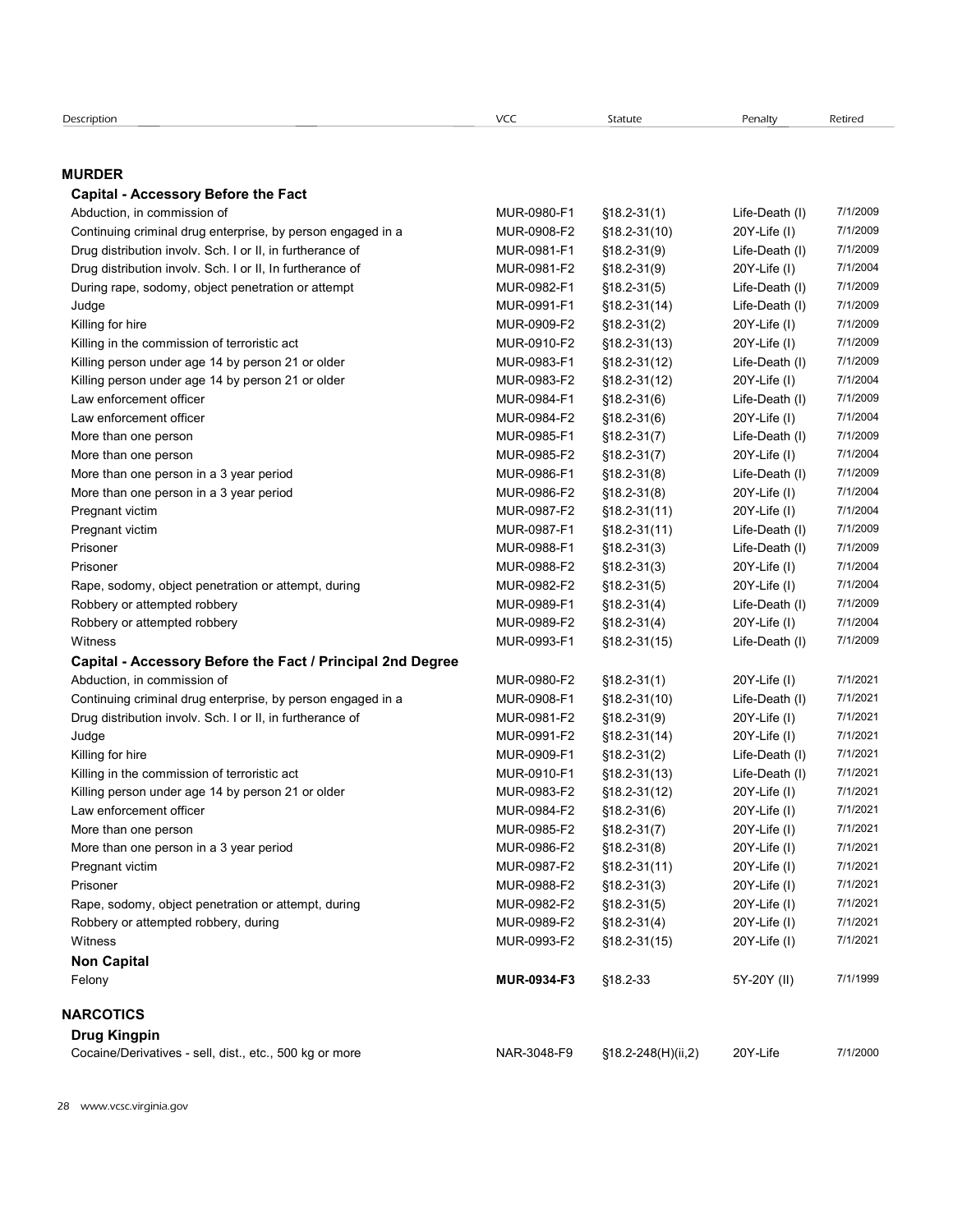| Description | VCC | Statute | Penalty | Retired |
|---|---|---|---|---|
| **MURDER** | | | | |
| **Capital - Accessory Before the Fact** | | | | |
| Abduction, in commission of | MUR-0980-F1 | §18.2-31(1) | Life-Death (I) | 7/1/2009 |
| Continuing criminal drug enterprise, by person engaged in a | MUR-0908-F2 | §18.2-31(10) | 20Y-Life (I) | 7/1/2009 |
| Drug distribution involv. Sch. I or II, in furtherance of | MUR-0981-F1 | §18.2-31(9) | Life-Death (I) | 7/1/2009 |
| Drug distribution involv. Sch. I or II, In furtherance of | MUR-0981-F2 | §18.2-31(9) | 20Y-Life (I) | 7/1/2004 |
| During rape, sodomy, object penetration or attempt | MUR-0982-F1 | §18.2-31(5) | Life-Death (I) | 7/1/2009 |
| Judge | MUR-0991-F1 | §18.2-31(14) | Life-Death (I) | 7/1/2009 |
| Killing for hire | MUR-0909-F2 | §18.2-31(2) | 20Y-Life (I) | 7/1/2009 |
| Killing in the commission of terroristic act | MUR-0910-F2 | §18.2-31(13) | 20Y-Life (I) | 7/1/2009 |
| Killing person under age 14 by person 21 or older | MUR-0983-F1 | §18.2-31(12) | Life-Death (I) | 7/1/2009 |
| Killing person under age 14 by person 21 or older | MUR-0983-F2 | §18.2-31(12) | 20Y-Life (I) | 7/1/2004 |
| Law enforcement officer | MUR-0984-F1 | §18.2-31(6) | Life-Death (I) | 7/1/2009 |
| Law enforcement officer | MUR-0984-F2 | §18.2-31(6) | 20Y-Life (I) | 7/1/2004 |
| More than one person | MUR-0985-F1 | §18.2-31(7) | Life-Death (I) | 7/1/2009 |
| More than one person | MUR-0985-F2 | §18.2-31(7) | 20Y-Life (I) | 7/1/2004 |
| More than one person in a 3 year period | MUR-0986-F1 | §18.2-31(8) | Life-Death (I) | 7/1/2009 |
| More than one person in a 3 year period | MUR-0986-F2 | §18.2-31(8) | 20Y-Life (I) | 7/1/2004 |
| Pregnant victim | MUR-0987-F2 | §18.2-31(11) | 20Y-Life (I) | 7/1/2004 |
| Pregnant victim | MUR-0987-F1 | §18.2-31(11) | Life-Death (I) | 7/1/2009 |
| Prisoner | MUR-0988-F1 | §18.2-31(3) | Life-Death (I) | 7/1/2009 |
| Prisoner | MUR-0988-F2 | §18.2-31(3) | 20Y-Life (I) | 7/1/2004 |
| Rape, sodomy, object penetration or attempt, during | MUR-0982-F2 | §18.2-31(5) | 20Y-Life (I) | 7/1/2004 |
| Robbery or attempted robbery | MUR-0989-F1 | §18.2-31(4) | Life-Death (I) | 7/1/2009 |
| Robbery or attempted robbery | MUR-0989-F2 | §18.2-31(4) | 20Y-Life (I) | 7/1/2004 |
| Witness | MUR-0993-F1 | §18.2-31(15) | Life-Death (I) | 7/1/2009 |
| **Capital - Accessory Before the Fact / Principal 2nd Degree** | | | | |
| Abduction, in commission of | MUR-0980-F2 | §18.2-31(1) | 20Y-Life (I) | 7/1/2021 |
| Continuing criminal drug enterprise, by person engaged in a | MUR-0908-F1 | §18.2-31(10) | Life-Death (I) | 7/1/2021 |
| Drug distribution involv. Sch. I or II, in furtherance of | MUR-0981-F2 | §18.2-31(9) | 20Y-Life (I) | 7/1/2021 |
| Judge | MUR-0991-F2 | §18.2-31(14) | 20Y-Life (I) | 7/1/2021 |
| Killing for hire | MUR-0909-F1 | §18.2-31(2) | Life-Death (I) | 7/1/2021 |
| Killing in the commission of terroristic act | MUR-0910-F1 | §18.2-31(13) | Life-Death (I) | 7/1/2021 |
| Killing person under age 14 by person 21 or older | MUR-0983-F2 | §18.2-31(12) | 20Y-Life (I) | 7/1/2021 |
| Law enforcement officer | MUR-0984-F2 | §18.2-31(6) | 20Y-Life (I) | 7/1/2021 |
| More than one person | MUR-0985-F2 | §18.2-31(7) | 20Y-Life (I) | 7/1/2021 |
| More than one person in a 3 year period | MUR-0986-F2 | §18.2-31(8) | 20Y-Life (I) | 7/1/2021 |
| Pregnant victim | MUR-0987-F2 | §18.2-31(11) | 20Y-Life (I) | 7/1/2021 |
| Prisoner | MUR-0988-F2 | §18.2-31(3) | 20Y-Life (I) | 7/1/2021 |
| Rape, sodomy, object penetration or attempt, during | MUR-0982-F2 | §18.2-31(5) | 20Y-Life (I) | 7/1/2021 |
| Robbery or attempted robbery, during | MUR-0989-F2 | §18.2-31(4) | 20Y-Life (I) | 7/1/2021 |
| Witness | MUR-0993-F2 | §18.2-31(15) | 20Y-Life (I) | 7/1/2021 |
| **Non Capital** | | | | |
| Felony | **MUR-0934-F3** | §18.2-33 | 5Y-20Y (II) | 7/1/1999 |
| **NARCOTICS** | | | | |
| **Drug Kingpin** | | | | |
| Cocaine/Derivatives - sell, dist., etc., 500 kg or more | NAR-3048-F9 | §18.2-248(H)(ii,2) | 20Y-Life | 7/1/2000 |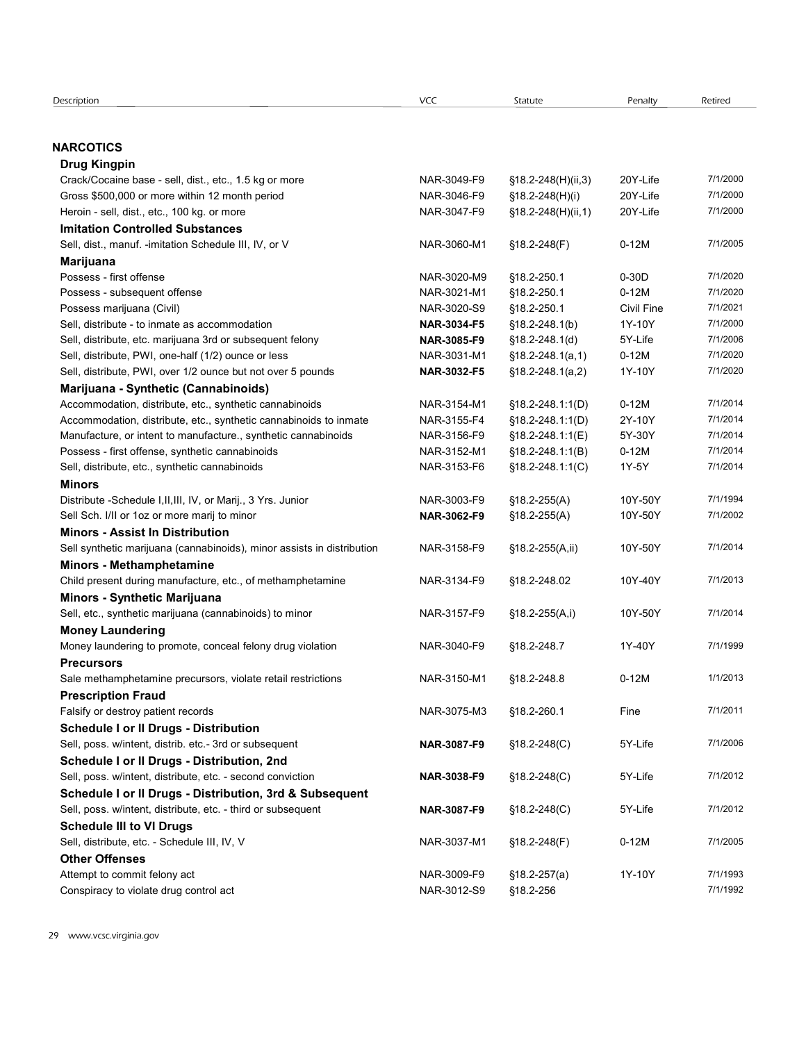| Description | VCC | Statute | Penalty | Retired |
|---|---|---|---|---|
| **NARCOTICS** | | | | |
| **Drug Kingpin** | | | | |
| Crack/Cocaine base - sell, dist., etc., 1.5 kg or more | NAR-3049-F9 | §18.2-248(H)(ii,3) | 20Y-Life | 7/1/2000 |
| Gross $500,000 or more within 12 month period | NAR-3046-F9 | §18.2-248(H)(i) | 20Y-Life | 7/1/2000 |
| Heroin - sell, dist., etc., 100 kg. or more | NAR-3047-F9 | §18.2-248(H)(ii,1) | 20Y-Life | 7/1/2000 |
| **Imitation Controlled Substances** | | | | |
| Sell, dist., manuf. -imitation Schedule III, IV, or V | NAR-3060-M1 | §18.2-248(F) | 0-12M | 7/1/2005 |
| **Marijuana** | | | | |
| Possess - first offense | NAR-3020-M9 | §18.2-250.1 | 0-30D | 7/1/2020 |
| Possess - subsequent offense | NAR-3021-M1 | §18.2-250.1 | 0-12M | 7/1/2020 |
| Possess marijuana (Civil) | NAR-3020-S9 | §18.2-250.1 | Civil Fine | 7/1/2021 |
| Sell, distribute - to inmate as accommodation | **NAR-3034-F5** | §18.2-248.1(b) | 1Y-10Y | 7/1/2000 |
| Sell, distribute, etc. marijuana 3rd or subsequent felony | **NAR-3085-F9** | §18.2-248.1(d) | 5Y-Life | 7/1/2006 |
| Sell, distribute, PWI, one-half (1/2) ounce or less | NAR-3031-M1 | §18.2-248.1(a,1) | 0-12M | 7/1/2020 |
| Sell, distribute, PWI, over 1/2 ounce but not over 5 pounds | **NAR-3032-F5** | §18.2-248.1(a,2) | 1Y-10Y | 7/1/2020 |
| **Marijuana - Synthetic (Cannabinoids)** | | | | |
| Accommodation, distribute, etc., synthetic cannabinoids | NAR-3154-M1 | §18.2-248.1:1(D) | 0-12M | 7/1/2014 |
| Accommodation, distribute, etc., synthetic cannabinoids to inmate | NAR-3155-F4 | §18.2-248.1:1(D) | 2Y-10Y | 7/1/2014 |
| Manufacture, or intent to manufacture., synthetic cannabinoids | NAR-3156-F9 | §18.2-248.1:1(E) | 5Y-30Y | 7/1/2014 |
| Possess - first offense, synthetic cannabinoids | NAR-3152-M1 | §18.2-248.1:1(B) | 0-12M | 7/1/2014 |
| Sell, distribute, etc., synthetic cannabinoids | NAR-3153-F6 | §18.2-248.1:1(C) | 1Y-5Y | 7/1/2014 |
| **Minors** | | | | |
| Distribute -Schedule I,II,III, IV, or Marij., 3 Yrs. Junior | NAR-3003-F9 | §18.2-255(A) | 10Y-50Y | 7/1/1994 |
| Sell Sch. I/II or 1oz or more marij to minor | **NAR-3062-F9** | §18.2-255(A) | 10Y-50Y | 7/1/2002 |
| **Minors - Assist In Distribution** | | | | |
| Sell synthetic marijuana (cannabinoids), minor assists in distribution | NAR-3158-F9 | §18.2-255(A,ii) | 10Y-50Y | 7/1/2014 |
| **Minors - Methamphetamine** | | | | |
| Child present during manufacture, etc., of methamphetamine | NAR-3134-F9 | §18.2-248.02 | 10Y-40Y | 7/1/2013 |
| **Minors - Synthetic Marijuana** | | | | |
| Sell, etc., synthetic marijuana (cannabinoids) to minor | NAR-3157-F9 | §18.2-255(A,i) | 10Y-50Y | 7/1/2014 |
| **Money Laundering** | | | | |
| Money laundering to promote, conceal felony drug violation | NAR-3040-F9 | §18.2-248.7 | 1Y-40Y | 7/1/1999 |
| **Precursors** | | | | |
| Sale methamphetamine precursors, violate retail restrictions | NAR-3150-M1 | §18.2-248.8 | 0-12M | 1/1/2013 |
| **Prescription Fraud** | | | | |
| Falsify or destroy patient records | NAR-3075-M3 | §18.2-260.1 | Fine | 7/1/2011 |
| **Schedule I or II Drugs - Distribution** | | | | |
| Sell, poss. w/intent, distrib. etc.- 3rd or subsequent | **NAR-3087-F9** | §18.2-248(C) | 5Y-Life | 7/1/2006 |
| **Schedule I or II Drugs - Distribution, 2nd** | | | | |
| Sell, poss. w/intent, distribute, etc. - second conviction | **NAR-3038-F9** | §18.2-248(C) | 5Y-Life | 7/1/2012 |
| **Schedule I or II Drugs - Distribution, 3rd & Subsequent** | | | | |
| Sell, poss. w/intent, distribute, etc. - third or subsequent | **NAR-3087-F9** | §18.2-248(C) | 5Y-Life | 7/1/2012 |
| **Schedule III to VI Drugs** | | | | |
| Sell, distribute, etc. - Schedule III, IV, V | NAR-3037-M1 | §18.2-248(F) | 0-12M | 7/1/2005 |
| **Other Offenses** | | | | |
| Attempt to commit felony act | NAR-3009-F9 | §18.2-257(a) | 1Y-10Y | 7/1/1993 |
| Conspiracy to violate drug control act | NAR-3012-S9 | §18.2-256 | | 7/1/1992 |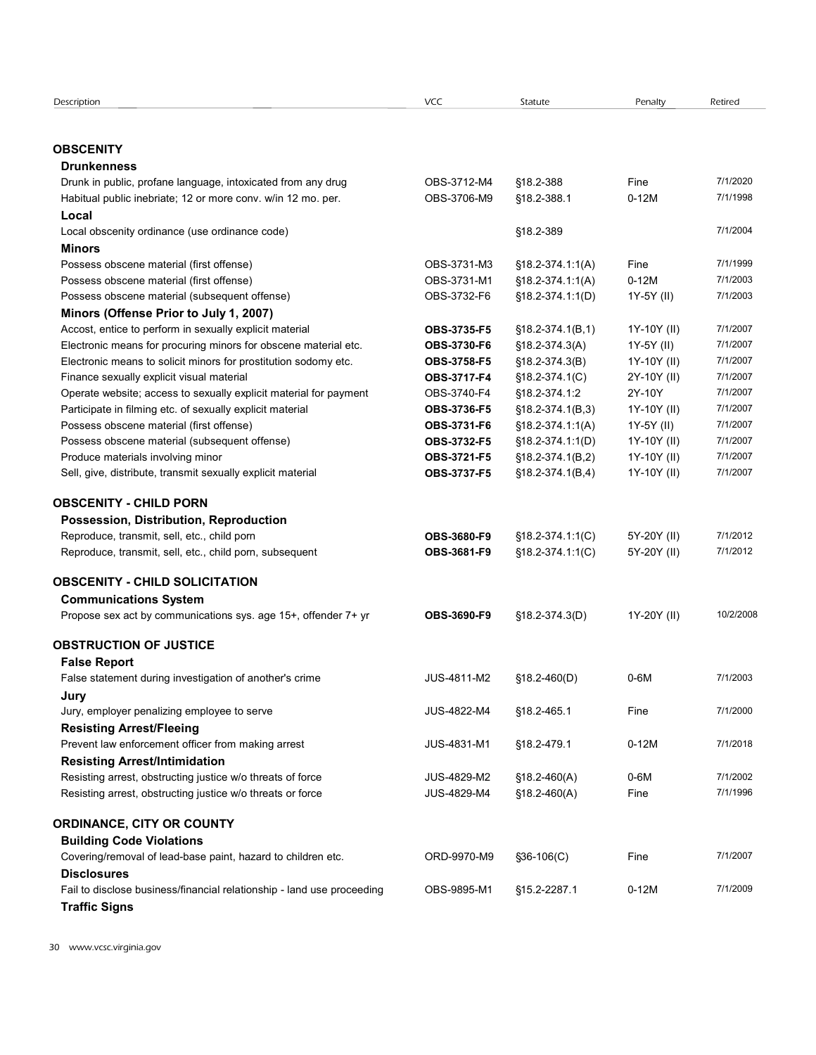| Description | VCC | Statute | Penalty | Retired |
|---|---|---|---|---|
| **OBSCENITY** | | | | |
| **Drunkenness** | | | | |
| Drunk in public, profane language, intoxicated from any drug | OBS-3712-M4 | §18.2-388 | Fine | 7/1/2020 |
| Habitual public inebriate; 12 or more conv. w/in 12 mo. per. | OBS-3706-M9 | §18.2-388.1 | 0-12M | 7/1/1998 |
| **Local** | | | | |
| Local obscenity ordinance (use ordinance code) | | §18.2-389 | | 7/1/2004 |
| **Minors** | | | | |
| Possess obscene material (first offense) | OBS-3731-M3 | §18.2-374.1:1(A) | Fine | 7/1/1999 |
| Possess obscene material (first offense) | OBS-3731-M1 | §18.2-374.1:1(A) | 0-12M | 7/1/2003 |
| Possess obscene material (subsequent offense) | OBS-3732-F6 | §18.2-374.1:1(D) | 1Y-5Y (II) | 7/1/2003 |
| **Minors (Offense Prior to July 1, 2007)** | | | | |
| Accost, entice to perform in sexually explicit material | **OBS-3735-F5** | §18.2-374.1(B,1) | 1Y-10Y (II) | 7/1/2007 |
| Electronic means for procuring minors for obscene material etc. | **OBS-3730-F6** | §18.2-374.3(A) | 1Y-5Y (II) | 7/1/2007 |
| Electronic means to solicit minors for prostitution sodomy etc. | **OBS-3758-F5** | §18.2-374.3(B) | 1Y-10Y (II) | 7/1/2007 |
| Finance sexually explicit visual material | **OBS-3717-F4** | §18.2-374.1(C) | 2Y-10Y (II) | 7/1/2007 |
| Operate website; access to sexually explicit material for payment | OBS-3740-F4 | §18.2-374.1:2 | 2Y-10Y | 7/1/2007 |
| Participate in filming etc. of sexually explicit material | **OBS-3736-F5** | §18.2-374.1(B,3) | 1Y-10Y (II) | 7/1/2007 |
| Possess obscene material (first offense) | **OBS-3731-F6** | §18.2-374.1:1(A) | 1Y-5Y (II) | 7/1/2007 |
| Possess obscene material (subsequent offense) | **OBS-3732-F5** | §18.2-374.1:1(D) | 1Y-10Y (II) | 7/1/2007 |
| Produce materials involving minor | **OBS-3721-F5** | §18.2-374.1(B,2) | 1Y-10Y (II) | 7/1/2007 |
| Sell, give, distribute, transmit sexually explicit material | **OBS-3737-F5** | §18.2-374.1(B,4) | 1Y-10Y (II) | 7/1/2007 |
| **OBSCENITY - CHILD PORN** | | | | |
| **Possession, Distribution, Reproduction** | | | | |
| Reproduce, transmit, sell, etc., child porn | **OBS-3680-F9** | §18.2-374.1:1(C) | 5Y-20Y (II) | 7/1/2012 |
| Reproduce, transmit, sell, etc., child porn, subsequent | **OBS-3681-F9** | §18.2-374.1:1(C) | 5Y-20Y (II) | 7/1/2012 |
| **OBSCENITY - CHILD SOLICITATION** | | | | |
| **Communications System** | | | | |
| Propose sex act by communications sys. age 15+, offender 7+ yr | **OBS-3690-F9** | §18.2-374.3(D) | 1Y-20Y (II) | 10/2/2008 |
| **OBSTRUCTION OF JUSTICE** | | | | |
| **False Report** | | | | |
| False statement during investigation of another's crime | JUS-4811-M2 | §18.2-460(D) | 0-6M | 7/1/2003 |
| **Jury** | | | | |
| Jury, employer penalizing employee to serve | JUS-4822-M4 | §18.2-465.1 | Fine | 7/1/2000 |
| **Resisting Arrest/Fleeing** | | | | |
| Prevent law enforcement officer from making arrest | JUS-4831-M1 | §18.2-479.1 | 0-12M | 7/1/2018 |
| **Resisting Arrest/Intimidation** | | | | |
| Resisting arrest, obstructing justice w/o threats of force | JUS-4829-M2 | §18.2-460(A) | 0-6M | 7/1/2002 |
| Resisting arrest, obstructing justice w/o threats or force | JUS-4829-M4 | §18.2-460(A) | Fine | 7/1/1996 |
| **ORDINANCE, CITY OR COUNTY** | | | | |
| **Building Code Violations** | | | | |
| Covering/removal of lead-base paint, hazard to children etc. | ORD-9970-M9 | §36-106(C) | Fine | 7/1/2007 |
| **Disclosures** | | | | |
| Fail to disclose business/financial relationship - land use proceeding | OBS-9895-M1 | §15.2-2287.1 | 0-12M | 7/1/2009 |
| **Traffic Signs** | | | | |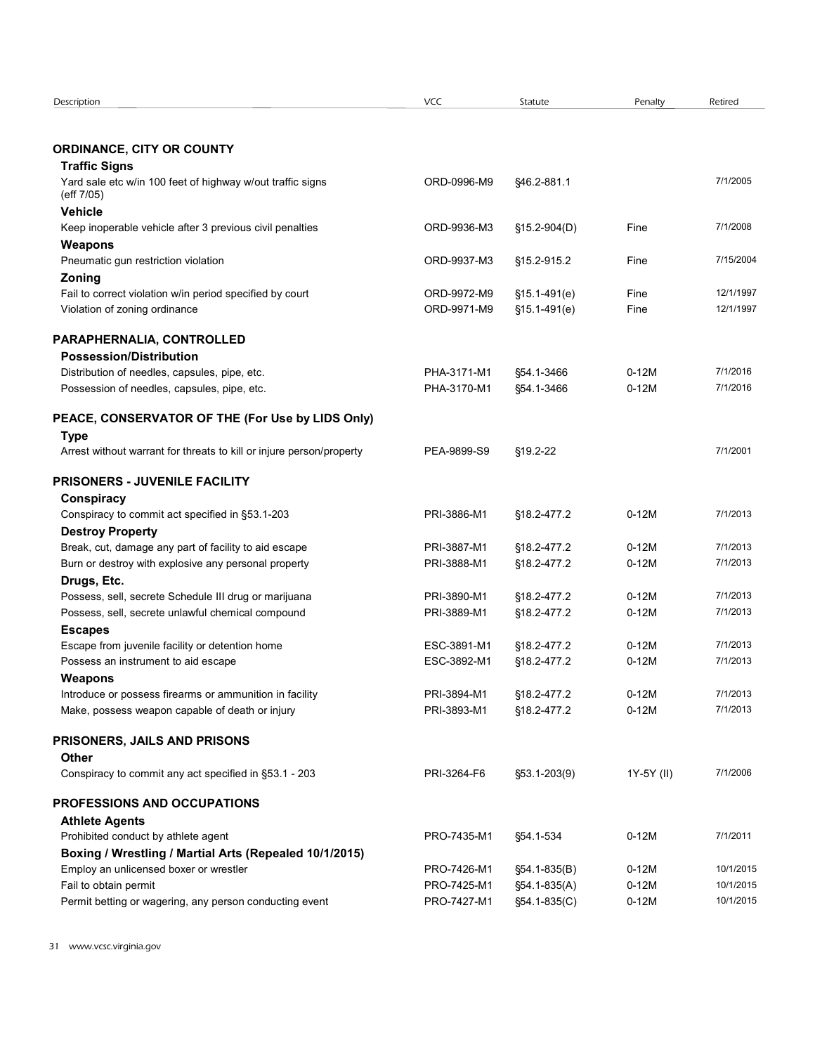| Description | VCC | Statute | Penalty | Retired |
| --- | --- | --- | --- | --- |
| **ORDINANCE, CITY OR COUNTY** | | | | |
| **Traffic Signs** | | | | |
| Yard sale etc w/in 100 feet of highway w/out traffic signs (eff 7/05) | ORD-0996-M9 | §46.2-881.1 | | 7/1/2005 |
| **Vehicle** | | | | |
| Keep inoperable vehicle after 3 previous civil penalties | ORD-9936-M3 | §15.2-904(D) | Fine | 7/1/2008 |
| **Weapons** | | | | |
| Pneumatic gun restriction violation | ORD-9937-M3 | §15.2-915.2 | Fine | 7/15/2004 |
| **Zoning** | | | | |
| Fail to correct violation w/in period specified by court | ORD-9972-M9 | §15.1-491(e) | Fine | 12/1/1997 |
| Violation of zoning ordinance | ORD-9971-M9 | §15.1-491(e) | Fine | 12/1/1997 |
| **PARAPHERNALIA, CONTROLLED** | | | | |
| **Possession/Distribution** | | | | |
| Distribution of needles, capsules, pipe, etc. | PHA-3171-M1 | §54.1-3466 | 0-12M | 7/1/2016 |
| Possession of needles, capsules, pipe, etc. | PHA-3170-M1 | §54.1-3466 | 0-12M | 7/1/2016 |
| **PEACE, CONSERVATOR OF THE (For Use by LIDS Only)** | | | | |
| **Type** | | | | |
| Arrest without warrant for threats to kill or injure person/property | PEA-9899-S9 | §19.2-22 | | 7/1/2001 |
| **PRISONERS - JUVENILE FACILITY** | | | | |
| **Conspiracy** | | | | |
| Conspiracy to commit act specified in §53.1-203 | PRI-3886-M1 | §18.2-477.2 | 0-12M | 7/1/2013 |
| **Destroy Property** | | | | |
| Break, cut, damage any part of facility to aid escape | PRI-3887-M1 | §18.2-477.2 | 0-12M | 7/1/2013 |
| Burn or destroy with explosive any personal property | PRI-3888-M1 | §18.2-477.2 | 0-12M | 7/1/2013 |
| **Drugs, Etc.** | | | | |
| Possess, sell, secrete Schedule III drug or marijuana | PRI-3890-M1 | §18.2-477.2 | 0-12M | 7/1/2013 |
| Possess, sell, secrete unlawful chemical compound | PRI-3889-M1 | §18.2-477.2 | 0-12M | 7/1/2013 |
| **Escapes** | | | | |
| Escape from juvenile facility or detention home | ESC-3891-M1 | §18.2-477.2 | 0-12M | 7/1/2013 |
| Possess an instrument to aid escape | ESC-3892-M1 | §18.2-477.2 | 0-12M | 7/1/2013 |
| **Weapons** | | | | |
| Introduce or possess firearms or ammunition in facility | PRI-3894-M1 | §18.2-477.2 | 0-12M | 7/1/2013 |
| Make, possess weapon capable of death or injury | PRI-3893-M1 | §18.2-477.2 | 0-12M | 7/1/2013 |
| **PRISONERS, JAILS AND PRISONS** | | | | |
| **Other** | | | | |
| Conspiracy to commit any act specified in §53.1 - 203 | PRI-3264-F6 | §53.1-203(9) | 1Y-5Y (II) | 7/1/2006 |
| **PROFESSIONS AND OCCUPATIONS** | | | | |
| **Athlete Agents** | | | | |
| Prohibited conduct by athlete agent | PRO-7435-M1 | §54.1-534 | 0-12M | 7/1/2011 |
| **Boxing / Wrestling / Martial Arts (Repealed 10/1/2015)** | | | | |
| Employ an unlicensed boxer or wrestler | PRO-7426-M1 | §54.1-835(B) | 0-12M | 10/1/2015 |
| Fail to obtain permit | PRO-7425-M1 | §54.1-835(A) | 0-12M | 10/1/2015 |
| Permit betting or wagering, any person conducting event | PRO-7427-M1 | §54.1-835(C) | 0-12M | 10/1/2015 |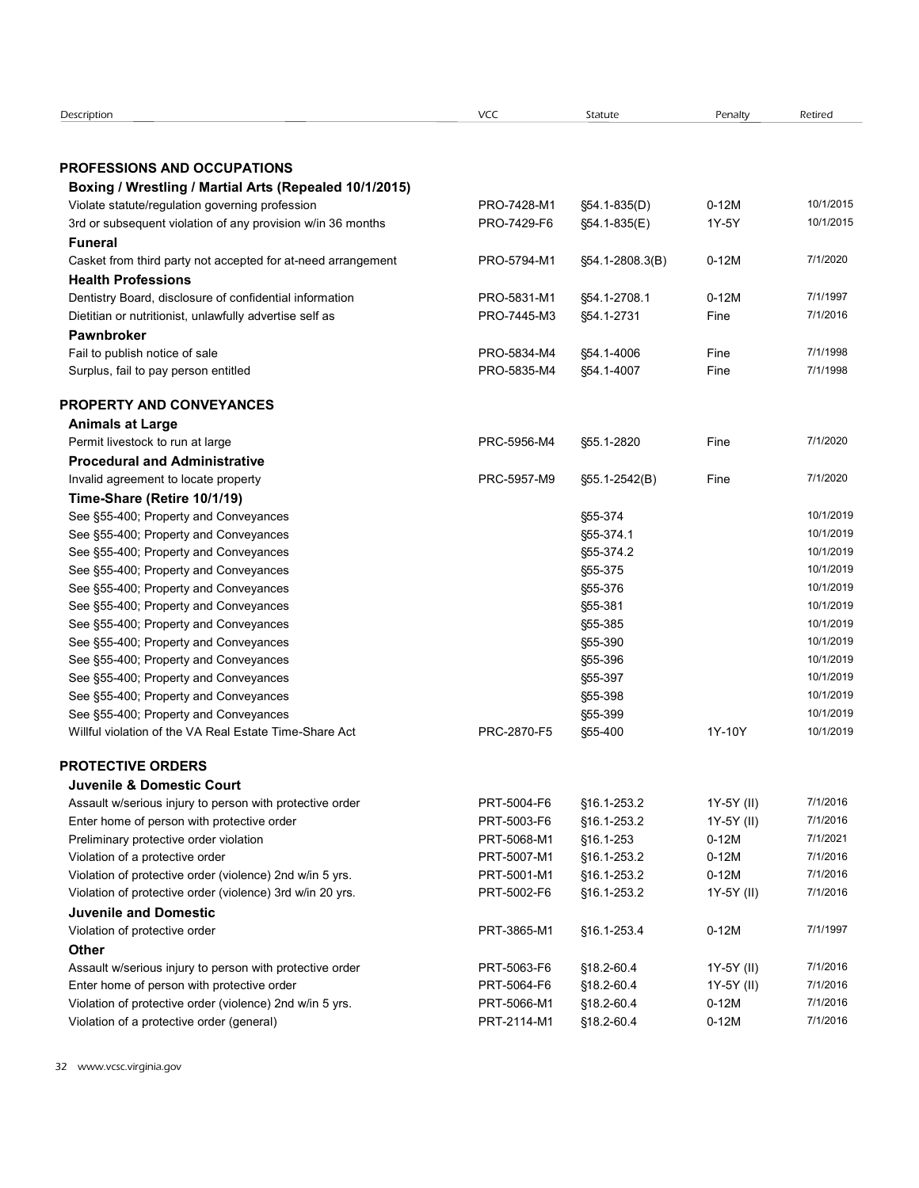| Description | VCC | Statute | Penalty | Retired |
|---|---|---|---|---|
| **PROFESSIONS AND OCCUPATIONS** | | | | |
| **Boxing / Wrestling / Martial Arts (Repealed 10/1/2015)** | | | | |
| Violate statute/regulation governing profession | PRO-7428-M1 | §54.1-835(D) | 0-12M | 10/1/2015 |
| 3rd or subsequent violation of any provision w/in 36 months | PRO-7429-F6 | §54.1-835(E) | 1Y-5Y | 10/1/2015 |
| **Funeral** | | | | |
| Casket from third party not accepted for at-need arrangement | PRO-5794-M1 | §54.1-2808.3(B) | 0-12M | 7/1/2020 |
| **Health Professions** | | | | |
| Dentistry Board, disclosure of confidential information | PRO-5831-M1 | §54.1-2708.1 | 0-12M | 7/1/1997 |
| Dietitian or nutritionist, unlawfully advertise self as | PRO-7445-M3 | §54.1-2731 | Fine | 7/1/2016 |
| **Pawnbroker** | | | | |
| Fail to publish notice of sale | PRO-5834-M4 | §54.1-4006 | Fine | 7/1/1998 |
| Surplus, fail to pay person entitled | PRO-5835-M4 | §54.1-4007 | Fine | 7/1/1998 |
| **PROPERTY AND CONVEYANCES** | | | | |
| **Animals at Large** | | | | |
| Permit livestock to run at large | PRC-5956-M4 | §55.1-2820 | Fine | 7/1/2020 |
| **Procedural and Administrative** | | | | |
| Invalid agreement to locate property | PRC-5957-M9 | §55.1-2542(B) | Fine | 7/1/2020 |
| **Time-Share (Retire 10/1/19)** | | | | |
| See §55-400; Property and Conveyances | | §55-374 | | 10/1/2019 |
| See §55-400; Property and Conveyances | | §55-374.1 | | 10/1/2019 |
| See §55-400; Property and Conveyances | | §55-374.2 | | 10/1/2019 |
| See §55-400; Property and Conveyances | | §55-375 | | 10/1/2019 |
| See §55-400; Property and Conveyances | | §55-376 | | 10/1/2019 |
| See §55-400; Property and Conveyances | | §55-381 | | 10/1/2019 |
| See §55-400; Property and Conveyances | | §55-385 | | 10/1/2019 |
| See §55-400; Property and Conveyances | | §55-390 | | 10/1/2019 |
| See §55-400; Property and Conveyances | | §55-396 | | 10/1/2019 |
| See §55-400; Property and Conveyances | | §55-397 | | 10/1/2019 |
| See §55-400; Property and Conveyances | | §55-398 | | 10/1/2019 |
| See §55-400; Property and Conveyances | | §55-399 | | 10/1/2019 |
| Willful violation of the VA Real Estate Time-Share Act | PRC-2870-F5 | §55-400 | 1Y-10Y | 10/1/2019 |
| **PROTECTIVE ORDERS** | | | | |
| **Juvenile & Domestic Court** | | | | |
| Assault w/serious injury to person with protective order | PRT-5004-F6 | §16.1-253.2 | 1Y-5Y (II) | 7/1/2016 |
| Enter home of person with protective order | PRT-5003-F6 | §16.1-253.2 | 1Y-5Y (II) | 7/1/2016 |
| Preliminary protective order violation | PRT-5068-M1 | §16.1-253 | 0-12M | 7/1/2021 |
| Violation of a protective order | PRT-5007-M1 | §16.1-253.2 | 0-12M | 7/1/2016 |
| Violation of protective order (violence) 2nd w/in 5 yrs. | PRT-5001-M1 | §16.1-253.2 | 0-12M | 7/1/2016 |
| Violation of protective order (violence) 3rd w/in 20 yrs. | PRT-5002-F6 | §16.1-253.2 | 1Y-5Y (II) | 7/1/2016 |
| **Juvenile and Domestic** | | | | |
| Violation of protective order | PRT-3865-M1 | §16.1-253.4 | 0-12M | 7/1/1997 |
| **Other** | | | | |
| Assault w/serious injury to person with protective order | PRT-5063-F6 | §18.2-60.4 | 1Y-5Y (II) | 7/1/2016 |
| Enter home of person with protective order | PRT-5064-F6 | §18.2-60.4 | 1Y-5Y (II) | 7/1/2016 |
| Violation of protective order (violence) 2nd w/in 5 yrs. | PRT-5066-M1 | §18.2-60.4 | 0-12M | 7/1/2016 |
| Violation of a protective order (general) | PRT-2114-M1 | §18.2-60.4 | 0-12M | 7/1/2016 |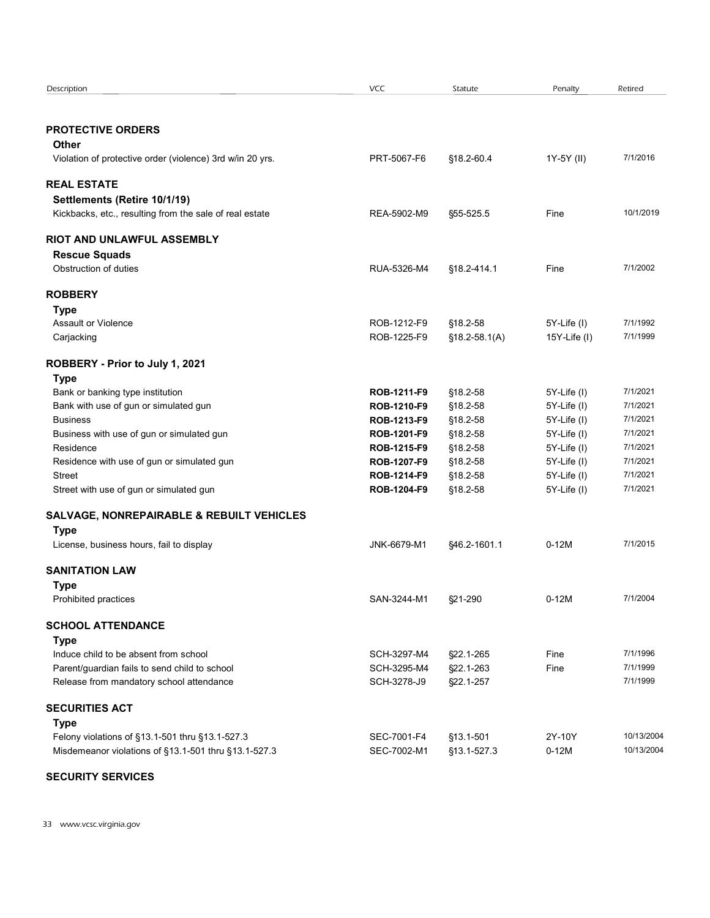| Description | VCC | Statute | Penalty | Retired |
|---|---|---|---|---|
| **PROTECTIVE ORDERS** | | | | |
| **Other** | | | | |
| Violation of protective order (violence) 3rd w/in 20 yrs. | PRT-5067-F6 | §18.2-60.4 | 1Y-5Y (II) | 7/1/2016 |
| **REAL ESTATE** | | | | |
| **Settlements (Retire 10/1/19)** | | | | |
| Kickbacks, etc., resulting from the sale of real estate | REA-5902-M9 | §55-525.5 | Fine | 10/1/2019 |
| **RIOT AND UNLAWFUL ASSEMBLY** | | | | |
| **Rescue Squads** | | | | |
| Obstruction of duties | RUA-5326-M4 | §18.2-414.1 | Fine | 7/1/2002 |
| **ROBBERY** | | | | |
| **Type** | | | | |
| Assault or Violence | ROB-1212-F9 | §18.2-58 | 5Y-Life (I) | 7/1/1992 |
| Carjacking | ROB-1225-F9 | §18.2-58.1(A) | 15Y-Life (I) | 7/1/1999 |
| **ROBBERY - Prior to July 1, 2021** | | | | |
| **Type** | | | | |
| Bank or banking type institution | **ROB-1211-F9** | §18.2-58 | 5Y-Life (I) | 7/1/2021 |
| Bank with use of gun or simulated gun | **ROB-1210-F9** | §18.2-58 | 5Y-Life (I) | 7/1/2021 |
| Business | **ROB-1213-F9** | §18.2-58 | 5Y-Life (I) | 7/1/2021 |
| Business with use of gun or simulated gun | **ROB-1201-F9** | §18.2-58 | 5Y-Life (I) | 7/1/2021 |
| Residence | **ROB-1215-F9** | §18.2-58 | 5Y-Life (I) | 7/1/2021 |
| Residence with use of gun or simulated gun | **ROB-1207-F9** | §18.2-58 | 5Y-Life (I) | 7/1/2021 |
| Street | **ROB-1214-F9** | §18.2-58 | 5Y-Life (I) | 7/1/2021 |
| Street with use of gun or simulated gun | **ROB-1204-F9** | §18.2-58 | 5Y-Life (I) | 7/1/2021 |
| **SALVAGE, NONREPAIRABLE & REBUILT VEHICLES** | | | | |
| **Type** | | | | |
| License, business hours, fail to display | JNK-6679-M1 | §46.2-1601.1 | 0-12M | 7/1/2015 |
| **SANITATION LAW** | | | | |
| **Type** | | | | |
| Prohibited practices | SAN-3244-M1 | §21-290 | 0-12M | 7/1/2004 |
| **SCHOOL ATTENDANCE** | | | | |
| **Type** | | | | |
| Induce child to be absent from school | SCH-3297-M4 | §22.1-265 | Fine | 7/1/1996 |
| Parent/guardian fails to send child to school | SCH-3295-M4 | §22.1-263 | Fine | 7/1/1999 |
| Release from mandatory school attendance | SCH-3278-J9 | §22.1-257 | | 7/1/1999 |
| **SECURITIES ACT** | | | | |
| **Type** | | | | |
| Felony violations of §13.1-501 thru §13.1-527.3 | SEC-7001-F4 | §13.1-501 | 2Y-10Y | 10/13/2004 |
| Misdemeanor violations of §13.1-501 thru §13.1-527.3 | SEC-7002-M1 | §13.1-527.3 | 0-12M | 10/13/2004 |
| **SECURITY SERVICES** | | | | |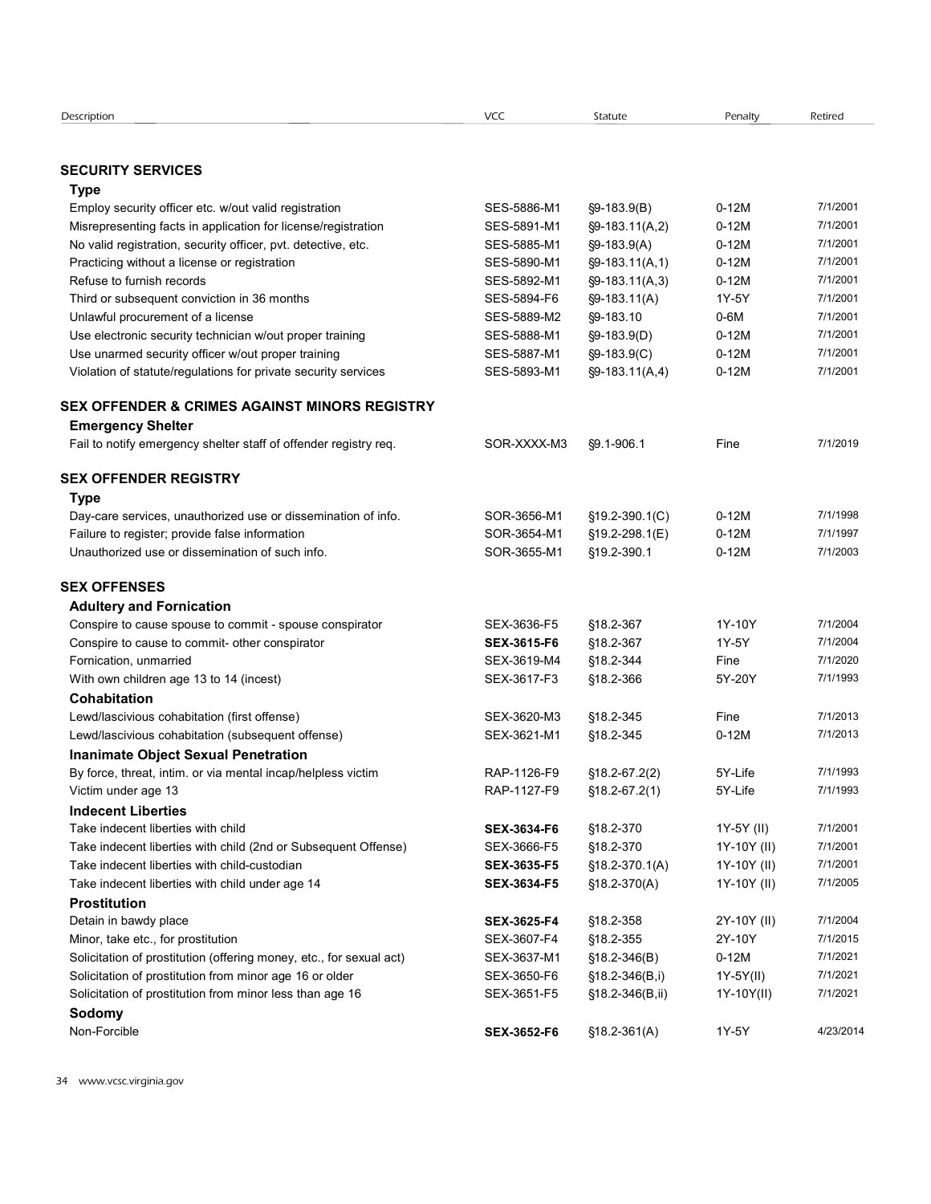| Description | VCC | Statute | Penalty | Retired |
|---|---|---|---|---|
| **SECURITY SERVICES** | | | | |
| **Type** | | | | |
| Employ security officer etc. w/out valid registration | SES-5886-M1 | §9-183.9(B) | 0-12M | 7/1/2001 |
| Misrepresenting facts in application for license/registration | SES-5891-M1 | §9-183.11(A,2) | 0-12M | 7/1/2001 |
| No valid registration, security officer, pvt. detective, etc. | SES-5885-M1 | §9-183.9(A) | 0-12M | 7/1/2001 |
| Practicing without a license or registration | SES-5890-M1 | §9-183.11(A,1) | 0-12M | 7/1/2001 |
| Refuse to furnish records | SES-5892-M1 | §9-183.11(A,3) | 0-12M | 7/1/2001 |
| Third or subsequent conviction in 36 months | SES-5894-F6 | §9-183.11(A) | 1Y-5Y | 7/1/2001 |
| Unlawful procurement of a license | SES-5889-M2 | §9-183.10 | 0-6M | 7/1/2001 |
| Use electronic security technician w/out proper training | SES-5888-M1 | §9-183.9(D) | 0-12M | 7/1/2001 |
| Use unarmed security officer w/out proper training | SES-5887-M1 | §9-183.9(C) | 0-12M | 7/1/2001 |
| Violation of statute/regulations for private security services | SES-5893-M1 | §9-183.11(A,4) | 0-12M | 7/1/2001 |
| **SEX OFFENDER & CRIMES AGAINST MINORS REGISTRY** | | | | |
| **Emergency Shelter** | | | | |
| Fail to notify emergency shelter staff of offender registry req. | SOR-XXXX-M3 | §9.1-906.1 | Fine | 7/1/2019 |
| **SEX OFFENDER REGISTRY** | | | | |
| **Type** | | | | |
| Day-care services, unauthorized use or dissemination of info. | SOR-3656-M1 | §19.2-390.1(C) | 0-12M | 7/1/1998 |
| Failure to register; provide false information | SOR-3654-M1 | §19.2-298.1(E) | 0-12M | 7/1/1997 |
| Unauthorized use or dissemination of such info. | SOR-3655-M1 | §19.2-390.1 | 0-12M | 7/1/2003 |
| **SEX OFFENSES** | | | | |
| **Adultery and Fornication** | | | | |
| Conspire to cause spouse to commit - spouse conspirator | SEX-3636-F5 | §18.2-367 | 1Y-10Y | 7/1/2004 |
| Conspire to cause to commit- other conspirator | **SEX-3615-F6** | §18.2-367 | 1Y-5Y | 7/1/2004 |
| Fornication, unmarried | SEX-3619-M4 | §18.2-344 | Fine | 7/1/2020 |
| With own children age 13 to 14 (incest) | SEX-3617-F3 | §18.2-366 | 5Y-20Y | 7/1/1993 |
| **Cohabitation** | | | | |
| Lewd/lascivious cohabitation (first offense) | SEX-3620-M3 | §18.2-345 | Fine | 7/1/2013 |
| Lewd/lascivious cohabitation (subsequent offense) | SEX-3621-M1 | §18.2-345 | 0-12M | 7/1/2013 |
| **Inanimate Object Sexual Penetration** | | | | |
| By force, threat, intim. or via mental incap/helpless victim | RAP-1126-F9 | §18.2-67.2(2) | 5Y-Life | 7/1/1993 |
| Victim under age 13 | RAP-1127-F9 | §18.2-67.2(1) | 5Y-Life | 7/1/1993 |
| **Indecent Liberties** | | | | |
| Take indecent liberties with child | **SEX-3634-F6** | §18.2-370 | 1Y-5Y (II) | 7/1/2001 |
| Take indecent liberties with child (2nd or Subsequent Offense) | SEX-3666-F5 | §18.2-370 | 1Y-10Y (II) | 7/1/2001 |
| Take indecent liberties with child-custodian | **SEX-3635-F5** | §18.2-370.1(A) | 1Y-10Y (II) | 7/1/2001 |
| Take indecent liberties with child under age 14 | **SEX-3634-F5** | §18.2-370(A) | 1Y-10Y (II) | 7/1/2005 |
| **Prostitution** | | | | |
| Detain in bawdy place | **SEX-3625-F4** | §18.2-358 | 2Y-10Y (II) | 7/1/2004 |
| Minor, take etc., for prostitution | SEX-3607-F4 | §18.2-355 | 2Y-10Y | 7/1/2015 |
| Solicitation of prostitution (offering money, etc., for sexual act) | SEX-3637-M1 | §18.2-346(B) | 0-12M | 7/1/2021 |
| Solicitation of prostitution from minor age 16 or older | SEX-3650-F6 | §18.2-346(B,i) | 1Y-5Y(II) | 7/1/2021 |
| Solicitation of prostitution from minor less than age 16 | SEX-3651-F5 | §18.2-346(B,ii) | 1Y-10Y(II) | 7/1/2021 |
| **Sodomy** | | | | |
| Non-Forcible | **SEX-3652-F6** | §18.2-361(A) | 1Y-5Y | 4/23/2014 |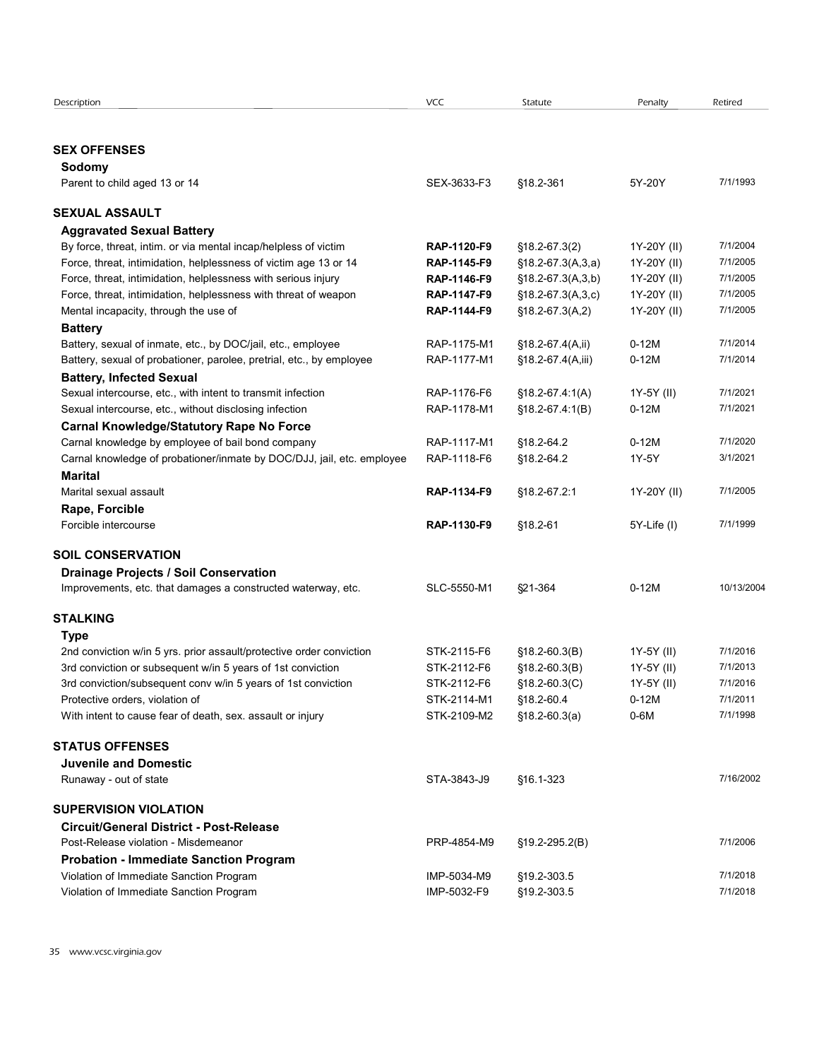| Description | VCC | Statute | Penalty | Retired |
|---|---|---|---|---|
| **SEX OFFENSES** | | | | |
| **Sodomy** | | | | |
| Parent to child aged 13 or 14 | SEX-3633-F3 | §18.2-361 | 5Y-20Y | 7/1/1993 |
| **SEXUAL ASSAULT** | | | | |
| **Aggravated Sexual Battery** | | | | |
| By force, threat, intim. or via mental incap/helpless of victim | **RAP-1120-F9** | §18.2-67.3(2) | 1Y-20Y (II) | 7/1/2004 |
| Force, threat, intimidation, helplessness of victim age 13 or 14 | **RAP-1145-F9** | §18.2-67.3(A,3,a) | 1Y-20Y (II) | 7/1/2005 |
| Force, threat, intimidation, helplessness with serious injury | **RAP-1146-F9** | §18.2-67.3(A,3,b) | 1Y-20Y (II) | 7/1/2005 |
| Force, threat, intimidation, helplessness with threat of weapon | **RAP-1147-F9** | §18.2-67.3(A,3,c) | 1Y-20Y (II) | 7/1/2005 |
| Mental incapacity, through the use of | **RAP-1144-F9** | §18.2-67.3(A,2) | 1Y-20Y (II) | 7/1/2005 |
| **Battery** | | | | |
| Battery, sexual of inmate, etc., by DOC/jail, etc., employee | RAP-1175-M1 | §18.2-67.4(A,ii) | 0-12M | 7/1/2014 |
| Battery, sexual of probationer, parolee, pretrial, etc., by employee | RAP-1177-M1 | §18.2-67.4(A,iii) | 0-12M | 7/1/2014 |
| **Battery, Infected Sexual** | | | | |
| Sexual intercourse, etc., with intent to transmit infection | RAP-1176-F6 | §18.2-67.4:1(A) | 1Y-5Y (II) | 7/1/2021 |
| Sexual intercourse, etc., without disclosing infection | RAP-1178-M1 | §18.2-67.4:1(B) | 0-12M | 7/1/2021 |
| **Carnal Knowledge/Statutory Rape No Force** | | | | |
| Carnal knowledge by employee of bail bond company | RAP-1117-M1 | §18.2-64.2 | 0-12M | 7/1/2020 |
| Carnal knowledge of probationer/inmate by DOC/DJJ, jail, etc. employee | RAP-1118-F6 | §18.2-64.2 | 1Y-5Y | 3/1/2021 |
| **Marital** | | | | |
| Marital sexual assault | **RAP-1134-F9** | §18.2-67.2:1 | 1Y-20Y (II) | 7/1/2005 |
| **Rape, Forcible** | | | | |
| Forcible intercourse | **RAP-1130-F9** | §18.2-61 | 5Y-Life (I) | 7/1/1999 |
| **SOIL CONSERVATION** | | | | |
| **Drainage Projects / Soil Conservation** | | | | |
| Improvements, etc. that damages a constructed waterway, etc. | SLC-5550-M1 | §21-364 | 0-12M | 10/13/2004 |
| **STALKING** | | | | |
| **Type** | | | | |
| 2nd conviction w/in 5 yrs. prior assault/protective order conviction | STK-2115-F6 | §18.2-60.3(B) | 1Y-5Y (II) | 7/1/2016 |
| 3rd conviction or subsequent w/in 5 years of 1st conviction | STK-2112-F6 | §18.2-60.3(B) | 1Y-5Y (II) | 7/1/2013 |
| 3rd conviction/subsequent conv w/in 5 years of 1st conviction | STK-2112-F6 | §18.2-60.3(C) | 1Y-5Y (II) | 7/1/2016 |
| Protective orders, violation of | STK-2114-M1 | §18.2-60.4 | 0-12M | 7/1/2011 |
| With intent to cause fear of death, sex. assault or injury | STK-2109-M2 | §18.2-60.3(a) | 0-6M | 7/1/1998 |
| **STATUS OFFENSES** | | | | |
| **Juvenile and Domestic** | | | | |
| Runaway - out of state | STA-3843-J9 | §16.1-323 | | 7/16/2002 |
| **SUPERVISION VIOLATION** | | | | |
| **Circuit/General District - Post-Release** | | | | |
| Post-Release violation - Misdemeanor | PRP-4854-M9 | §19.2-295.2(B) | | 7/1/2006 |
| **Probation - Immediate Sanction Program** | | | | |
| Violation of Immediate Sanction Program | IMP-5034-M9 | §19.2-303.5 | | 7/1/2018 |
| Violation of Immediate Sanction Program | IMP-5032-F9 | §19.2-303.5 | | 7/1/2018 |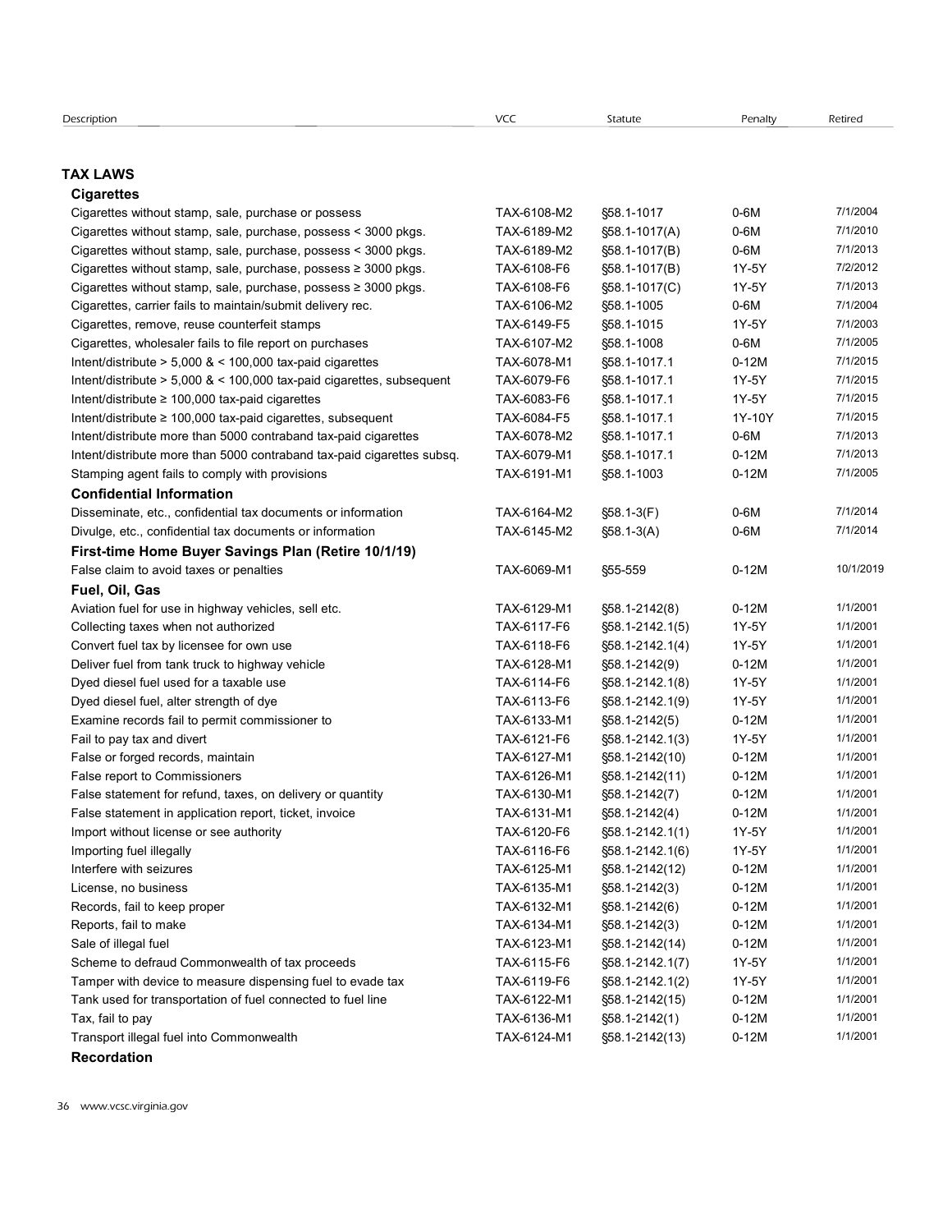| Description | VCC | Statute | Penalty | Retired |
|---|---|---|---|---|
| **TAX LAWS** | | | | |
| **Cigarettes** | | | | |
| Cigarettes without stamp, sale, purchase or possess | TAX-6108-M2 | §58.1-1017 | 0-6M | 7/1/2004 |
| Cigarettes without stamp, sale, purchase, possess < 3000 pkgs. | TAX-6189-M2 | §58.1-1017(A) | 0-6M | 7/1/2010 |
| Cigarettes without stamp, sale, purchase, possess < 3000 pkgs. | TAX-6189-M2 | §58.1-1017(B) | 0-6M | 7/1/2013 |
| Cigarettes without stamp, sale, purchase, possess ≥ 3000 pkgs. | TAX-6108-F6 | §58.1-1017(B) | 1Y-5Y | 7/2/2012 |
| Cigarettes without stamp, sale, purchase, possess ≥ 3000 pkgs. | TAX-6108-F6 | §58.1-1017(C) | 1Y-5Y | 7/1/2013 |
| Cigarettes, carrier fails to maintain/submit delivery rec. | TAX-6106-M2 | §58.1-1005 | 0-6M | 7/1/2004 |
| Cigarettes, remove, reuse counterfeit stamps | TAX-6149-F5 | §58.1-1015 | 1Y-5Y | 7/1/2003 |
| Cigarettes, wholesaler fails to file report on purchases | TAX-6107-M2 | §58.1-1008 | 0-6M | 7/1/2005 |
| Intent/distribute > 5,000 & < 100,000 tax-paid cigarettes | TAX-6078-M1 | §58.1-1017.1 | 0-12M | 7/1/2015 |
| Intent/distribute > 5,000 & < 100,000 tax-paid cigarettes, subsequent | TAX-6079-F6 | §58.1-1017.1 | 1Y-5Y | 7/1/2015 |
| Intent/distribute ≥ 100,000 tax-paid cigarettes | TAX-6083-F6 | §58.1-1017.1 | 1Y-5Y | 7/1/2015 |
| Intent/distribute ≥ 100,000 tax-paid cigarettes, subsequent | TAX-6084-F5 | §58.1-1017.1 | 1Y-10Y | 7/1/2015 |
| Intent/distribute more than 5000 contraband tax-paid cigarettes | TAX-6078-M2 | §58.1-1017.1 | 0-6M | 7/1/2013 |
| Intent/distribute more than 5000 contraband tax-paid cigarettes subsq. | TAX-6079-M1 | §58.1-1017.1 | 0-12M | 7/1/2013 |
| Stamping agent fails to comply with provisions | TAX-6191-M1 | §58.1-1003 | 0-12M | 7/1/2005 |
| **Confidential Information** | | | | |
| Disseminate, etc., confidential tax documents or information | TAX-6164-M2 | §58.1-3(F) | 0-6M | 7/1/2014 |
| Divulge, etc., confidential tax documents or information | TAX-6145-M2 | §58.1-3(A) | 0-6M | 7/1/2014 |
| **First-time Home Buyer Savings Plan (Retire 10/1/19)** | | | | |
| False claim to avoid taxes or penalties | TAX-6069-M1 | §55-559 | 0-12M | 10/1/2019 |
| **Fuel, Oil, Gas** | | | | |
| Aviation fuel for use in highway vehicles, sell etc. | TAX-6129-M1 | §58.1-2142(8) | 0-12M | 1/1/2001 |
| Collecting taxes when not authorized | TAX-6117-F6 | §58.1-2142.1(5) | 1Y-5Y | 1/1/2001 |
| Convert fuel tax by licensee for own use | TAX-6118-F6 | §58.1-2142.1(4) | 1Y-5Y | 1/1/2001 |
| Deliver fuel from tank truck to highway vehicle | TAX-6128-M1 | §58.1-2142(9) | 0-12M | 1/1/2001 |
| Dyed diesel fuel used for a taxable use | TAX-6114-F6 | §58.1-2142.1(8) | 1Y-5Y | 1/1/2001 |
| Dyed diesel fuel, alter strength of dye | TAX-6113-F6 | §58.1-2142.1(9) | 1Y-5Y | 1/1/2001 |
| Examine records fail to permit commissioner to | TAX-6133-M1 | §58.1-2142(5) | 0-12M | 1/1/2001 |
| Fail to pay tax and divert | TAX-6121-F6 | §58.1-2142.1(3) | 1Y-5Y | 1/1/2001 |
| False or forged records, maintain | TAX-6127-M1 | §58.1-2142(10) | 0-12M | 1/1/2001 |
| False report to Commissioners | TAX-6126-M1 | §58.1-2142(11) | 0-12M | 1/1/2001 |
| False statement for refund, taxes, on delivery or quantity | TAX-6130-M1 | §58.1-2142(7) | 0-12M | 1/1/2001 |
| False statement in application report, ticket, invoice | TAX-6131-M1 | §58.1-2142(4) | 0-12M | 1/1/2001 |
| Import without license or see authority | TAX-6120-F6 | §58.1-2142.1(1) | 1Y-5Y | 1/1/2001 |
| Importing fuel illegally | TAX-6116-F6 | §58.1-2142.1(6) | 1Y-5Y | 1/1/2001 |
| Interfere with seizures | TAX-6125-M1 | §58.1-2142(12) | 0-12M | 1/1/2001 |
| License, no business | TAX-6135-M1 | §58.1-2142(3) | 0-12M | 1/1/2001 |
| Records, fail to keep proper | TAX-6132-M1 | §58.1-2142(6) | 0-12M | 1/1/2001 |
| Reports, fail to make | TAX-6134-M1 | §58.1-2142(3) | 0-12M | 1/1/2001 |
| Sale of illegal fuel | TAX-6123-M1 | §58.1-2142(14) | 0-12M | 1/1/2001 |
| Scheme to defraud Commonwealth of tax proceeds | TAX-6115-F6 | §58.1-2142.1(7) | 1Y-5Y | 1/1/2001 |
| Tamper with device to measure dispensing fuel to evade tax | TAX-6119-F6 | §58.1-2142.1(2) | 1Y-5Y | 1/1/2001 |
| Tank used for transportation of fuel connected to fuel line | TAX-6122-M1 | §58.1-2142(15) | 0-12M | 1/1/2001 |
| Tax, fail to pay | TAX-6136-M1 | §58.1-2142(1) | 0-12M | 1/1/2001 |
| Transport illegal fuel into Commonwealth | TAX-6124-M1 | §58.1-2142(13) | 0-12M | 1/1/2001 |
| **Recordation** | | | | |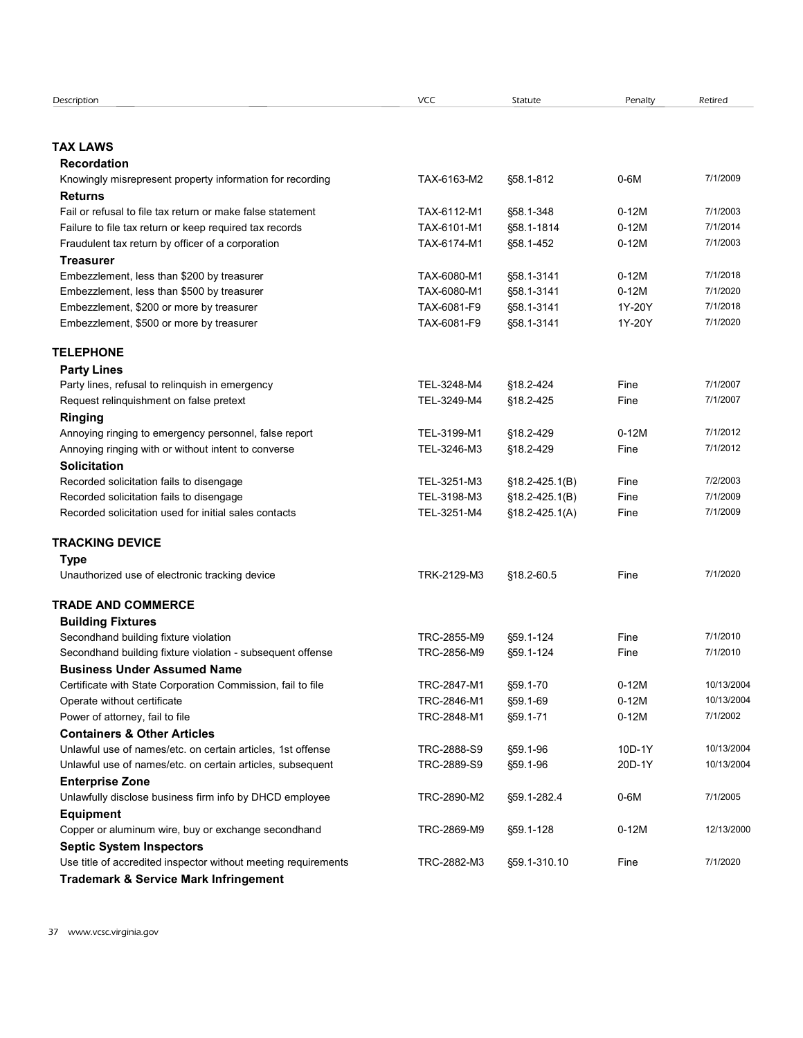| Description | VCC | Statute | Penalty | Retired |
|---|---|---|---|---|
| **TAX LAWS** | | | | |
| **Recordation** | | | | |
| Knowingly misrepresent property information for recording | TAX-6163-M2 | §58.1-812 | 0-6M | 7/1/2009 |
| **Returns** | | | | |
| Fail or refusal to file tax return or make false statement | TAX-6112-M1 | §58.1-348 | 0-12M | 7/1/2003 |
| Failure to file tax return or keep required tax records | TAX-6101-M1 | §58.1-1814 | 0-12M | 7/1/2014 |
| Fraudulent tax return by officer of a corporation | TAX-6174-M1 | §58.1-452 | 0-12M | 7/1/2003 |
| **Treasurer** | | | | |
| Embezzlement, less than $200 by treasurer | TAX-6080-M1 | §58.1-3141 | 0-12M | 7/1/2018 |
| Embezzlement, less than $500 by treasurer | TAX-6080-M1 | §58.1-3141 | 0-12M | 7/1/2020 |
| Embezzlement, $200 or more by treasurer | TAX-6081-F9 | §58.1-3141 | 1Y-20Y | 7/1/2018 |
| Embezzlement, $500 or more by treasurer | TAX-6081-F9 | §58.1-3141 | 1Y-20Y | 7/1/2020 |
| **TELEPHONE** | | | | |
| **Party Lines** | | | | |
| Party lines, refusal to relinquish in emergency | TEL-3248-M4 | §18.2-424 | Fine | 7/1/2007 |
| Request relinquishment on false pretext | TEL-3249-M4 | §18.2-425 | Fine | 7/1/2007 |
| **Ringing** | | | | |
| Annoying ringing to emergency personnel, false report | TEL-3199-M1 | §18.2-429 | 0-12M | 7/1/2012 |
| Annoying ringing with or without intent to converse | TEL-3246-M3 | §18.2-429 | Fine | 7/1/2012 |
| **Solicitation** | | | | |
| Recorded solicitation fails to disengage | TEL-3251-M3 | §18.2-425.1(B) | Fine | 7/2/2003 |
| Recorded solicitation fails to disengage | TEL-3198-M3 | §18.2-425.1(B) | Fine | 7/1/2009 |
| Recorded solicitation used for initial sales contacts | TEL-3251-M4 | §18.2-425.1(A) | Fine | 7/1/2009 |
| **TRACKING DEVICE** | | | | |
| **Type** | | | | |
| Unauthorized use of electronic tracking device | TRK-2129-M3 | §18.2-60.5 | Fine | 7/1/2020 |
| **TRADE AND COMMERCE** | | | | |
| **Building Fixtures** | | | | |
| Secondhand building fixture violation | TRC-2855-M9 | §59.1-124 | Fine | 7/1/2010 |
| Secondhand building fixture violation - subsequent offense | TRC-2856-M9 | §59.1-124 | Fine | 7/1/2010 |
| **Business Under Assumed Name** | | | | |
| Certificate with State Corporation Commission, fail to file | TRC-2847-M1 | §59.1-70 | 0-12M | 10/13/2004 |
| Operate without certificate | TRC-2846-M1 | §59.1-69 | 0-12M | 10/13/2004 |
| Power of attorney, fail to file | TRC-2848-M1 | §59.1-71 | 0-12M | 7/1/2002 |
| **Containers & Other Articles** | | | | |
| Unlawful use of names/etc. on certain articles, 1st offense | TRC-2888-S9 | §59.1-96 | 10D-1Y | 10/13/2004 |
| Unlawful use of names/etc. on certain articles, subsequent | TRC-2889-S9 | §59.1-96 | 20D-1Y | 10/13/2004 |
| **Enterprise Zone** | | | | |
| Unlawfully disclose business firm info by DHCD employee | TRC-2890-M2 | §59.1-282.4 | 0-6M | 7/1/2005 |
| **Equipment** | | | | |
| Copper or aluminum wire, buy or exchange secondhand | TRC-2869-M9 | §59.1-128 | 0-12M | 12/13/2000 |
| **Septic System Inspectors** | | | | |
| Use title of accredited inspector without meeting requirements | TRC-2882-M3 | §59.1-310.10 | Fine | 7/1/2020 |
| **Trademark & Service Mark Infringement** | | | | |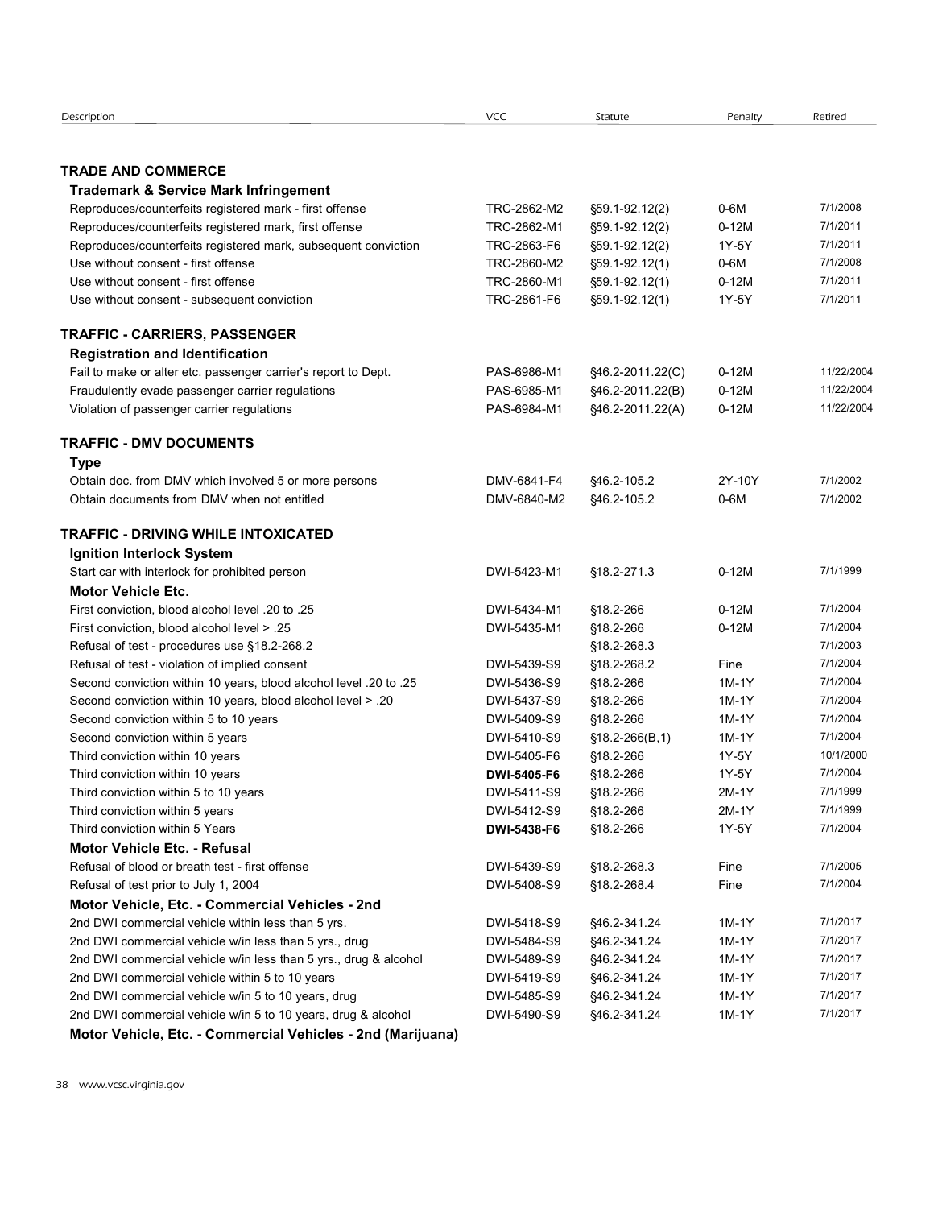| Description | VCC | Statute | Penalty | Retired |
|---|---|---|---|---|
| **TRADE AND COMMERCE** | | | | |
| **Trademark & Service Mark Infringement** | | | | |
| Reproduces/counterfeits registered mark - first offense | TRC-2862-M2 | §59.1-92.12(2) | 0-6M | 7/1/2008 |
| Reproduces/counterfeits registered mark, first offense | TRC-2862-M1 | §59.1-92.12(2) | 0-12M | 7/1/2011 |
| Reproduces/counterfeits registered mark, subsequent conviction | TRC-2863-F6 | §59.1-92.12(2) | 1Y-5Y | 7/1/2011 |
| Use without consent - first offense | TRC-2860-M2 | §59.1-92.12(1) | 0-6M | 7/1/2008 |
| Use without consent - first offense | TRC-2860-M1 | §59.1-92.12(1) | 0-12M | 7/1/2011 |
| Use without consent - subsequent conviction | TRC-2861-F6 | §59.1-92.12(1) | 1Y-5Y | 7/1/2011 |
| **TRAFFIC - CARRIERS, PASSENGER** | | | | |
| **Registration and Identification** | | | | |
| Fail to make or alter etc. passenger carrier's report to Dept. | PAS-6986-M1 | §46.2-2011.22(C) | 0-12M | 11/22/2004 |
| Fraudulently evade passenger carrier regulations | PAS-6985-M1 | §46.2-2011.22(B) | 0-12M | 11/22/2004 |
| Violation of passenger carrier regulations | PAS-6984-M1 | §46.2-2011.22(A) | 0-12M | 11/22/2004 |
| **TRAFFIC - DMV DOCUMENTS** | | | | |
| **Type** | | | | |
| Obtain doc. from DMV which involved 5 or more persons | DMV-6841-F4 | §46.2-105.2 | 2Y-10Y | 7/1/2002 |
| Obtain documents from DMV when not entitled | DMV-6840-M2 | §46.2-105.2 | 0-6M | 7/1/2002 |
| **TRAFFIC - DRIVING WHILE INTOXICATED** | | | | |
| **Ignition Interlock System** | | | | |
| Start car with interlock for prohibited person | DWI-5423-M1 | §18.2-271.3 | 0-12M | 7/1/1999 |
| **Motor Vehicle Etc.** | | | | |
| First conviction, blood alcohol level .20 to .25 | DWI-5434-M1 | §18.2-266 | 0-12M | 7/1/2004 |
| First conviction, blood alcohol level > .25 | DWI-5435-M1 | §18.2-266 | 0-12M | 7/1/2004 |
| Refusal of test - procedures use §18.2-268.2 | | §18.2-268.3 | | 7/1/2003 |
| Refusal of test - violation of implied consent | DWI-5439-S9 | §18.2-268.2 | Fine | 7/1/2004 |
| Second conviction within 10 years, blood alcohol level .20 to .25 | DWI-5436-S9 | §18.2-266 | 1M-1Y | 7/1/2004 |
| Second conviction within 10 years, blood alcohol level > .20 | DWI-5437-S9 | §18.2-266 | 1M-1Y | 7/1/2004 |
| Second conviction within 5 to 10 years | DWI-5409-S9 | §18.2-266 | 1M-1Y | 7/1/2004 |
| Second conviction within 5 years | DWI-5410-S9 | §18.2-266(B,1) | 1M-1Y | 7/1/2004 |
| Third conviction within 10 years | DWI-5405-F6 | §18.2-266 | 1Y-5Y | 10/1/2000 |
| Third conviction within 10 years | **DWI-5405-F6** | §18.2-266 | 1Y-5Y | 7/1/2004 |
| Third conviction within 5 to 10 years | DWI-5411-S9 | §18.2-266 | 2M-1Y | 7/1/1999 |
| Third conviction within 5 years | DWI-5412-S9 | §18.2-266 | 2M-1Y | 7/1/1999 |
| Third conviction within 5 Years | **DWI-5438-F6** | §18.2-266 | 1Y-5Y | 7/1/2004 |
| **Motor Vehicle Etc. - Refusal** | | | | |
| Refusal of blood or breath test - first offense | DWI-5439-S9 | §18.2-268.3 | Fine | 7/1/2005 |
| Refusal of test prior to July 1, 2004 | DWI-5408-S9 | §18.2-268.4 | Fine | 7/1/2004 |
| **Motor Vehicle, Etc. - Commercial Vehicles - 2nd** | | | | |
| 2nd DWI commercial vehicle within less than 5 yrs. | DWI-5418-S9 | §46.2-341.24 | 1M-1Y | 7/1/2017 |
| 2nd DWI commercial vehicle w/in less than 5 yrs., drug | DWI-5484-S9 | §46.2-341.24 | 1M-1Y | 7/1/2017 |
| 2nd DWI commercial vehicle w/in less than 5 yrs., drug & alcohol | DWI-5489-S9 | §46.2-341.24 | 1M-1Y | 7/1/2017 |
| 2nd DWI commercial vehicle within 5 to 10 years | DWI-5419-S9 | §46.2-341.24 | 1M-1Y | 7/1/2017 |
| 2nd DWI commercial vehicle w/in 5 to 10 years, drug | DWI-5485-S9 | §46.2-341.24 | 1M-1Y | 7/1/2017 |
| 2nd DWI commercial vehicle w/in 5 to 10 years, drug & alcohol | DWI-5490-S9 | §46.2-341.24 | 1M-1Y | 7/1/2017 |
| **Motor Vehicle, Etc. - Commercial Vehicles - 2nd (Marijuana)** | | | | |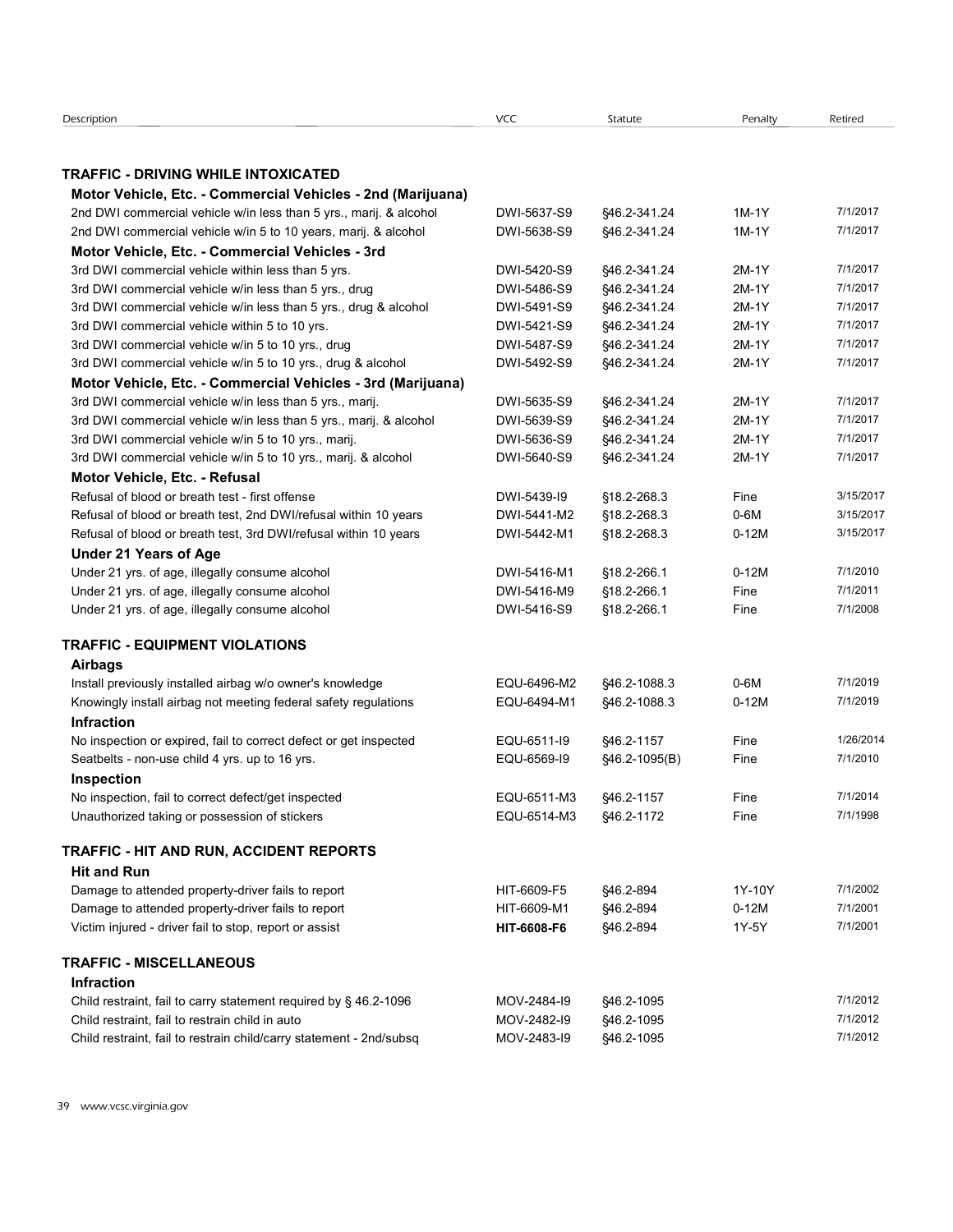| Description | VCC | Statute | Penalty | Retired |
|---|---|---|---|---|
| **TRAFFIC - DRIVING WHILE INTOXICATED** | | | | |
| **Motor Vehicle, Etc. - Commercial Vehicles - 2nd (Marijuana)** | | | | |
| 2nd DWI commercial vehicle w/in less than 5 yrs., marij. & alcohol | DWI-5637-S9 | §46.2-341.24 | 1M-1Y | 7/1/2017 |
| 2nd DWI commercial vehicle w/in 5 to 10 years, marij. & alcohol | DWI-5638-S9 | §46.2-341.24 | 1M-1Y | 7/1/2017 |
| **Motor Vehicle, Etc. - Commercial Vehicles - 3rd** | | | | |
| 3rd DWI commercial vehicle within less than 5 yrs. | DWI-5420-S9 | §46.2-341.24 | 2M-1Y | 7/1/2017 |
| 3rd DWI commercial vehicle w/in less than 5 yrs., drug | DWI-5486-S9 | §46.2-341.24 | 2M-1Y | 7/1/2017 |
| 3rd DWI commercial vehicle w/in less than 5 yrs., drug & alcohol | DWI-5491-S9 | §46.2-341.24 | 2M-1Y | 7/1/2017 |
| 3rd DWI commercial vehicle within 5 to 10 yrs. | DWI-5421-S9 | §46.2-341.24 | 2M-1Y | 7/1/2017 |
| 3rd DWI commercial vehicle w/in 5 to 10 yrs., drug | DWI-5487-S9 | §46.2-341.24 | 2M-1Y | 7/1/2017 |
| 3rd DWI commercial vehicle w/in 5 to 10 yrs., drug & alcohol | DWI-5492-S9 | §46.2-341.24 | 2M-1Y | 7/1/2017 |
| **Motor Vehicle, Etc. - Commercial Vehicles - 3rd (Marijuana)** | | | | |
| 3rd DWI commercial vehicle w/in less than 5 yrs., marij. | DWI-5635-S9 | §46.2-341.24 | 2M-1Y | 7/1/2017 |
| 3rd DWI commercial vehicle w/in less than 5 yrs., marij. & alcohol | DWI-5639-S9 | §46.2-341.24 | 2M-1Y | 7/1/2017 |
| 3rd DWI commercial vehicle w/in 5 to 10 yrs., marij. | DWI-5636-S9 | §46.2-341.24 | 2M-1Y | 7/1/2017 |
| 3rd DWI commercial vehicle w/in 5 to 10 yrs., marij. & alcohol | DWI-5640-S9 | §46.2-341.24 | 2M-1Y | 7/1/2017 |
| **Motor Vehicle, Etc. - Refusal** | | | | |
| Refusal of blood or breath test - first offense | DWI-5439-I9 | §18.2-268.3 | Fine | 3/15/2017 |
| Refusal of blood or breath test, 2nd DWI/refusal within 10 years | DWI-5441-M2 | §18.2-268.3 | 0-6M | 3/15/2017 |
| Refusal of blood or breath test, 3rd DWI/refusal within 10 years | DWI-5442-M1 | §18.2-268.3 | 0-12M | 3/15/2017 |
| **Under 21 Years of Age** | | | | |
| Under 21 yrs. of age, illegally consume alcohol | DWI-5416-M1 | §18.2-266.1 | 0-12M | 7/1/2010 |
| Under 21 yrs. of age, illegally consume alcohol | DWI-5416-M9 | §18.2-266.1 | Fine | 7/1/2011 |
| Under 21 yrs. of age, illegally consume alcohol | DWI-5416-S9 | §18.2-266.1 | Fine | 7/1/2008 |
| **TRAFFIC - EQUIPMENT VIOLATIONS** | | | | |
| **Airbags** | | | | |
| Install previously installed airbag w/o owner's knowledge | EQU-6496-M2 | §46.2-1088.3 | 0-6M | 7/1/2019 |
| Knowingly install airbag not meeting federal safety regulations | EQU-6494-M1 | §46.2-1088.3 | 0-12M | 7/1/2019 |
| **Infraction** | | | | |
| No inspection or expired, fail to correct defect or get inspected | EQU-6511-I9 | §46.2-1157 | Fine | 1/26/2014 |
| Seatbelts - non-use child 4 yrs. up to 16 yrs. | EQU-6569-I9 | §46.2-1095(B) | Fine | 7/1/2010 |
| **Inspection** | | | | |
| No inspection, fail to correct defect/get inspected | EQU-6511-M3 | §46.2-1157 | Fine | 7/1/2014 |
| Unauthorized taking or possession of stickers | EQU-6514-M3 | §46.2-1172 | Fine | 7/1/1998 |
| **TRAFFIC - HIT AND RUN, ACCIDENT REPORTS** | | | | |
| **Hit and Run** | | | | |
| Damage to attended property-driver fails to report | HIT-6609-F5 | §46.2-894 | 1Y-10Y | 7/1/2002 |
| Damage to attended property-driver fails to report | HIT-6609-M1 | §46.2-894 | 0-12M | 7/1/2001 |
| Victim injured - driver fail to stop, report or assist | **HIT-6608-F6** | §46.2-894 | 1Y-5Y | 7/1/2001 |
| **TRAFFIC - MISCELLANEOUS** | | | | |
| **Infraction** | | | | |
| Child restraint, fail to carry statement required by § 46.2-1096 | MOV-2484-I9 | §46.2-1095 | | 7/1/2012 |
| Child restraint, fail to restrain child in auto | MOV-2482-I9 | §46.2-1095 | | 7/1/2012 |
| Child restraint, fail to restrain child/carry statement - 2nd/subsq | MOV-2483-I9 | §46.2-1095 | | 7/1/2012 |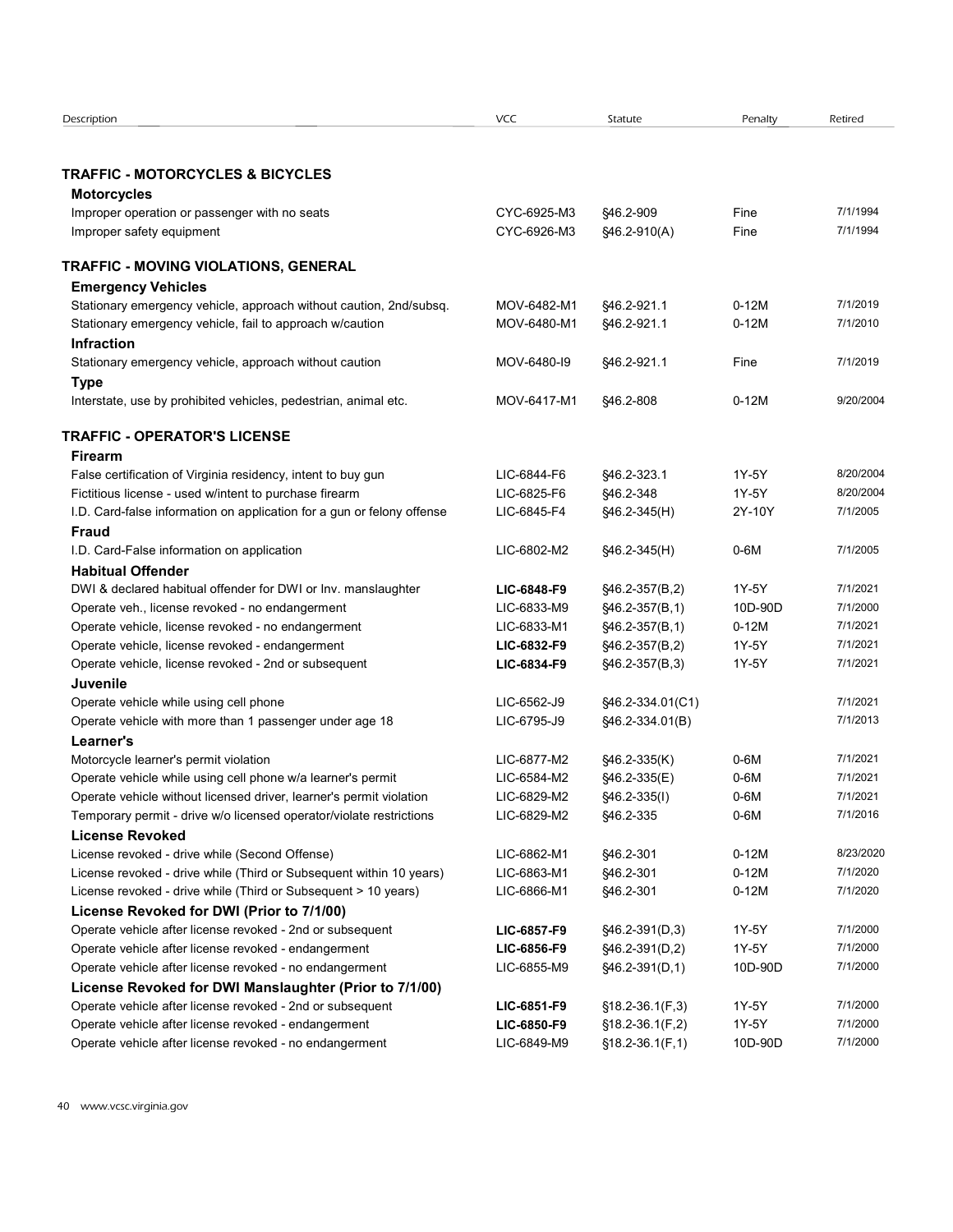| Description | VCC | Statute | Penalty | Retired |
|---|---|---|---|---|
| **TRAFFIC - MOTORCYCLES & BICYCLES** | | | | |
| **Motorcycles** | | | | |
| Improper operation or passenger with no seats | CYC-6925-M3 | §46.2-909 | Fine | 7/1/1994 |
| Improper safety equipment | CYC-6926-M3 | §46.2-910(A) | Fine | 7/1/1994 |
| **TRAFFIC - MOVING VIOLATIONS, GENERAL** | | | | |
| **Emergency Vehicles** | | | | |
| Stationary emergency vehicle, approach without caution, 2nd/subsq. | MOV-6482-M1 | §46.2-921.1 | 0-12M | 7/1/2019 |
| Stationary emergency vehicle, fail to approach w/caution | MOV-6480-M1 | §46.2-921.1 | 0-12M | 7/1/2010 |
| **Infraction** | | | | |
| Stationary emergency vehicle, approach without caution | MOV-6480-I9 | §46.2-921.1 | Fine | 7/1/2019 |
| **Type** | | | | |
| Interstate, use by prohibited vehicles, pedestrian, animal etc. | MOV-6417-M1 | §46.2-808 | 0-12M | 9/20/2004 |
| **TRAFFIC - OPERATOR'S LICENSE** | | | | |
| **Firearm** | | | | |
| False certification of Virginia residency, intent to buy gun | LIC-6844-F6 | §46.2-323.1 | 1Y-5Y | 8/20/2004 |
| Fictitious license - used w/intent to purchase firearm | LIC-6825-F6 | §46.2-348 | 1Y-5Y | 8/20/2004 |
| I.D. Card-false information on application for a gun or felony offense | LIC-6845-F4 | §46.2-345(H) | 2Y-10Y | 7/1/2005 |
| **Fraud** | | | | |
| I.D. Card-False information on application | LIC-6802-M2 | §46.2-345(H) | 0-6M | 7/1/2005 |
| **Habitual Offender** | | | | |
| DWI & declared habitual offender for DWI or Inv. manslaughter | **LIC-6848-F9** | §46.2-357(B,2) | 1Y-5Y | 7/1/2021 |
| Operate veh., license revoked - no endangerment | LIC-6833-M9 | §46.2-357(B,1) | 10D-90D | 7/1/2000 |
| Operate vehicle, license revoked - no endangerment | LIC-6833-M1 | §46.2-357(B,1) | 0-12M | 7/1/2021 |
| Operate vehicle, license revoked - endangerment | **LIC-6832-F9** | §46.2-357(B,2) | 1Y-5Y | 7/1/2021 |
| Operate vehicle, license revoked - 2nd or subsequent | **LIC-6834-F9** | §46.2-357(B,3) | 1Y-5Y | 7/1/2021 |
| **Juvenile** | | | | |
| Operate vehicle while using cell phone | LIC-6562-J9 | §46.2-334.01(C1) | | 7/1/2021 |
| Operate vehicle with more than 1 passenger under age 18 | LIC-6795-J9 | §46.2-334.01(B) | | 7/1/2013 |
| **Learner's** | | | | |
| Motorcycle learner's permit violation | LIC-6877-M2 | §46.2-335(K) | 0-6M | 7/1/2021 |
| Operate vehicle while using cell phone w/a learner's permit | LIC-6584-M2 | §46.2-335(E) | 0-6M | 7/1/2021 |
| Operate vehicle without licensed driver, learner's permit violation | LIC-6829-M2 | §46.2-335(I) | 0-6M | 7/1/2021 |
| Temporary permit - drive w/o licensed operator/violate restrictions | LIC-6829-M2 | §46.2-335 | 0-6M | 7/1/2016 |
| **License Revoked** | | | | |
| License revoked - drive while (Second Offense) | LIC-6862-M1 | §46.2-301 | 0-12M | 8/23/2020 |
| License revoked - drive while (Third or Subsequent within 10 years) | LIC-6863-M1 | §46.2-301 | 0-12M | 7/1/2020 |
| License revoked - drive while (Third or Subsequent > 10 years) | LIC-6866-M1 | §46.2-301 | 0-12M | 7/1/2020 |
| **License Revoked for DWI (Prior to 7/1/00)** | | | | |
| Operate vehicle after license revoked - 2nd or subsequent | **LIC-6857-F9** | §46.2-391(D,3) | 1Y-5Y | 7/1/2000 |
| Operate vehicle after license revoked - endangerment | **LIC-6856-F9** | §46.2-391(D,2) | 1Y-5Y | 7/1/2000 |
| Operate vehicle after license revoked - no endangerment | LIC-6855-M9 | §46.2-391(D,1) | 10D-90D | 7/1/2000 |
| **License Revoked for DWI Manslaughter (Prior to 7/1/00)** | | | | |
| Operate vehicle after license revoked - 2nd or subsequent | **LIC-6851-F9** | §18.2-36.1(F,3) | 1Y-5Y | 7/1/2000 |
| Operate vehicle after license revoked - endangerment | **LIC-6850-F9** | §18.2-36.1(F,2) | 1Y-5Y | 7/1/2000 |
| Operate vehicle after license revoked - no endangerment | LIC-6849-M9 | §18.2-36.1(F,1) | 10D-90D | 7/1/2000 |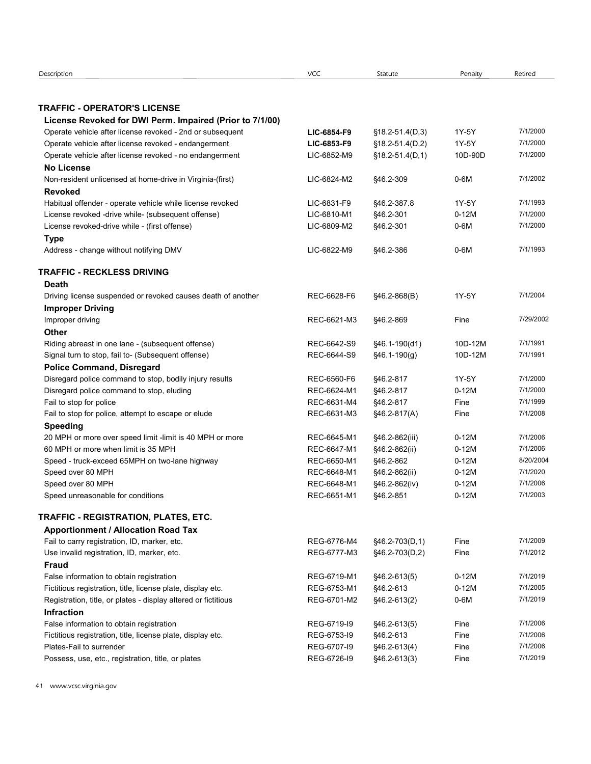| Description | VCC | Statute | Penalty | Retired |
|---|---|---|---|---|
| **TRAFFIC - OPERATOR'S LICENSE** | | | | |
| **License Revoked for DWI Perm. Impaired (Prior to 7/1/00)** | | | | |
| Operate vehicle after license revoked - 2nd or subsequent | **LIC-6854-F9** | §18.2-51.4(D,3) | 1Y-5Y | 7/1/2000 |
| Operate vehicle after license revoked - endangerment | **LIC-6853-F9** | §18.2-51.4(D,2) | 1Y-5Y | 7/1/2000 |
| Operate vehicle after license revoked - no endangerment | LIC-6852-M9 | §18.2-51.4(D,1) | 10D-90D | 7/1/2000 |
| **No License** | | | | |
| Non-resident unlicensed at home-drive in Virginia-(first) | LIC-6824-M2 | §46.2-309 | 0-6M | 7/1/2002 |
| **Revoked** | | | | |
| Habitual offender - operate vehicle while license revoked | LIC-6831-F9 | §46.2-387.8 | 1Y-5Y | 7/1/1993 |
| License revoked -drive while- (subsequent offense) | LIC-6810-M1 | §46.2-301 | 0-12M | 7/1/2000 |
| License revoked-drive while - (first offense) | LIC-6809-M2 | §46.2-301 | 0-6M | 7/1/2000 |
| **Type** | | | | |
| Address - change without notifying DMV | LIC-6822-M9 | §46.2-386 | 0-6M | 7/1/1993 |
| **TRAFFIC - RECKLESS DRIVING** | | | | |
| **Death** | | | | |
| Driving license suspended or revoked causes death of another | REC-6628-F6 | §46.2-868(B) | 1Y-5Y | 7/1/2004 |
| **Improper Driving** | | | | |
| Improper driving | REC-6621-M3 | §46.2-869 | Fine | 7/29/2002 |
| **Other** | | | | |
| Riding abreast in one lane - (subsequent offense) | REC-6642-S9 | §46.1-190(d1) | 10D-12M | 7/1/1991 |
| Signal turn to stop, fail to- (Subsequent offense) | REC-6644-S9 | §46.1-190(g) | 10D-12M | 7/1/1991 |
| **Police Command, Disregard** | | | | |
| Disregard police command to stop, bodily injury results | REC-6560-F6 | §46.2-817 | 1Y-5Y | 7/1/2000 |
| Disregard police command to stop, eluding | REC-6624-M1 | §46.2-817 | 0-12M | 7/1/2000 |
| Fail to stop for police | REC-6631-M4 | §46.2-817 | Fine | 7/1/1999 |
| Fail to stop for police, attempt to escape or elude | REC-6631-M3 | §46.2-817(A) | Fine | 7/1/2008 |
| **Speeding** | | | | |
| 20 MPH or more over speed limit -limit is 40 MPH or more | REC-6645-M1 | §46.2-862(iii) | 0-12M | 7/1/2006 |
| 60 MPH or more when limit is 35 MPH | REC-6647-M1 | §46.2-862(ii) | 0-12M | 7/1/2006 |
| Speed - truck-exceed 65MPH on two-lane highway | REC-6650-M1 | §46.2-862 | 0-12M | 8/20/2004 |
| Speed over 80 MPH | REC-6648-M1 | §46.2-862(ii) | 0-12M | 7/1/2020 |
| Speed over 80 MPH | REC-6648-M1 | §46.2-862(iv) | 0-12M | 7/1/2006 |
| Speed unreasonable for conditions | REC-6651-M1 | §46.2-851 | 0-12M | 7/1/2003 |
| **TRAFFIC - REGISTRATION, PLATES, ETC.** | | | | |
| **Apportionment / Allocation Road Tax** | | | | |
| Fail to carry registration, ID, marker, etc. | REG-6776-M4 | §46.2-703(D,1) | Fine | 7/1/2009 |
| Use invalid registration, ID, marker, etc. | REG-6777-M3 | §46.2-703(D,2) | Fine | 7/1/2012 |
| **Fraud** | | | | |
| False information to obtain registration | REG-6719-M1 | §46.2-613(5) | 0-12M | 7/1/2019 |
| Fictitious registration, title, license plate, display etc. | REG-6753-M1 | §46.2-613 | 0-12M | 7/1/2005 |
| Registration, title, or plates - display altered or fictitious | REG-6701-M2 | §46.2-613(2) | 0-6M | 7/1/2019 |
| **Infraction** | | | | |
| False information to obtain registration | REG-6719-I9 | §46.2-613(5) | Fine | 7/1/2006 |
| Fictitious registration, title, license plate, display etc. | REG-6753-I9 | §46.2-613 | Fine | 7/1/2006 |
| Plates-Fail to surrender | REG-6707-I9 | §46.2-613(4) | Fine | 7/1/2006 |
| Possess, use, etc., registration, title, or plates | REG-6726-I9 | §46.2-613(3) | Fine | 7/1/2019 |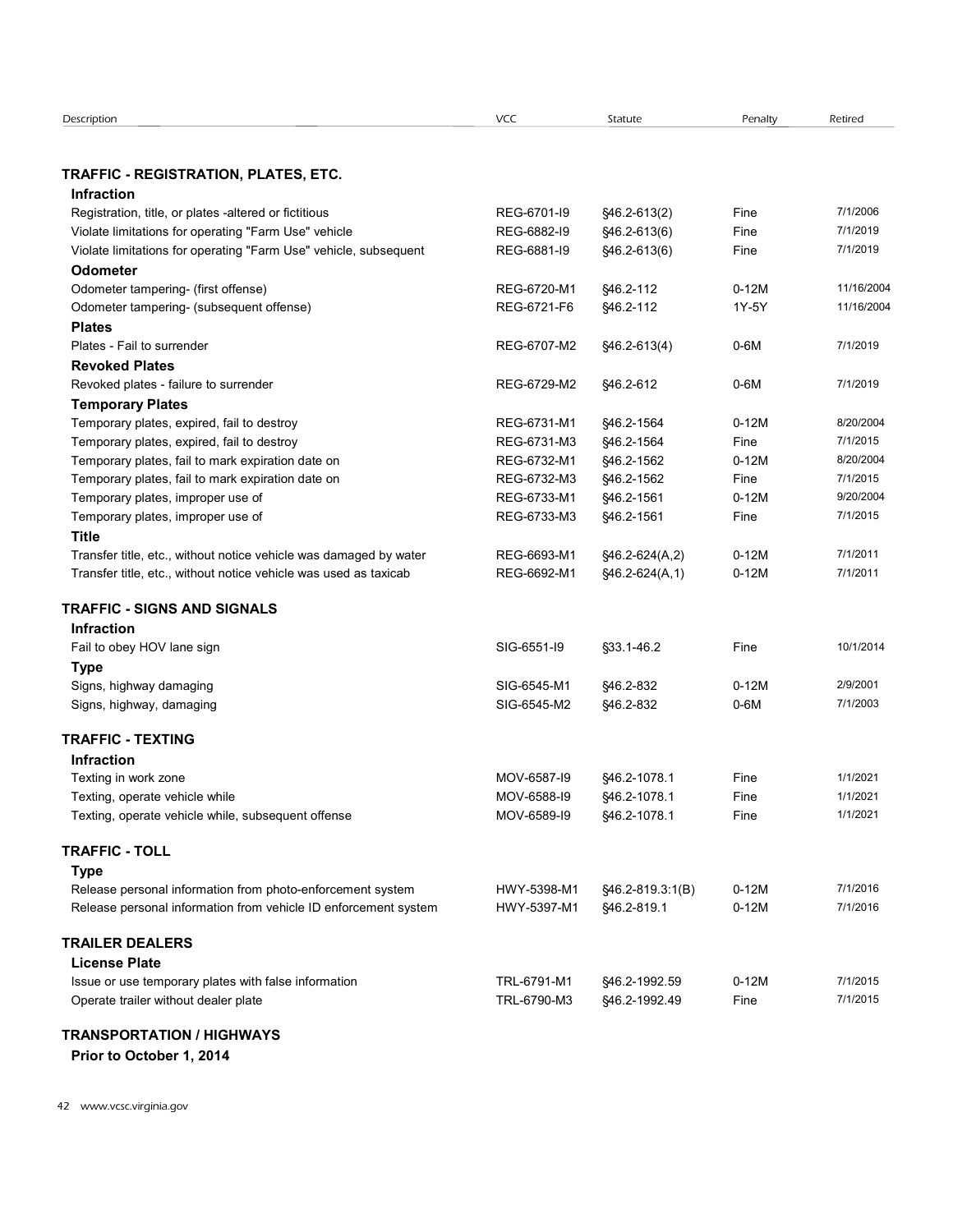| Description | VCC | Statute | Penalty | Retired |
|---|---|---|---|---|
| **TRAFFIC - REGISTRATION, PLATES, ETC.** | | | | |
| **Infraction** | | | | |
| Registration, title, or plates -altered or fictitious | REG-6701-I9 | §46.2-613(2) | Fine | 7/1/2006 |
| Violate limitations for operating "Farm Use" vehicle | REG-6882-I9 | §46.2-613(6) | Fine | 7/1/2019 |
| Violate limitations for operating "Farm Use" vehicle, subsequent | REG-6881-I9 | §46.2-613(6) | Fine | 7/1/2019 |
| **Odometer** | | | | |
| Odometer tampering- (first offense) | REG-6720-M1 | §46.2-112 | 0-12M | 11/16/2004 |
| Odometer tampering- (subsequent offense) | REG-6721-F6 | §46.2-112 | 1Y-5Y | 11/16/2004 |
| **Plates** | | | | |
| Plates - Fail to surrender | REG-6707-M2 | §46.2-613(4) | 0-6M | 7/1/2019 |
| **Revoked Plates** | | | | |
| Revoked plates - failure to surrender | REG-6729-M2 | §46.2-612 | 0-6M | 7/1/2019 |
| **Temporary Plates** | | | | |
| Temporary plates, expired, fail to destroy | REG-6731-M1 | §46.2-1564 | 0-12M | 8/20/2004 |
| Temporary plates, expired, fail to destroy | REG-6731-M3 | §46.2-1564 | Fine | 7/1/2015 |
| Temporary plates, fail to mark expiration date on | REG-6732-M1 | §46.2-1562 | 0-12M | 8/20/2004 |
| Temporary plates, fail to mark expiration date on | REG-6732-M3 | §46.2-1562 | Fine | 7/1/2015 |
| Temporary plates, improper use of | REG-6733-M1 | §46.2-1561 | 0-12M | 9/20/2004 |
| Temporary plates, improper use of | REG-6733-M3 | §46.2-1561 | Fine | 7/1/2015 |
| **Title** | | | | |
| Transfer title, etc., without notice vehicle was damaged by water | REG-6693-M1 | §46.2-624(A,2) | 0-12M | 7/1/2011 |
| Transfer title, etc., without notice vehicle was used as taxicab | REG-6692-M1 | §46.2-624(A,1) | 0-12M | 7/1/2011 |
| **TRAFFIC - SIGNS AND SIGNALS** | | | | |
| **Infraction** | | | | |
| Fail to obey HOV lane sign | SIG-6551-I9 | §33.1-46.2 | Fine | 10/1/2014 |
| **Type** | | | | |
| Signs, highway damaging | SIG-6545-M1 | §46.2-832 | 0-12M | 2/9/2001 |
| Signs, highway, damaging | SIG-6545-M2 | §46.2-832 | 0-6M | 7/1/2003 |
| **TRAFFIC - TEXTING** | | | | |
| **Infraction** | | | | |
| Texting in work zone | MOV-6587-I9 | §46.2-1078.1 | Fine | 1/1/2021 |
| Texting, operate vehicle while | MOV-6588-I9 | §46.2-1078.1 | Fine | 1/1/2021 |
| Texting, operate vehicle while, subsequent offense | MOV-6589-I9 | §46.2-1078.1 | Fine | 1/1/2021 |
| **TRAFFIC - TOLL** | | | | |
| **Type** | | | | |
| Release personal information from photo-enforcement system | HWY-5398-M1 | §46.2-819.3:1(B) | 0-12M | 7/1/2016 |
| Release personal information from vehicle ID enforcement system | HWY-5397-M1 | §46.2-819.1 | 0-12M | 7/1/2016 |
| **TRAILER DEALERS** | | | | |
| **License Plate** | | | | |
| Issue or use temporary plates with false information | TRL-6791-M1 | §46.2-1992.59 | 0-12M | 7/1/2015 |
| Operate trailer without dealer plate | TRL-6790-M3 | §46.2-1992.49 | Fine | 7/1/2015 |
| **TRANSPORTATION / HIGHWAYS** | | | | |
| **Prior to October 1, 2014** | | | | |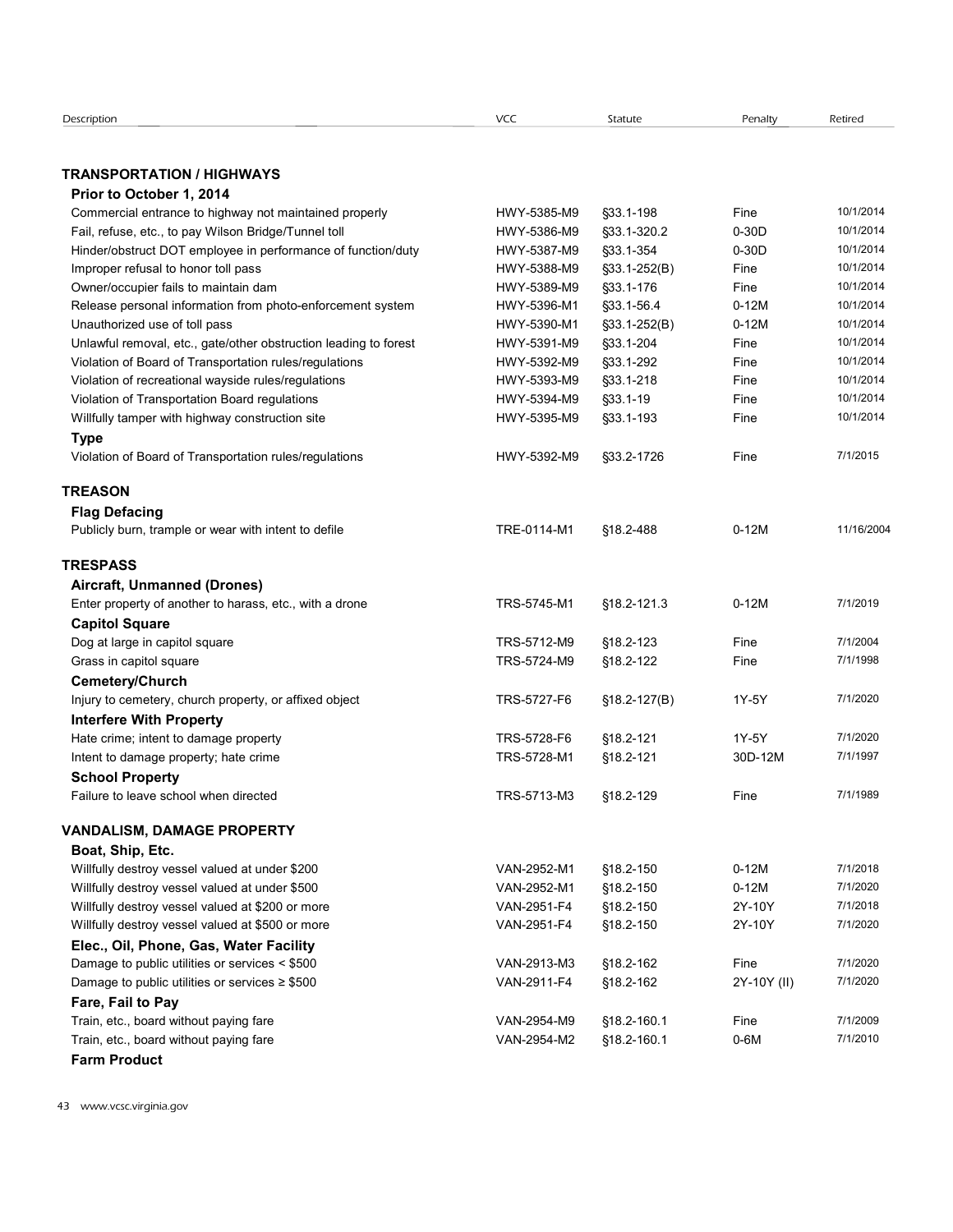| Description | VCC | Statute | Penalty | Retired |
|---|---|---|---|---|
| **TRANSPORTATION / HIGHWAYS** | | | | |
| **Prior to October 1, 2014** | | | | |
| Commercial entrance to highway not maintained properly | HWY-5385-M9 | §33.1-198 | Fine | 10/1/2014 |
| Fail, refuse, etc., to pay Wilson Bridge/Tunnel toll | HWY-5386-M9 | §33.1-320.2 | 0-30D | 10/1/2014 |
| Hinder/obstruct DOT employee in performance of function/duty | HWY-5387-M9 | §33.1-354 | 0-30D | 10/1/2014 |
| Improper refusal to honor toll pass | HWY-5388-M9 | §33.1-252(B) | Fine | 10/1/2014 |
| Owner/occupier fails to maintain dam | HWY-5389-M9 | §33.1-176 | Fine | 10/1/2014 |
| Release personal information from photo-enforcement system | HWY-5396-M1 | §33.1-56.4 | 0-12M | 10/1/2014 |
| Unauthorized use of toll pass | HWY-5390-M1 | §33.1-252(B) | 0-12M | 10/1/2014 |
| Unlawful removal, etc., gate/other obstruction leading to forest | HWY-5391-M9 | §33.1-204 | Fine | 10/1/2014 |
| Violation of Board of Transportation rules/regulations | HWY-5392-M9 | §33.1-292 | Fine | 10/1/2014 |
| Violation of recreational wayside rules/regulations | HWY-5393-M9 | §33.1-218 | Fine | 10/1/2014 |
| Violation of Transportation Board regulations | HWY-5394-M9 | §33.1-19 | Fine | 10/1/2014 |
| Willfully tamper with highway construction site | HWY-5395-M9 | §33.1-193 | Fine | 10/1/2014 |
| **Type** | | | | |
| Violation of Board of Transportation rules/regulations | HWY-5392-M9 | §33.2-1726 | Fine | 7/1/2015 |
| **TREASON** | | | | |
| **Flag Defacing** | | | | |
| Publicly burn, trample or wear with intent to defile | TRE-0114-M1 | §18.2-488 | 0-12M | 11/16/2004 |
| **TRESPASS** | | | | |
| **Aircraft, Unmanned (Drones)** | | | | |
| Enter property of another to harass, etc., with a drone | TRS-5745-M1 | §18.2-121.3 | 0-12M | 7/1/2019 |
| **Capitol Square** | | | | |
| Dog at large in capitol square | TRS-5712-M9 | §18.2-123 | Fine | 7/1/2004 |
| Grass in capitol square | TRS-5724-M9 | §18.2-122 | Fine | 7/1/1998 |
| **Cemetery/Church** | | | | |
| Injury to cemetery, church property, or affixed object | TRS-5727-F6 | §18.2-127(B) | 1Y-5Y | 7/1/2020 |
| **Interfere With Property** | | | | |
| Hate crime; intent to damage property | TRS-5728-F6 | §18.2-121 | 1Y-5Y | 7/1/2020 |
| Intent to damage property; hate crime | TRS-5728-M1 | §18.2-121 | 30D-12M | 7/1/1997 |
| **School Property** | | | | |
| Failure to leave school when directed | TRS-5713-M3 | §18.2-129 | Fine | 7/1/1989 |
| **VANDALISM, DAMAGE PROPERTY** | | | | |
| **Boat, Ship, Etc.** | | | | |
| Willfully destroy vessel valued at under $200 | VAN-2952-M1 | §18.2-150 | 0-12M | 7/1/2018 |
| Willfully destroy vessel valued at under $500 | VAN-2952-M1 | §18.2-150 | 0-12M | 7/1/2020 |
| Willfully destroy vessel valued at $200 or more | VAN-2951-F4 | §18.2-150 | 2Y-10Y | 7/1/2018 |
| Willfully destroy vessel valued at $500 or more | VAN-2951-F4 | §18.2-150 | 2Y-10Y | 7/1/2020 |
| **Elec., Oil, Phone, Gas, Water Facility** | | | | |
| Damage to public utilities or services < $500 | VAN-2913-M3 | §18.2-162 | Fine | 7/1/2020 |
| Damage to public utilities or services ≥ $500 | VAN-2911-F4 | §18.2-162 | 2Y-10Y (II) | 7/1/2020 |
| **Fare, Fail to Pay** | | | | |
| Train, etc., board without paying fare | VAN-2954-M9 | §18.2-160.1 | Fine | 7/1/2009 |
| Train, etc., board without paying fare | VAN-2954-M2 | §18.2-160.1 | 0-6M | 7/1/2010 |
| **Farm Product** | | | | |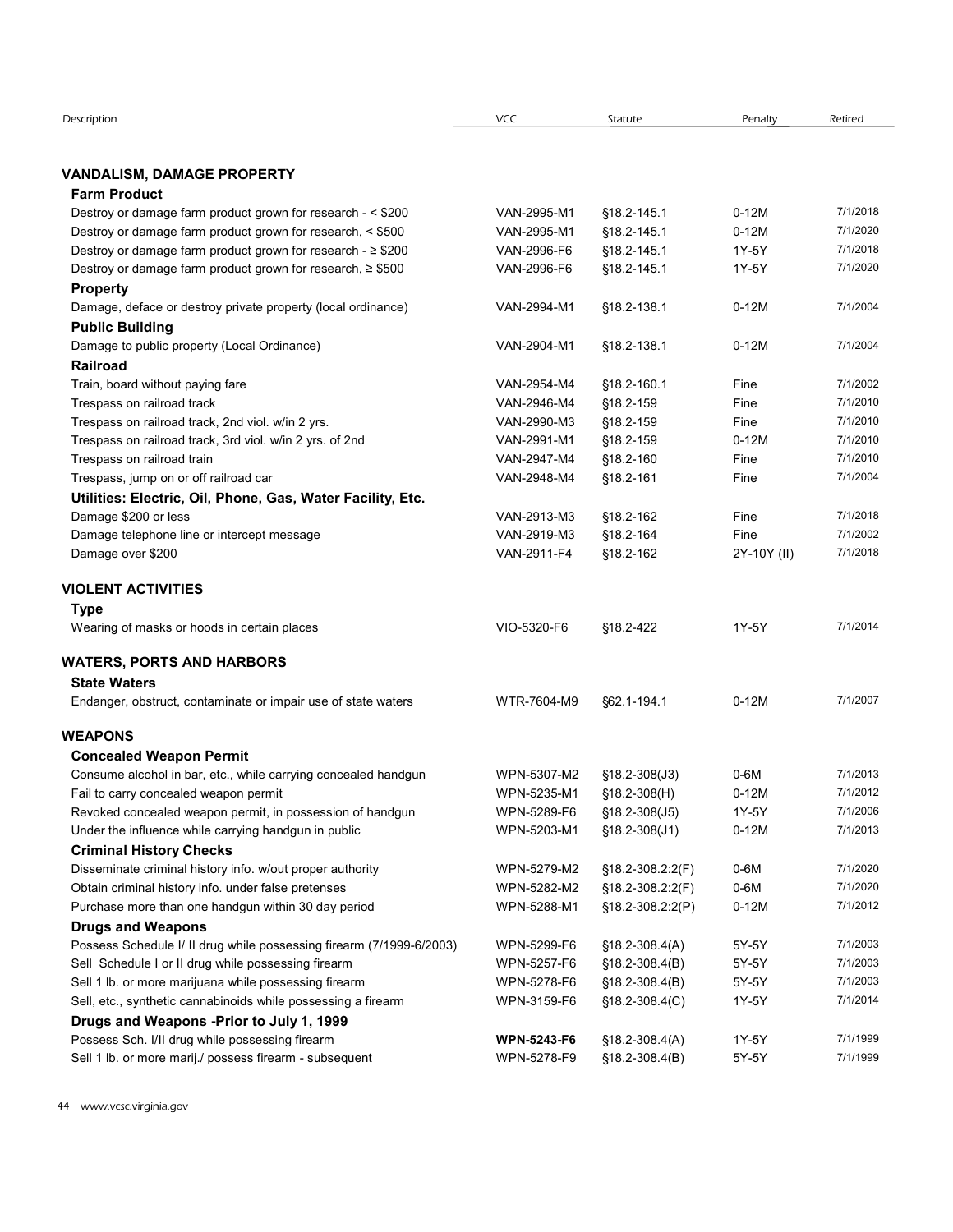| Description | VCC | Statute | Penalty | Retired |
|---|---|---|---|---|
| **VANDALISM, DAMAGE PROPERTY** | | | | |
| **Farm Product** | | | | |
| Destroy or damage farm product grown for research - < $200 | VAN-2995-M1 | §18.2-145.1 | 0-12M | 7/1/2018 |
| Destroy or damage farm product grown for research, < $500 | VAN-2995-M1 | §18.2-145.1 | 0-12M | 7/1/2020 |
| Destroy or damage farm product grown for research - ≥ $200 | VAN-2996-F6 | §18.2-145.1 | 1Y-5Y | 7/1/2018 |
| Destroy or damage farm product grown for research, ≥ $500 | VAN-2996-F6 | §18.2-145.1 | 1Y-5Y | 7/1/2020 |
| **Property** | | | | |
| Damage, deface or destroy private property (local ordinance) | VAN-2994-M1 | §18.2-138.1 | 0-12M | 7/1/2004 |
| **Public Building** | | | | |
| Damage to public property (Local Ordinance) | VAN-2904-M1 | §18.2-138.1 | 0-12M | 7/1/2004 |
| **Railroad** | | | | |
| Train, board without paying fare | VAN-2954-M4 | §18.2-160.1 | Fine | 7/1/2002 |
| Trespass on railroad track | VAN-2946-M4 | §18.2-159 | Fine | 7/1/2010 |
| Trespass on railroad track, 2nd viol. w/in 2 yrs. | VAN-2990-M3 | §18.2-159 | Fine | 7/1/2010 |
| Trespass on railroad track, 3rd viol. w/in 2 yrs. of 2nd | VAN-2991-M1 | §18.2-159 | 0-12M | 7/1/2010 |
| Trespass on railroad train | VAN-2947-M4 | §18.2-160 | Fine | 7/1/2010 |
| Trespass, jump on or off railroad car | VAN-2948-M4 | §18.2-161 | Fine | 7/1/2004 |
| **Utilities: Electric, Oil, Phone, Gas, Water Facility, Etc.** | | | | |
| Damage $200 or less | VAN-2913-M3 | §18.2-162 | Fine | 7/1/2018 |
| Damage telephone line or intercept message | VAN-2919-M3 | §18.2-164 | Fine | 7/1/2002 |
| Damage over $200 | VAN-2911-F4 | §18.2-162 | 2Y-10Y (II) | 7/1/2018 |
| **VIOLENT ACTIVITIES** | | | | |
| **Type** | | | | |
| Wearing of masks or hoods in certain places | VIO-5320-F6 | §18.2-422 | 1Y-5Y | 7/1/2014 |
| **WATERS, PORTS AND HARBORS** | | | | |
| **State Waters** | | | | |
| Endanger, obstruct, contaminate or impair use of state waters | WTR-7604-M9 | §62.1-194.1 | 0-12M | 7/1/2007 |
| **WEAPONS** | | | | |
| **Concealed Weapon Permit** | | | | |
| Consume alcohol in bar, etc., while carrying concealed handgun | WPN-5307-M2 | §18.2-308(J3) | 0-6M | 7/1/2013 |
| Fail to carry concealed weapon permit | WPN-5235-M1 | §18.2-308(H) | 0-12M | 7/1/2012 |
| Revoked concealed weapon permit, in possession of handgun | WPN-5289-F6 | §18.2-308(J5) | 1Y-5Y | 7/1/2006 |
| Under the influence while carrying handgun in public | WPN-5203-M1 | §18.2-308(J1) | 0-12M | 7/1/2013 |
| **Criminal History Checks** | | | | |
| Disseminate criminal history info. w/out proper authority | WPN-5279-M2 | §18.2-308.2:2(F) | 0-6M | 7/1/2020 |
| Obtain criminal history info. under false pretenses | WPN-5282-M2 | §18.2-308.2:2(F) | 0-6M | 7/1/2020 |
| Purchase more than one handgun within 30 day period | WPN-5288-M1 | §18.2-308.2:2(P) | 0-12M | 7/1/2012 |
| **Drugs and Weapons** | | | | |
| Possess Schedule I/ II drug while possessing firearm (7/1999-6/2003) | WPN-5299-F6 | §18.2-308.4(A) | 5Y-5Y | 7/1/2003 |
| Sell Schedule I or II drug while possessing firearm | WPN-5257-F6 | §18.2-308.4(B) | 5Y-5Y | 7/1/2003 |
| Sell 1 lb. or more marijuana while possessing firearm | WPN-5278-F6 | §18.2-308.4(B) | 5Y-5Y | 7/1/2003 |
| Sell, etc., synthetic cannabinoids while possessing a firearm | WPN-3159-F6 | §18.2-308.4(C) | 1Y-5Y | 7/1/2014 |
| **Drugs and Weapons -Prior to July 1, 1999** | | | | |
| Possess Sch. I/II drug while possessing firearm | **WPN-5243-F6** | §18.2-308.4(A) | 1Y-5Y | 7/1/1999 |
| Sell 1 lb. or more marij./ possess firearm - subsequent | WPN-5278-F9 | §18.2-308.4(B) | 5Y-5Y | 7/1/1999 |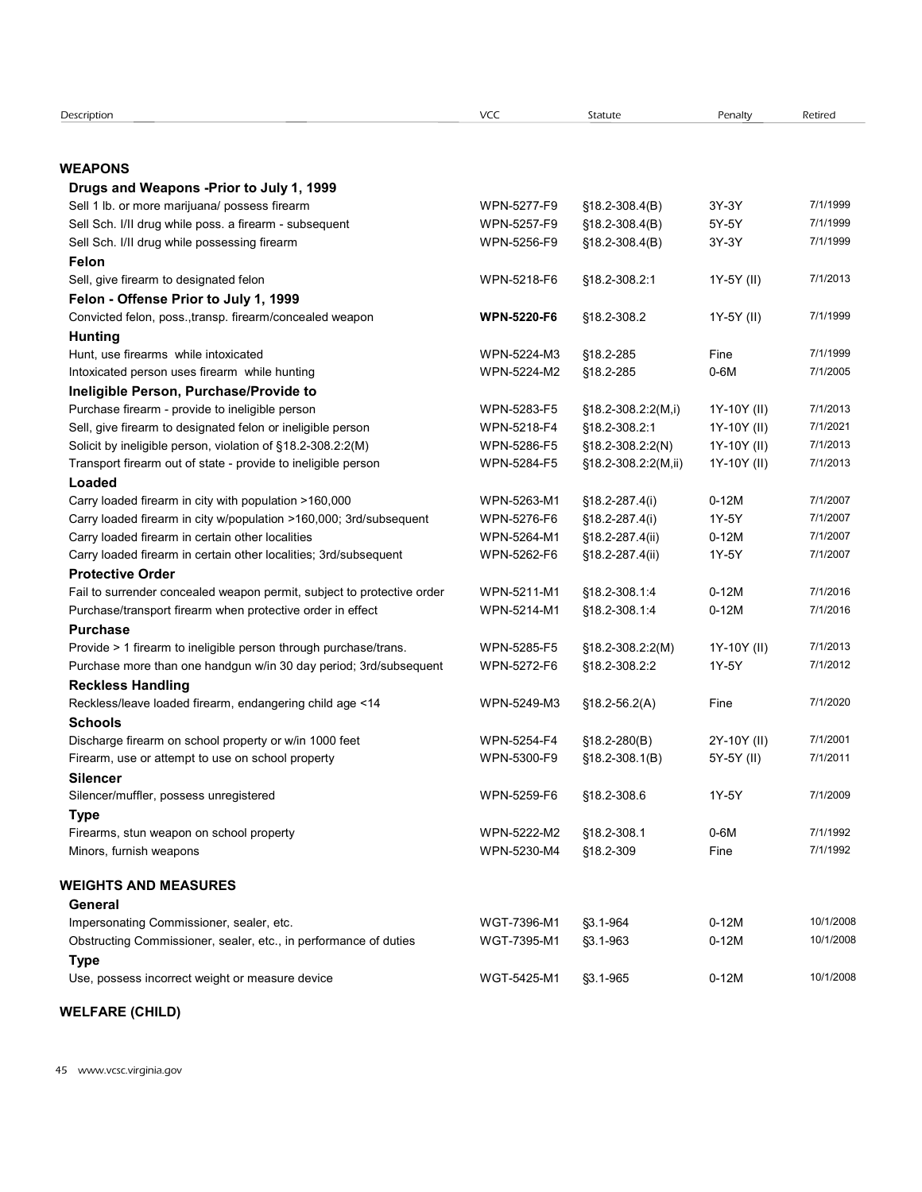| Description | VCC | Statute | Penalty | Retired |
|---|---|---|---|---|
| **WEAPONS** | | | | |
| **Drugs and Weapons -Prior to July 1, 1999** | | | | |
| Sell 1 lb. or more marijuana/ possess firearm | WPN-5277-F9 | §18.2-308.4(B) | 3Y-3Y | 7/1/1999 |
| Sell Sch. I/II drug while poss. a firearm - subsequent | WPN-5257-F9 | §18.2-308.4(B) | 5Y-5Y | 7/1/1999 |
| Sell Sch. I/II drug while possessing firearm | WPN-5256-F9 | §18.2-308.4(B) | 3Y-3Y | 7/1/1999 |
| **Felon** | | | | |
| Sell, give firearm to designated felon | WPN-5218-F6 | §18.2-308.2:1 | 1Y-5Y (II) | 7/1/2013 |
| **Felon - Offense Prior to July 1, 1999** | | | | |
| Convicted felon, poss.,transp. firearm/concealed weapon | **WPN-5220-F6** | §18.2-308.2 | 1Y-5Y (II) | 7/1/1999 |
| **Hunting** | | | | |
| Hunt, use firearms while intoxicated | WPN-5224-M3 | §18.2-285 | Fine | 7/1/1999 |
| Intoxicated person uses firearm while hunting | WPN-5224-M2 | §18.2-285 | 0-6M | 7/1/2005 |
| **Ineligible Person, Purchase/Provide to** | | | | |
| Purchase firearm - provide to ineligible person | WPN-5283-F5 | §18.2-308.2:2(M,i) | 1Y-10Y (II) | 7/1/2013 |
| Sell, give firearm to designated felon or ineligible person | WPN-5218-F4 | §18.2-308.2:1 | 1Y-10Y (II) | 7/1/2021 |
| Solicit by ineligible person, violation of §18.2-308.2:2(M) | WPN-5286-F5 | §18.2-308.2:2(N) | 1Y-10Y (II) | 7/1/2013 |
| Transport firearm out of state - provide to ineligible person | WPN-5284-F5 | §18.2-308.2:2(M,ii) | 1Y-10Y (II) | 7/1/2013 |
| **Loaded** | | | | |
| Carry loaded firearm in city with population >160,000 | WPN-5263-M1 | §18.2-287.4(i) | 0-12M | 7/1/2007 |
| Carry loaded firearm in city w/population >160,000; 3rd/subsequent | WPN-5276-F6 | §18.2-287.4(i) | 1Y-5Y | 7/1/2007 |
| Carry loaded firearm in certain other localities | WPN-5264-M1 | §18.2-287.4(ii) | 0-12M | 7/1/2007 |
| Carry loaded firearm in certain other localities; 3rd/subsequent | WPN-5262-F6 | §18.2-287.4(ii) | 1Y-5Y | 7/1/2007 |
| **Protective Order** | | | | |
| Fail to surrender concealed weapon permit, subject to protective order | WPN-5211-M1 | §18.2-308.1:4 | 0-12M | 7/1/2016 |
| Purchase/transport firearm when protective order in effect | WPN-5214-M1 | §18.2-308.1:4 | 0-12M | 7/1/2016 |
| **Purchase** | | | | |
| Provide > 1 firearm to ineligible person through purchase/trans. | WPN-5285-F5 | §18.2-308.2:2(M) | 1Y-10Y (II) | 7/1/2013 |
| Purchase more than one handgun w/in 30 day period; 3rd/subsequent | WPN-5272-F6 | §18.2-308.2:2 | 1Y-5Y | 7/1/2012 |
| **Reckless Handling** | | | | |
| Reckless/leave loaded firearm, endangering child age <14 | WPN-5249-M3 | §18.2-56.2(A) | Fine | 7/1/2020 |
| **Schools** | | | | |
| Discharge firearm on school property or w/in 1000 feet | WPN-5254-F4 | §18.2-280(B) | 2Y-10Y (II) | 7/1/2001 |
| Firearm, use or attempt to use on school property | WPN-5300-F9 | §18.2-308.1(B) | 5Y-5Y (II) | 7/1/2011 |
| **Silencer** | | | | |
| Silencer/muffler, possess unregistered | WPN-5259-F6 | §18.2-308.6 | 1Y-5Y | 7/1/2009 |
| **Type** | | | | |
| Firearms, stun weapon on school property | WPN-5222-M2 | §18.2-308.1 | 0-6M | 7/1/1992 |
| Minors, furnish weapons | WPN-5230-M4 | §18.2-309 | Fine | 7/1/1992 |
| **WEIGHTS AND MEASURES** | | | | |
| **General** | | | | |
| Impersonating Commissioner, sealer, etc. | WGT-7396-M1 | §3.1-964 | 0-12M | 10/1/2008 |
| Obstructing Commissioner, sealer, etc., in performance of duties | WGT-7395-M1 | §3.1-963 | 0-12M | 10/1/2008 |
| **Type** | | | | |
| Use, possess incorrect weight or measure device | WGT-5425-M1 | §3.1-965 | 0-12M | 10/1/2008 |

**WELFARE (CHILD)**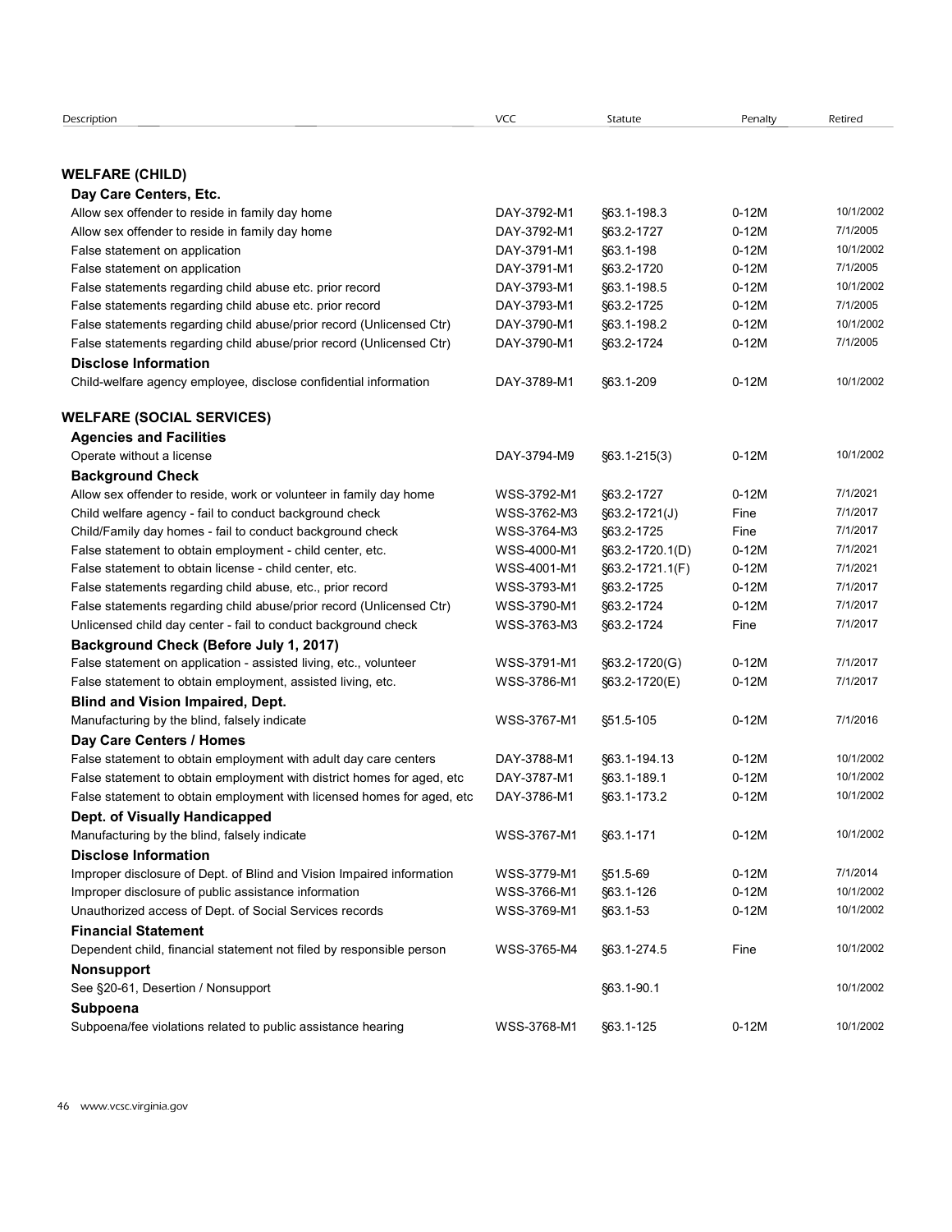| Description | VCC | Statute | Penalty | Retired |
|---|---|---|---|---|
| **WELFARE (CHILD)** | | | | |
| **Day Care Centers, Etc.** | | | | |
| Allow sex offender to reside in family day home | DAY-3792-M1 | §63.1-198.3 | 0-12M | 10/1/2002 |
| Allow sex offender to reside in family day home | DAY-3792-M1 | §63.2-1727 | 0-12M | 7/1/2005 |
| False statement on application | DAY-3791-M1 | §63.1-198 | 0-12M | 10/1/2002 |
| False statement on application | DAY-3791-M1 | §63.2-1720 | 0-12M | 7/1/2005 |
| False statements regarding child abuse etc. prior record | DAY-3793-M1 | §63.1-198.5 | 0-12M | 10/1/2002 |
| False statements regarding child abuse etc. prior record | DAY-3793-M1 | §63.2-1725 | 0-12M | 7/1/2005 |
| False statements regarding child abuse/prior record (Unlicensed Ctr) | DAY-3790-M1 | §63.1-198.2 | 0-12M | 10/1/2002 |
| False statements regarding child abuse/prior record (Unlicensed Ctr) | DAY-3790-M1 | §63.2-1724 | 0-12M | 7/1/2005 |
| **Disclose Information** | | | | |
| Child-welfare agency employee, disclose confidential information | DAY-3789-M1 | §63.1-209 | 0-12M | 10/1/2002 |
| **WELFARE (SOCIAL SERVICES)** | | | | |
| **Agencies and Facilities** | | | | |
| Operate without a license | DAY-3794-M9 | §63.1-215(3) | 0-12M | 10/1/2002 |
| **Background Check** | | | | |
| Allow sex offender to reside, work or volunteer in family day home | WSS-3792-M1 | §63.2-1727 | 0-12M | 7/1/2021 |
| Child welfare agency - fail to conduct background check | WSS-3762-M3 | §63.2-1721(J) | Fine | 7/1/2017 |
| Child/Family day homes - fail to conduct background check | WSS-3764-M3 | §63.2-1725 | Fine | 7/1/2017 |
| False statement to obtain employment - child center, etc. | WSS-4000-M1 | §63.2-1720.1(D) | 0-12M | 7/1/2021 |
| False statement to obtain license - child center, etc. | WSS-4001-M1 | §63.2-1721.1(F) | 0-12M | 7/1/2021 |
| False statements regarding child abuse, etc., prior record | WSS-3793-M1 | §63.2-1725 | 0-12M | 7/1/2017 |
| False statements regarding child abuse/prior record (Unlicensed Ctr) | WSS-3790-M1 | §63.2-1724 | 0-12M | 7/1/2017 |
| Unlicensed child day center - fail to conduct background check | WSS-3763-M3 | §63.2-1724 | Fine | 7/1/2017 |
| **Background Check (Before July 1, 2017)** | | | | |
| False statement on application - assisted living, etc., volunteer | WSS-3791-M1 | §63.2-1720(G) | 0-12M | 7/1/2017 |
| False statement to obtain employment, assisted living, etc. | WSS-3786-M1 | §63.2-1720(E) | 0-12M | 7/1/2017 |
| **Blind and Vision Impaired, Dept.** | | | | |
| Manufacturing by the blind, falsely indicate | WSS-3767-M1 | §51.5-105 | 0-12M | 7/1/2016 |
| **Day Care Centers / Homes** | | | | |
| False statement to obtain employment with adult day care centers | DAY-3788-M1 | §63.1-194.13 | 0-12M | 10/1/2002 |
| False statement to obtain employment with district homes for aged, etc | DAY-3787-M1 | §63.1-189.1 | 0-12M | 10/1/2002 |
| False statement to obtain employment with licensed homes for aged, etc | DAY-3786-M1 | §63.1-173.2 | 0-12M | 10/1/2002 |
| **Dept. of Visually Handicapped** | | | | |
| Manufacturing by the blind, falsely indicate | WSS-3767-M1 | §63.1-171 | 0-12M | 10/1/2002 |
| **Disclose Information** | | | | |
| Improper disclosure of Dept. of Blind and Vision Impaired information | WSS-3779-M1 | §51.5-69 | 0-12M | 7/1/2014 |
| Improper disclosure of public assistance information | WSS-3766-M1 | §63.1-126 | 0-12M | 10/1/2002 |
| Unauthorized access of Dept. of Social Services records | WSS-3769-M1 | §63.1-53 | 0-12M | 10/1/2002 |
| **Financial Statement** | | | | |
| Dependent child, financial statement not filed by responsible person | WSS-3765-M4 | §63.1-274.5 | Fine | 10/1/2002 |
| **Nonsupport** | | | | |
| See §20-61, Desertion / Nonsupport | | §63.1-90.1 | | 10/1/2002 |
| **Subpoena** | | | | |
| Subpoena/fee violations related to public assistance hearing | WSS-3768-M1 | §63.1-125 | 0-12M | 10/1/2002 |